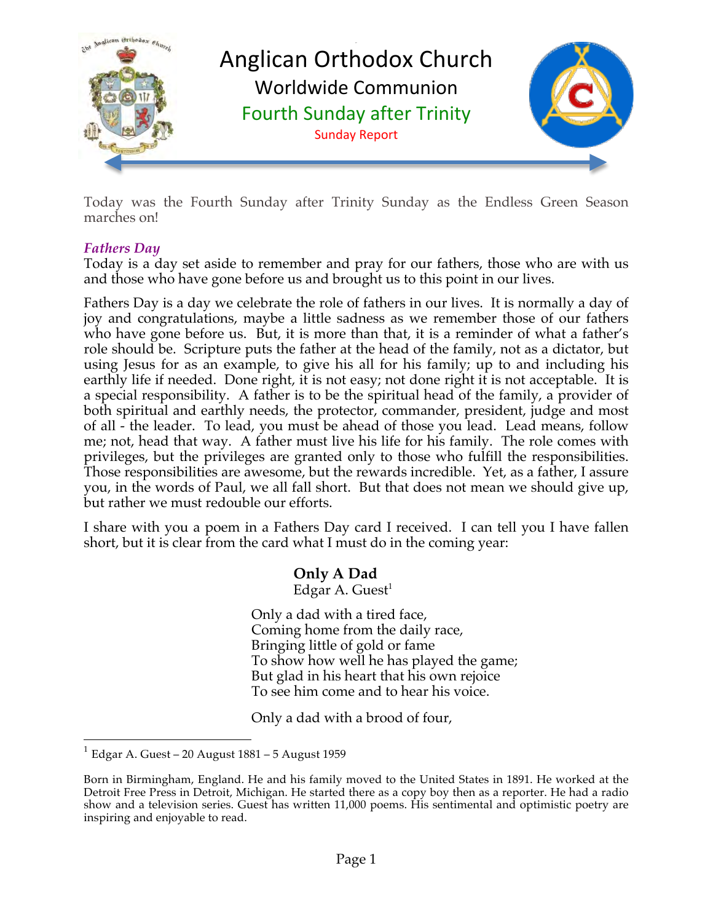# Anglican Orthodox Church

## Worldwide Communion

## Fourth Sunday after Trinity

### Sunday Report

Today was the Fourth Sunday after Trinity Sunday as the Endless Green Season marches on!

### *Fathers Day*

Today is a day set aside to remember and pray for our fathers, those who are with us and those who have gone before us and brought us to this point in our lives.

Fathers Day is a day we celebrate the role of fathers in our lives. It is normally a day of joy and congratulations, maybe a little sadness as we remember those of our fathers who have gone before us. But, it is more than that, it is a reminder of what a father's role should be. Scripture puts the father at the head of the family, not as a dictator, but using Jesus for as an example, to give his all for his family; up to and including his earthly life if needed. Done right, it is not easy; not done right it is not acceptable. It is a special responsibility. A father is to be the spiritual head of the family, a provider of both spiritual and earthly needs, the protector, commander, president, judge and most of all - the leader. To lead, you must be ahead of those you lead. Lead means, follow me; not, head that way. A father must live his life for his family. The role comes with privileges, but the privileges are granted only to those who fulfill the responsibilities. Those responsibilities are awesome, but the rewards incredible. Yet, as a father, I assure you, in the words of Paul, we all fall short. But that does not mean we should give up, but rather we must redouble our efforts.

I share with you a poem in a Fathers Day card I received. I can tell you I have fallen short, but it is clear from the card what I must do in the coming year:

**Only A Dad**
Edgar A. Guest[1]

Only a dad with a tired face,
Coming home from the daily race,
Bringing little of gold or fame
To show how well he has played the game;
But glad in his heart that his own rejoice
To see him come and to hear his voice.

Only a dad with a brood of four,

---

[1] Edgar A. Guest – 20 August 1881 – 5 August 1959

Born in Birmingham, England. He and his family moved to the United States in 1891. He worked at the Detroit Free Press in Detroit, Michigan. He started there as a copy boy then as a reporter. He had a radio show and a television series. Guest has written 11,000 poems. His sentimental and optimistic poetry are inspiring and enjoyable to read.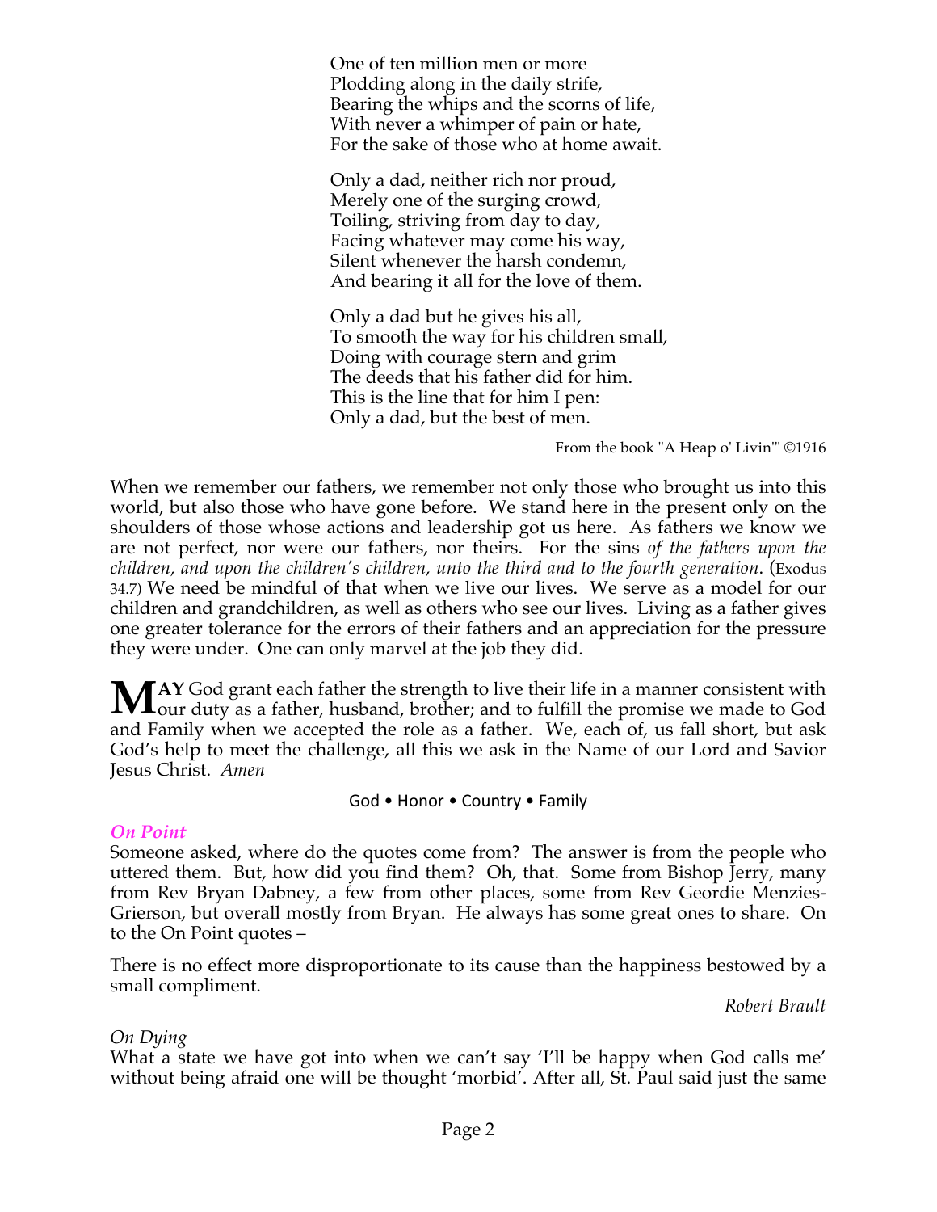One of ten million men or more
Plodding along in the daily strife,
Bearing the whips and the scorns of life,
With never a whimper of pain or hate,
For the sake of those who at home await.

Only a dad, neither rich nor proud,
Merely one of the surging crowd,
Toiling, striving from day to day,
Facing whatever may come his way,
Silent whenever the harsh condemn,
And bearing it all for the love of them.

Only a dad but he gives his all,
To smooth the way for his children small,
Doing with courage stern and grim
The deeds that his father did for him.
This is the line that for him I pen:
Only a dad, but the best of men.

From the book "A Heap o' Livin'" ©1916

When we remember our fathers, we remember not only those who brought us into this world, but also those who have gone before. We stand here in the present only on the shoulders of those whose actions and leadership got us here. As fathers we know we are not perfect, nor were our fathers, nor theirs. For the sins *of the fathers upon the children, and upon the children's children, unto the third and to the fourth generation*. (Exodus 34.7) We need be mindful of that when we live our lives. We serve as a model for our children and grandchildren, as well as others who see our lives. Living as a father gives one greater tolerance for the errors of their fathers and an appreciation for the pressure they were under. One can only marvel at the job they did.

**MAY** God grant each father the strength to live their life in a manner consistent with our duty as a father, husband, brother; and to fulfill the promise we made to God and Family when we accepted the role as a father. We, each of, us fall short, but ask God's help to meet the challenge, all this we ask in the Name of our Lord and Savior Jesus Christ. *Amen*

God • Honor • Country • Family

### *On Point*

Someone asked, where do the quotes come from? The answer is from the people who uttered them. But, how did you find them? Oh, that. Some from Bishop Jerry, many from Rev Bryan Dabney, a few from other places, some from Rev Geordie Menzies-Grierson, but overall mostly from Bryan. He always has some great ones to share. On to the On Point quotes –

There is no effect more disproportionate to its cause than the happiness bestowed by a small compliment.

*Robert Brault*

*On Dying*

What a state we have got into when we can't say 'I'll be happy when God calls me' without being afraid one will be thought 'morbid'. After all, St. Paul said just the same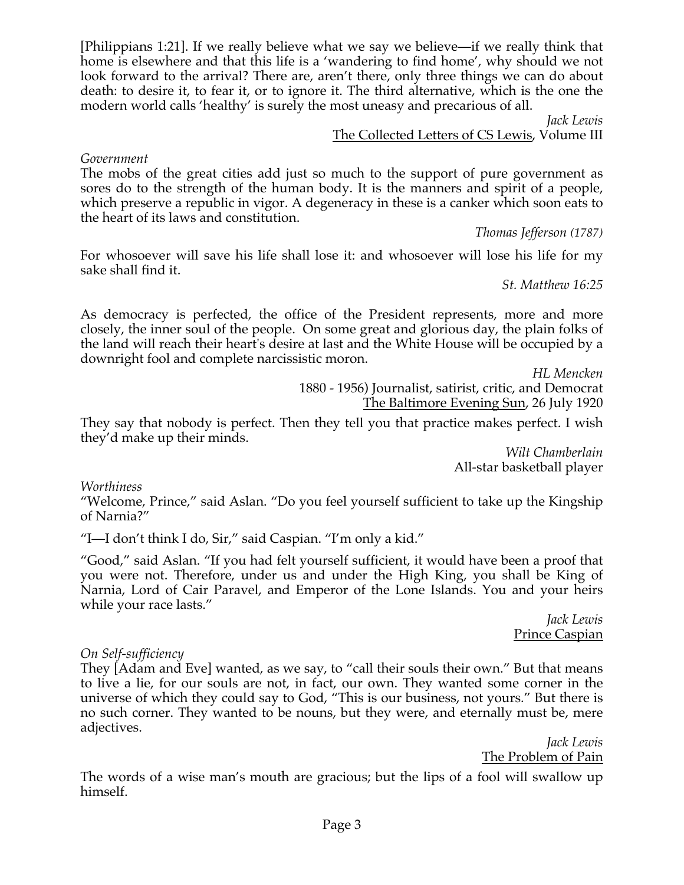[Philippians 1:21]. If we really believe what we say we believe—if we really think that home is elsewhere and that this life is a 'wandering to find home', why should we not look forward to the arrival? There are, aren't there, only three things we can do about death: to desire it, to fear it, or to ignore it. The third alternative, which is the one the modern world calls 'healthy' is surely the most uneasy and precarious of all.

*Jack Lewis*
The Collected Letters of CS Lewis, Volume III

*Government*
The mobs of the great cities add just so much to the support of pure government as sores do to the strength of the human body. It is the manners and spirit of a people, which preserve a republic in vigor. A degeneracy in these is a canker which soon eats to the heart of its laws and constitution.

*Thomas Jefferson (1787)*

For whosoever will save his life shall lose it: and whosoever will lose his life for my sake shall find it.

*St. Matthew 16:25*

As democracy is perfected, the office of the President represents, more and more closely, the inner soul of the people. On some great and glorious day, the plain folks of the land will reach their heart's desire at last and the White House will be occupied by a downright fool and complete narcissistic moron.

*HL Mencken*
1880 - 1956) Journalist, satirist, critic, and Democrat
The Baltimore Evening Sun, 26 July 1920

They say that nobody is perfect. Then they tell you that practice makes perfect. I wish they'd make up their minds.

*Wilt Chamberlain*
All-star basketball player

*Worthiness*
"Welcome, Prince," said Aslan. "Do you feel yourself sufficient to take up the Kingship of Narnia?"

"I—I don't think I do, Sir," said Caspian. "I'm only a kid."

"Good," said Aslan. "If you had felt yourself sufficient, it would have been a proof that you were not. Therefore, under us and under the High King, you shall be King of Narnia, Lord of Cair Paravel, and Emperor of the Lone Islands. You and your heirs while your race lasts."

*Jack Lewis*
Prince Caspian

*On Self-sufficiency*
They [Adam and Eve] wanted, as we say, to "call their souls their own." But that means to live a lie, for our souls are not, in fact, our own. They wanted some corner in the universe of which they could say to God, "This is our business, not yours." But there is no such corner. They wanted to be nouns, but they were, and eternally must be, mere adjectives.

*Jack Lewis*
The Problem of Pain

The words of a wise man's mouth are gracious; but the lips of a fool will swallow up himself.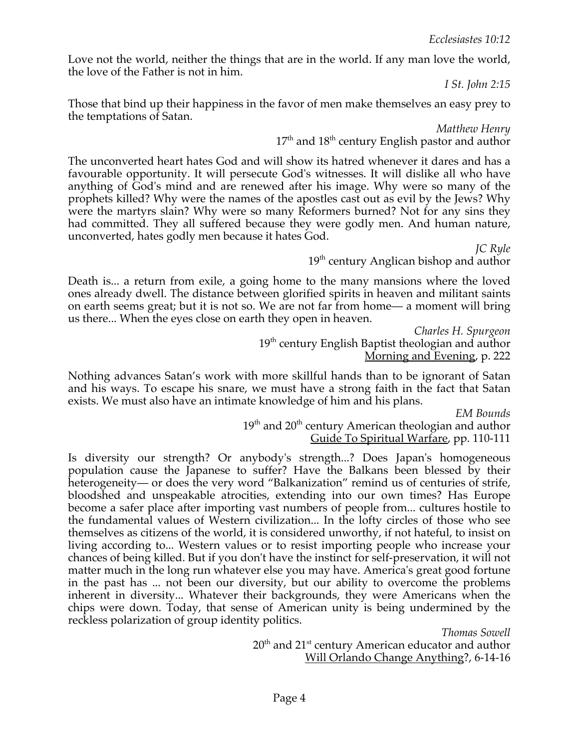*Ecclesiastes 10:12*

Love not the world, neither the things that are in the world. If any man love the world, the love of the Father is not in him.

*I St. John 2:15*

Those that bind up their happiness in the favor of men make themselves an easy prey to the temptations of Satan.

*Matthew Henry*
17th and 18th century English pastor and author

The unconverted heart hates God and will show its hatred whenever it dares and has a favourable opportunity. It will persecute God's witnesses. It will dislike all who have anything of God's mind and are renewed after his image. Why were so many of the prophets killed? Why were the names of the apostles cast out as evil by the Jews? Why were the martyrs slain? Why were so many Reformers burned? Not for any sins they had committed. They all suffered because they were godly men. And human nature, unconverted, hates godly men because it hates God.

*JC Ryle*
19th century Anglican bishop and author

Death is... a return from exile, a going home to the many mansions where the loved ones already dwell. The distance between glorified spirits in heaven and militant saints on earth seems great; but it is not so. We are not far from home— a moment will bring us there... When the eyes close on earth they open in heaven.

*Charles H. Spurgeon*
19th century English Baptist theologian and author
Morning and Evening, p. 222

Nothing advances Satan's work with more skillful hands than to be ignorant of Satan and his ways. To escape his snare, we must have a strong faith in the fact that Satan exists. We must also have an intimate knowledge of him and his plans.

*EM Bounds*
19th and 20th century American theologian and author
Guide To Spiritual Warfare, pp. 110-111

Is diversity our strength? Or anybody's strength...? Does Japan's homogeneous population cause the Japanese to suffer? Have the Balkans been blessed by their heterogeneity— or does the very word "Balkanization" remind us of centuries of strife, bloodshed and unspeakable atrocities, extending into our own times? Has Europe become a safer place after importing vast numbers of people from... cultures hostile to the fundamental values of Western civilization... In the lofty circles of those who see themselves as citizens of the world, it is considered unworthy, if not hateful, to insist on living according to... Western values or to resist importing people who increase your chances of being killed. But if you don't have the instinct for self-preservation, it will not matter much in the long run whatever else you may have. America's great good fortune in the past has ... not been our diversity, but our ability to overcome the problems inherent in diversity... Whatever their backgrounds, they were Americans when the chips were down. Today, that sense of American unity is being undermined by the reckless polarization of group identity politics.

*Thomas Sowell*
20th and 21st century American educator and author
Will Orlando Change Anything?, 6-14-16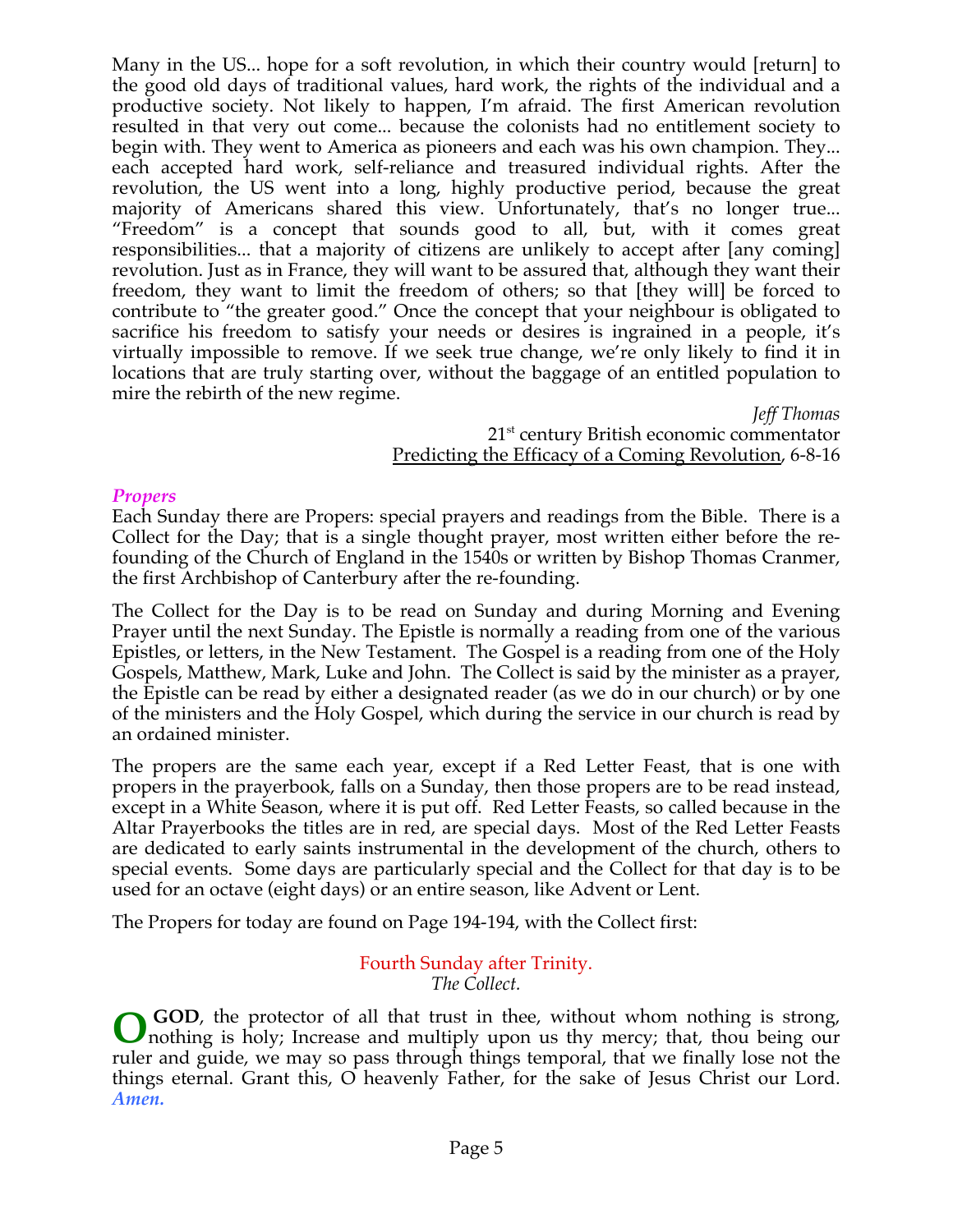Many in the US... hope for a soft revolution, in which their country would [return] to the good old days of traditional values, hard work, the rights of the individual and a productive society. Not likely to happen, I'm afraid. The first American revolution resulted in that very out come... because the colonists had no entitlement society to begin with. They went to America as pioneers and each was his own champion. They... each accepted hard work, self-reliance and treasured individual rights. After the revolution, the US went into a long, highly productive period, because the great majority of Americans shared this view. Unfortunately, that's no longer true... "Freedom" is a concept that sounds good to all, but, with it comes great responsibilities... that a majority of citizens are unlikely to accept after [any coming] revolution. Just as in France, they will want to be assured that, although they want their freedom, they want to limit the freedom of others; so that [they will] be forced to contribute to "the greater good." Once the concept that your neighbour is obligated to sacrifice his freedom to satisfy your needs or desires is ingrained in a people, it's virtually impossible to remove. If we seek true change, we're only likely to find it in locations that are truly starting over, without the baggage of an entitled population to mire the rebirth of the new regime.

*Jeff Thomas*
21st century British economic commentator
Predicting the Efficacy of a Coming Revolution, 6-8-16

### *Propers*

Each Sunday there are Propers: special prayers and readings from the Bible. There is a Collect for the Day; that is a single thought prayer, most written either before the re-founding of the Church of England in the 1540s or written by Bishop Thomas Cranmer, the first Archbishop of Canterbury after the re-founding.

The Collect for the Day is to be read on Sunday and during Morning and Evening Prayer until the next Sunday. The Epistle is normally a reading from one of the various Epistles, or letters, in the New Testament. The Gospel is a reading from one of the Holy Gospels, Matthew, Mark, Luke and John. The Collect is said by the minister as a prayer, the Epistle can be read by either a designated reader (as we do in our church) or by one of the ministers and the Holy Gospel, which during the service in our church is read by an ordained minister.

The propers are the same each year, except if a Red Letter Feast, that is one with propers in the prayerbook, falls on a Sunday, then those propers are to be read instead, except in a White Season, where it is put off. Red Letter Feasts, so called because in the Altar Prayerbooks the titles are in red, are special days. Most of the Red Letter Feasts are dedicated to early saints instrumental in the development of the church, others to special events. Some days are particularly special and the Collect for that day is to be used for an octave (eight days) or an entire season, like Advent or Lent.

The Propers for today are found on Page 194-194, with the Collect first:

## Fourth Sunday after Trinity.

*The Collect.*

**O GOD**, the protector of all that trust in thee, without whom nothing is strong, nothing is holy; Increase and multiply upon us thy mercy; that, thou being our ruler and guide, we may so pass through things temporal, that we finally lose not the things eternal. Grant this, O heavenly Father, for the sake of Jesus Christ our Lord. ***Amen.***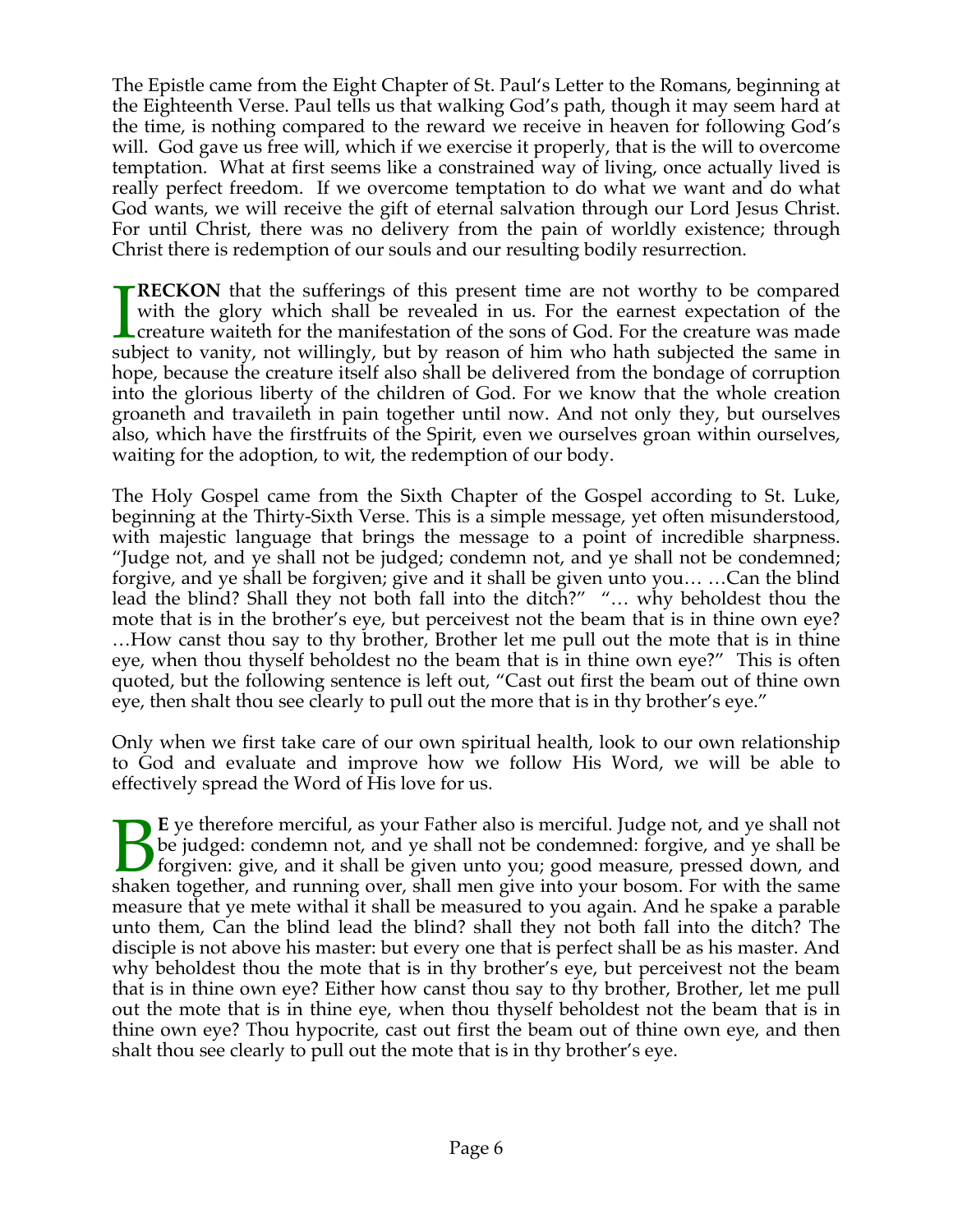The Epistle came from the Eight Chapter of St. Paul's Letter to the Romans, beginning at the Eighteenth Verse. Paul tells us that walking God's path, though it may seem hard at the time, is nothing compared to the reward we receive in heaven for following God's will. God gave us free will, which if we exercise it properly, that is the will to overcome temptation. What at first seems like a constrained way of living, once actually lived is really perfect freedom. If we overcome temptation to do what we want and do what God wants, we will receive the gift of eternal salvation through our Lord Jesus Christ. For until Christ, there was no delivery from the pain of worldly existence; through Christ there is redemption of our souls and our resulting bodily resurrection.

I **RECKON** that the sufferings of this present time are not worthy to be compared with the glory which shall be revealed in us. For the earnest expectation of the creature waiteth for the manifestation of the sons of God. For the creature was made subject to vanity, not willingly, but by reason of him who hath subjected the same in hope, because the creature itself also shall be delivered from the bondage of corruption into the glorious liberty of the children of God. For we know that the whole creation groaneth and travaileth in pain together until now. And not only they, but ourselves also, which have the firstfruits of the Spirit, even we ourselves groan within ourselves, waiting for the adoption, to wit, the redemption of our body.

The Holy Gospel came from the Sixth Chapter of the Gospel according to St. Luke, beginning at the Thirty-Sixth Verse. This is a simple message, yet often misunderstood, with majestic language that brings the message to a point of incredible sharpness. "Judge not, and ye shall not be judged; condemn not, and ye shall not be condemned; forgive, and ye shall be forgiven; give and it shall be given unto you… …Can the blind lead the blind? Shall they not both fall into the ditch?" "… why beholdest thou the mote that is in the brother's eye, but perceivest not the beam that is in thine own eye? …How canst thou say to thy brother, Brother let me pull out the mote that is in thine eye, when thou thyself beholdest no the beam that is in thine own eye?" This is often quoted, but the following sentence is left out, "Cast out first the beam out of thine own eye, then shalt thou see clearly to pull out the more that is in thy brother's eye."

Only when we first take care of our own spiritual health, look to our own relationship to God and evaluate and improve how we follow His Word, we will be able to effectively spread the Word of His love for us.

B**E** ye therefore merciful, as your Father also is merciful. Judge not, and ye shall not be judged: condemn not, and ye shall not be condemned: forgive, and ye shall be forgiven: give, and it shall be given unto you; good measure, pressed down, and shaken together, and running over, shall men give into your bosom. For with the same measure that ye mete withal it shall be measured to you again. And he spake a parable unto them, Can the blind lead the blind? shall they not both fall into the ditch? The disciple is not above his master: but every one that is perfect shall be as his master. And why beholdest thou the mote that is in thy brother's eye, but perceivest not the beam that is in thine own eye? Either how canst thou say to thy brother, Brother, let me pull out the mote that is in thine eye, when thou thyself beholdest not the beam that is in thine own eye? Thou hypocrite, cast out first the beam out of thine own eye, and then shalt thou see clearly to pull out the mote that is in thy brother's eye.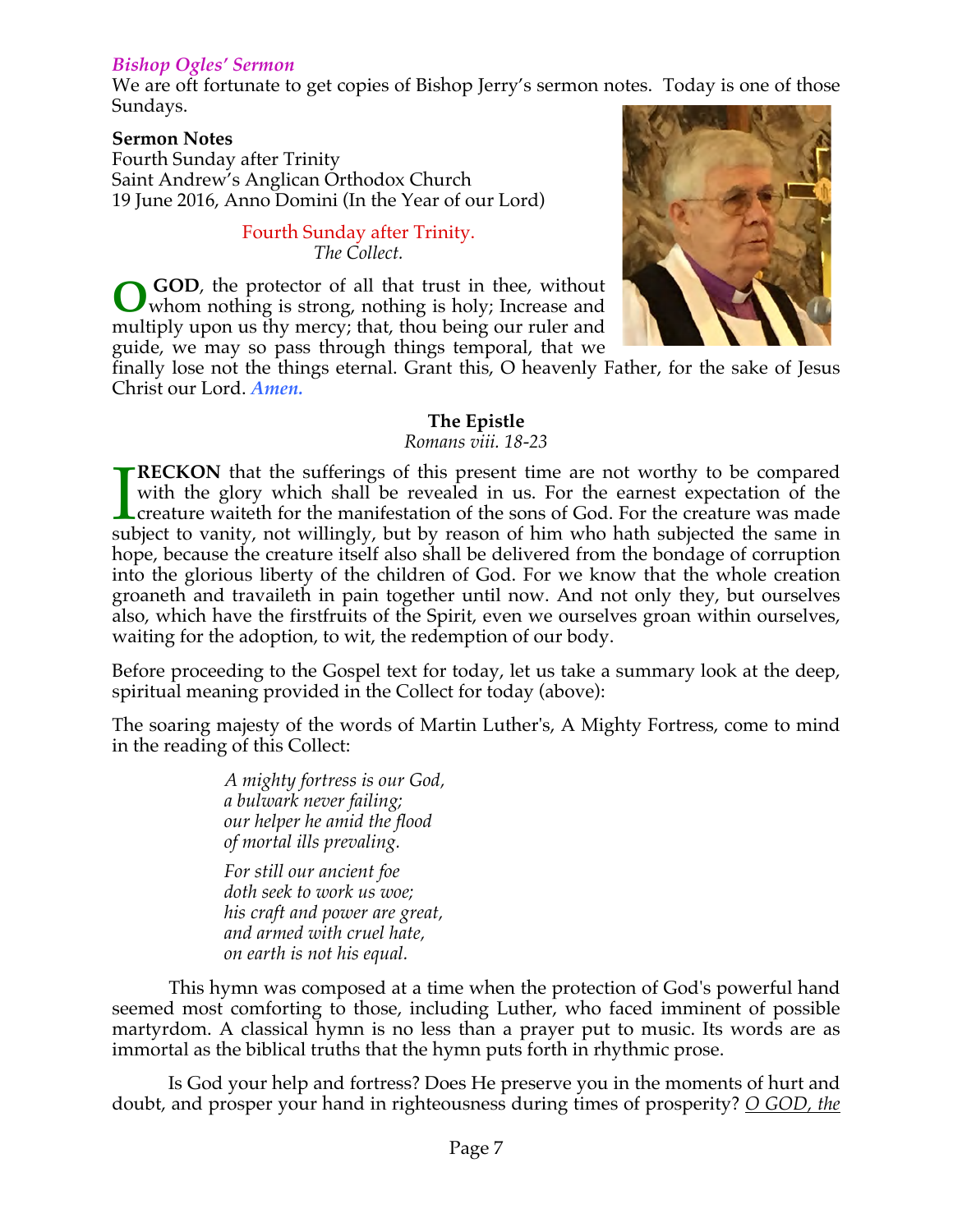*Bishop Ogles' Sermon*

We are oft fortunate to get copies of Bishop Jerry's sermon notes. Today is one of those Sundays.

**Sermon Notes**
Fourth Sunday after Trinity
Saint Andrew's Anglican Orthodox Church
19 June 2016, Anno Domini (In the Year of our Lord)

Fourth Sunday after Trinity.
*The Collect.*

**O GOD**, the protector of all that trust in thee, without whom nothing is strong, nothing is holy; Increase and multiply upon us thy mercy; that, thou being our ruler and guide, we may so pass through things temporal, that we finally lose not the things eternal. Grant this, O heavenly Father, for the sake of Jesus Christ our Lord. ***Amen.***

**The Epistle**
*Romans viii. 18-23*

**I RECKON** that the sufferings of this present time are not worthy to be compared with the glory which shall be revealed in us. For the earnest expectation of the creature waiteth for the manifestation of the sons of God. For the creature was made subject to vanity, not willingly, but by reason of him who hath subjected the same in hope, because the creature itself also shall be delivered from the bondage of corruption into the glorious liberty of the children of God. For we know that the whole creation groaneth and travaileth in pain together until now. And not only they, but ourselves also, which have the firstfruits of the Spirit, even we ourselves groan within ourselves, waiting for the adoption, to wit, the redemption of our body.

Before proceeding to the Gospel text for today, let us take a summary look at the deep, spiritual meaning provided in the Collect for today (above):

The soaring majesty of the words of Martin Luther's, A Mighty Fortress, come to mind in the reading of this Collect:

*A mighty fortress is our God,*
*a bulwark never failing;*
*our helper he amid the flood*
*of mortal ills prevaling.*

*For still our ancient foe*
*doth seek to work us woe;*
*his craft and power are great,*
*and armed with cruel hate,*
*on earth is not his equal.*

This hymn was composed at a time when the protection of God's powerful hand seemed most comforting to those, including Luther, who faced imminent of possible martyrdom. A classical hymn is no less than a prayer put to music. Its words are as immortal as the biblical truths that the hymn puts forth in rhythmic prose.

Is God your help and fortress? Does He preserve you in the moments of hurt and doubt, and prosper your hand in righteousness during times of prosperity? <u>O GOD, the</u>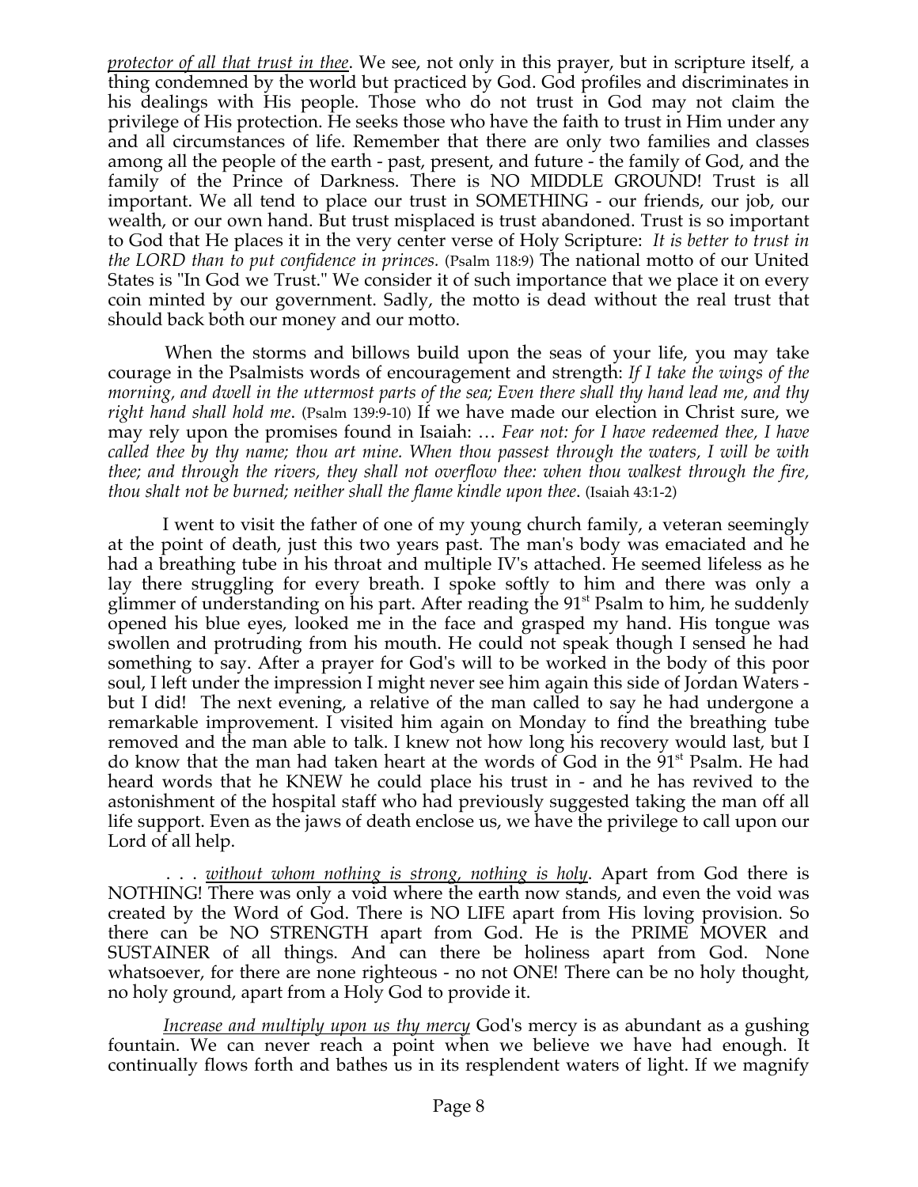*protector of all that trust in thee*. We see, not only in this prayer, but in scripture itself, a thing condemned by the world but practiced by God. God profiles and discriminates in his dealings with His people. Those who do not trust in God may not claim the privilege of His protection. He seeks those who have the faith to trust in Him under any and all circumstances of life. Remember that there are only two families and classes among all the people of the earth - past, present, and future - the family of God, and the family of the Prince of Darkness. There is NO MIDDLE GROUND! Trust is all important. We all tend to place our trust in SOMETHING - our friends, our job, our wealth, or our own hand. But trust misplaced is trust abandoned. Trust is so important to God that He places it in the very center verse of Holy Scripture: *It is better to trust in the LORD than to put confidence in princes.* (Psalm 118:9) The national motto of our United States is "In God we Trust." We consider it of such importance that we place it on every coin minted by our government. Sadly, the motto is dead without the real trust that should back both our money and our motto.

When the storms and billows build upon the seas of your life, you may take courage in the Psalmists words of encouragement and strength: *If I take the wings of the morning, and dwell in the uttermost parts of the sea; Even there shall thy hand lead me, and thy right hand shall hold me*. (Psalm 139:9-10) If we have made our election in Christ sure, we may rely upon the promises found in Isaiah: … *Fear not: for I have redeemed thee, I have called thee by thy name; thou art mine. When thou passest through the waters, I will be with thee; and through the rivers, they shall not overflow thee: when thou walkest through the fire, thou shalt not be burned; neither shall the flame kindle upon thee*. (Isaiah 43:1-2)

I went to visit the father of one of my young church family, a veteran seemingly at the point of death, just this two years past. The man's body was emaciated and he had a breathing tube in his throat and multiple IV's attached. He seemed lifeless as he lay there struggling for every breath. I spoke softly to him and there was only a glimmer of understanding on his part. After reading the 91st Psalm to him, he suddenly opened his blue eyes, looked me in the face and grasped my hand. His tongue was swollen and protruding from his mouth. He could not speak though I sensed he had something to say. After a prayer for God's will to be worked in the body of this poor soul, I left under the impression I might never see him again this side of Jordan Waters - but I did! The next evening, a relative of the man called to say he had undergone a remarkable improvement. I visited him again on Monday to find the breathing tube removed and the man able to talk. I knew not how long his recovery would last, but I do know that the man had taken heart at the words of God in the 91st Psalm. He had heard words that he KNEW he could place his trust in - and he has revived to the astonishment of the hospital staff who had previously suggested taking the man off all life support. Even as the jaws of death enclose us, we have the privilege to call upon our Lord of all help.

. . . *without whom nothing is strong, nothing is holy*. Apart from God there is NOTHING! There was only a void where the earth now stands, and even the void was created by the Word of God. There is NO LIFE apart from His loving provision. So there can be NO STRENGTH apart from God. He is the PRIME MOVER and SUSTAINER of all things. And can there be holiness apart from God. None whatsoever, for there are none righteous - no not ONE! There can be no holy thought, no holy ground, apart from a Holy God to provide it.

*Increase and multiply upon us thy mercy* God's mercy is as abundant as a gushing fountain. We can never reach a point when we believe we have had enough. It continually flows forth and bathes us in its resplendent waters of light. If we magnify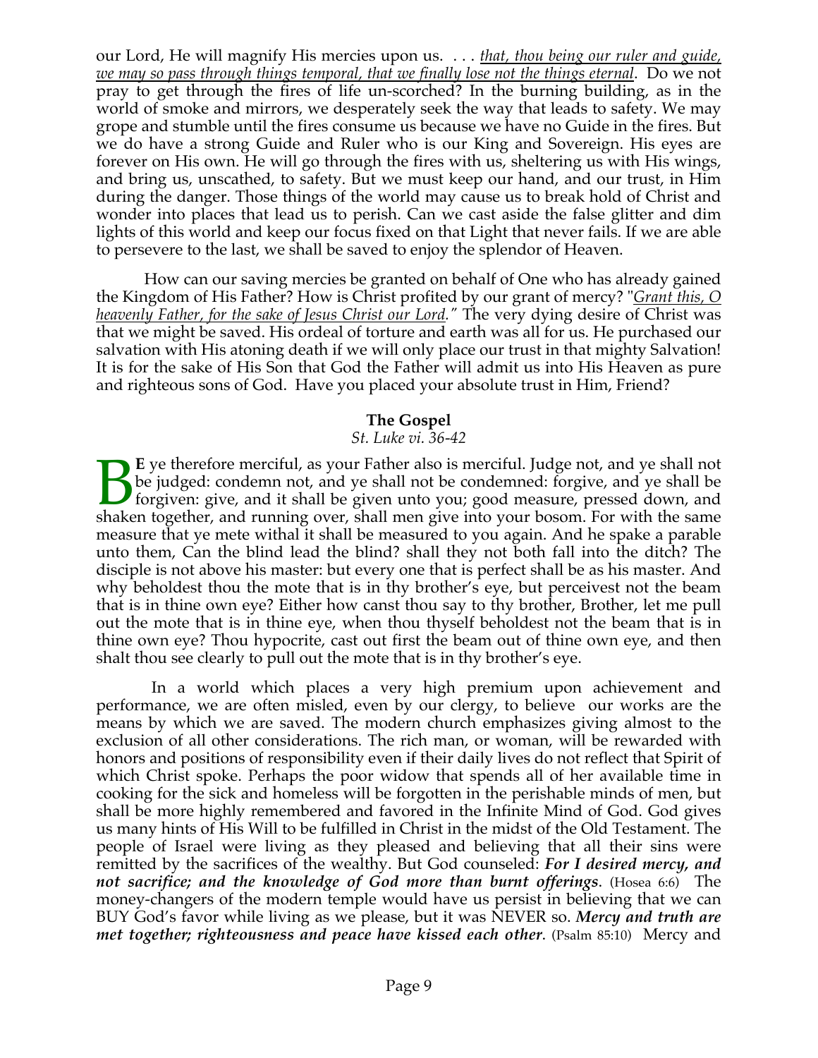our Lord, He will magnify His mercies upon us. . . . *that, thou being our ruler and guide, we may so pass through things temporal, that we finally lose not the things eternal*. Do we not pray to get through the fires of life un-scorched? In the burning building, as in the world of smoke and mirrors, we desperately seek the way that leads to safety. We may grope and stumble until the fires consume us because we have no Guide in the fires. But we do have a strong Guide and Ruler who is our King and Sovereign. His eyes are forever on His own. He will go through the fires with us, sheltering us with His wings, and bring us, unscathed, to safety. But we must keep our hand, and our trust, in Him during the danger. Those things of the world may cause us to break hold of Christ and wonder into places that lead us to perish. Can we cast aside the false glitter and dim lights of this world and keep our focus fixed on that Light that never fails. If we are able to persevere to the last, we shall be saved to enjoy the splendor of Heaven.

How can our saving mercies be granted on behalf of One who has already gained the Kingdom of His Father? How is Christ profited by our grant of mercy? "*Grant this, O heavenly Father, for the sake of Jesus Christ our Lord.*" The very dying desire of Christ was that we might be saved. His ordeal of torture and earth was all for us. He purchased our salvation with His atoning death if we will only place our trust in that mighty Salvation! It is for the sake of His Son that God the Father will admit us into His Heaven as pure and righteous sons of God. Have you placed your absolute trust in Him, Friend?

**The Gospel**

*St. Luke vi. 36-42*

BE ye therefore merciful, as your Father also is merciful. Judge not, and ye shall not be judged: condemn not, and ye shall not be condemned: forgive, and ye shall be forgiven: give, and it shall be given unto you; good measure, pressed down, and shaken together, and running over, shall men give into your bosom. For with the same measure that ye mete withal it shall be measured to you again. And he spake a parable unto them, Can the blind lead the blind? shall they not both fall into the ditch? The disciple is not above his master: but every one that is perfect shall be as his master. And why beholdest thou the mote that is in thy brother's eye, but perceivest not the beam that is in thine own eye? Either how canst thou say to thy brother, Brother, let me pull out the mote that is in thine eye, when thou thyself beholdest not the beam that is in thine own eye? Thou hypocrite, cast out first the beam out of thine own eye, and then shalt thou see clearly to pull out the mote that is in thy brother's eye.

In a world which places a very high premium upon achievement and performance, we are often misled, even by our clergy, to believe our works are the means by which we are saved. The modern church emphasizes giving almost to the exclusion of all other considerations. The rich man, or woman, will be rewarded with honors and positions of responsibility even if their daily lives do not reflect that Spirit of which Christ spoke. Perhaps the poor widow that spends all of her available time in cooking for the sick and homeless will be forgotten in the perishable minds of men, but shall be more highly remembered and favored in the Infinite Mind of God. God gives us many hints of His Will to be fulfilled in Christ in the midst of the Old Testament. The people of Israel were living as they pleased and believing that all their sins were remitted by the sacrifices of the wealthy. But God counseled: ***For I desired mercy, and not sacrifice; and the knowledge of God more than burnt offerings***. (Hosea 6:6) The money-changers of the modern temple would have us persist in believing that we can BUY God's favor while living as we please, but it was NEVER so. ***Mercy and truth are met together; righteousness and peace have kissed each other***. (Psalm 85:10) Mercy and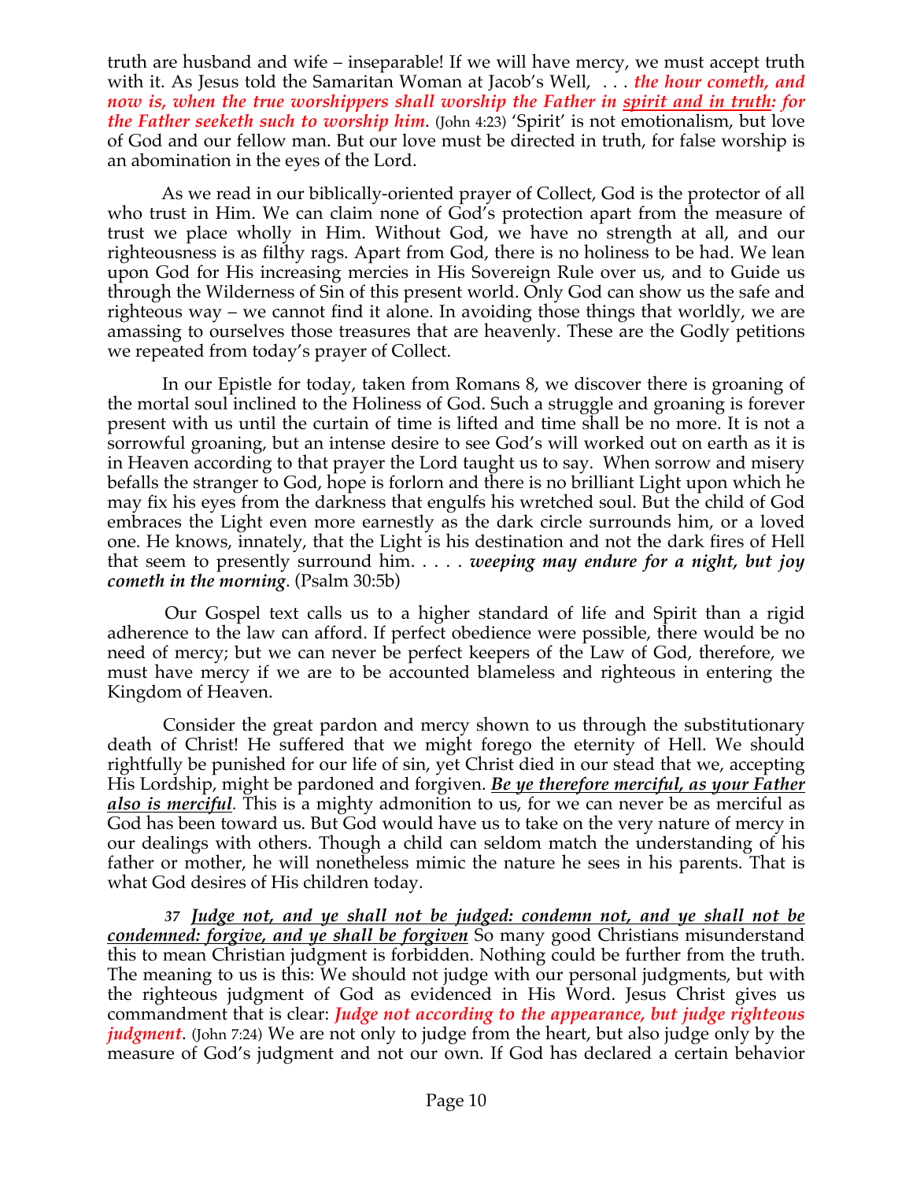truth are husband and wife – inseparable! If we will have mercy, we must accept truth with it. As Jesus told the Samaritan Woman at Jacob's Well, . . . ***the hour cometh, and now is, when the true worshippers shall worship the Father in <u>spirit and in truth</u>: for the Father seeketh such to worship him***. (John 4:23) 'Spirit' is not emotionalism, but love of God and our fellow man. But our love must be directed in truth, for false worship is an abomination in the eyes of the Lord.

As we read in our biblically-oriented prayer of Collect, God is the protector of all who trust in Him. We can claim none of God's protection apart from the measure of trust we place wholly in Him. Without God, we have no strength at all, and our righteousness is as filthy rags. Apart from God, there is no holiness to be had. We lean upon God for His increasing mercies in His Sovereign Rule over us, and to Guide us through the Wilderness of Sin of this present world. Only God can show us the safe and righteous way – we cannot find it alone. In avoiding those things that worldly, we are amassing to ourselves those treasures that are heavenly. These are the Godly petitions we repeated from today's prayer of Collect.

In our Epistle for today, taken from Romans 8, we discover there is groaning of the mortal soul inclined to the Holiness of God. Such a struggle and groaning is forever present with us until the curtain of time is lifted and time shall be no more. It is not a sorrowful groaning, but an intense desire to see God's will worked out on earth as it is in Heaven according to that prayer the Lord taught us to say. When sorrow and misery befalls the stranger to God, hope is forlorn and there is no brilliant Light upon which he may fix his eyes from the darkness that engulfs his wretched soul. But the child of God embraces the Light even more earnestly as the dark circle surrounds him, or a loved one. He knows, innately, that the Light is his destination and not the dark fires of Hell that seem to presently surround him. . . . . ***weeping may endure for a night, but joy cometh in the morning***. (Psalm 30:5b)

Our Gospel text calls us to a higher standard of life and Spirit than a rigid adherence to the law can afford. If perfect obedience were possible, there would be no need of mercy; but we can never be perfect keepers of the Law of God, therefore, we must have mercy if we are to be accounted blameless and righteous in entering the Kingdom of Heaven.

Consider the great pardon and mercy shown to us through the substitutionary death of Christ! He suffered that we might forego the eternity of Hell. We should rightfully be punished for our life of sin, yet Christ died in our stead that we, accepting His Lordship, might be pardoned and forgiven. ***<u>Be ye therefore merciful, as your Father also is merciful</u>***. This is a mighty admonition to us, for we can never be as merciful as God has been toward us. But God would have us to take on the very nature of mercy in our dealings with others. Though a child can seldom match the understanding of his father or mother, he will nonetheless mimic the nature he sees in his parents. That is what God desires of His children today.

*37* ***<u>Judge not, and ye shall not be judged: condemn not, and ye shall not be condemned: forgive, and ye shall be forgiven</u>*** So many good Christians misunderstand this to mean Christian judgment is forbidden. Nothing could be further from the truth. The meaning to us is this: We should not judge with our personal judgments, but with the righteous judgment of God as evidenced in His Word. Jesus Christ gives us commandment that is clear: ***Judge not according to the appearance, but judge righteous judgment***. (John 7:24) We are not only to judge from the heart, but also judge only by the measure of God's judgment and not our own. If God has declared a certain behavior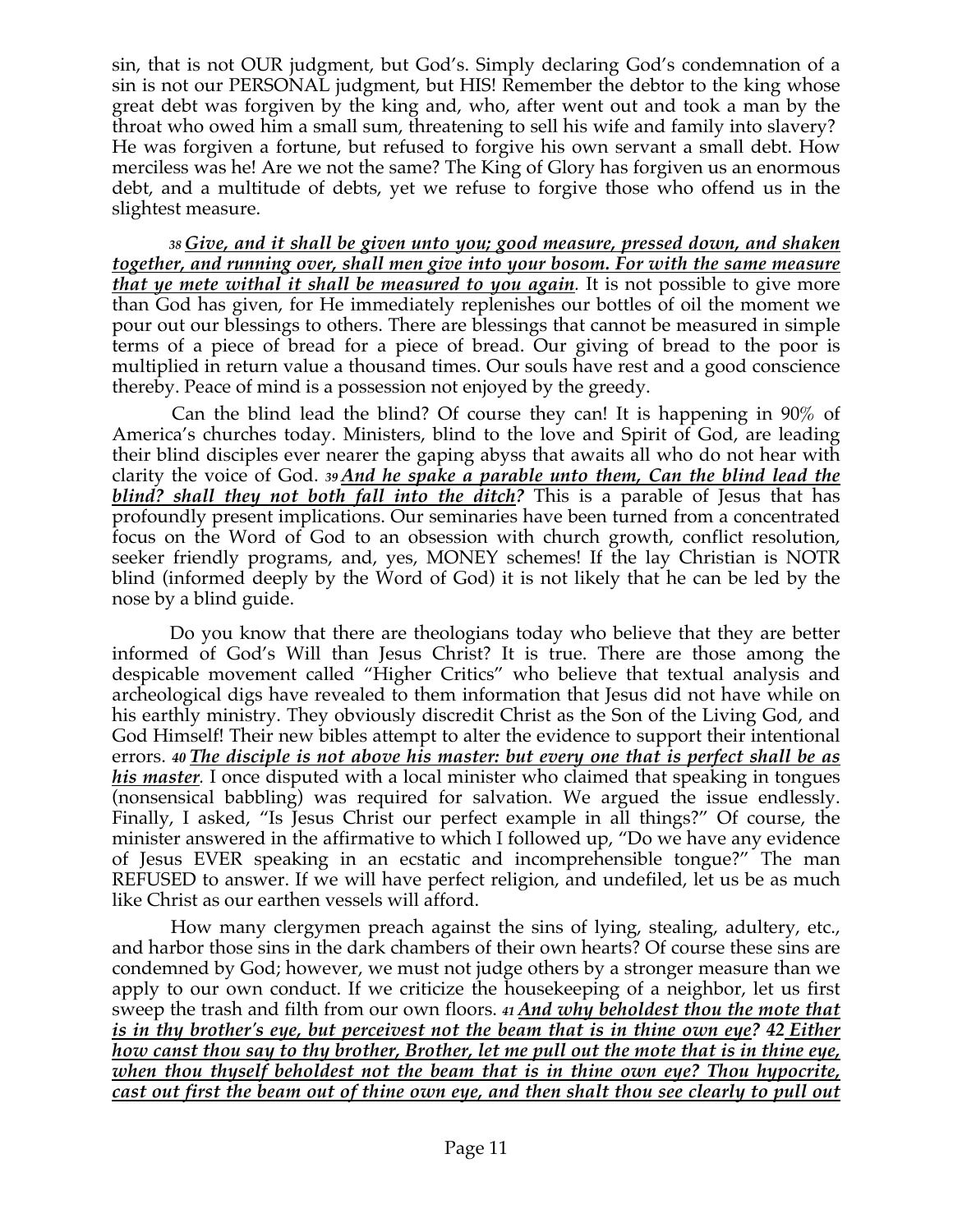sin, that is not OUR judgment, but God's. Simply declaring God's condemnation of a sin is not our PERSONAL judgment, but HIS! Remember the debtor to the king whose great debt was forgiven by the king and, who, after went out and took a man by the throat who owed him a small sum, threatening to sell his wife and family into slavery? He was forgiven a fortune, but refused to forgive his own servant a small debt. How merciless was he! Are we not the same? The King of Glory has forgiven us an enormous debt, and a multitude of debts, yet we refuse to forgive those who offend us in the slightest measure.

*38* ***<u>Give, and it shall be given unto you; good measure, pressed down, and shaken together, and running over, shall men give into your bosom. For with the same measure that ye mete withal it shall be measured to you again</u>***. It is not possible to give more than God has given, for He immediately replenishes our bottles of oil the moment we pour out our blessings to others. There are blessings that cannot be measured in simple terms of a piece of bread for a piece of bread. Our giving of bread to the poor is multiplied in return value a thousand times. Our souls have rest and a good conscience thereby. Peace of mind is a possession not enjoyed by the greedy.

Can the blind lead the blind? Of course they can! It is happening in 90% of America's churches today. Ministers, blind to the love and Spirit of God, are leading their blind disciples ever nearer the gaping abyss that awaits all who do not hear with clarity the voice of God. *39* ***<u>And he spake a parable unto them, Can the blind lead the blind? shall they not both fall into the ditch</u>?*** This is a parable of Jesus that has profoundly present implications. Our seminaries have been turned from a concentrated focus on the Word of God to an obsession with church growth, conflict resolution, seeker friendly programs, and, yes, MONEY schemes! If the lay Christian is NOTR blind (informed deeply by the Word of God) it is not likely that he can be led by the nose by a blind guide.

Do you know that there are theologians today who believe that they are better informed of God's Will than Jesus Christ? It is true. There are those among the despicable movement called "Higher Critics" who believe that textual analysis and archeological digs have revealed to them information that Jesus did not have while on his earthly ministry. They obviously discredit Christ as the Son of the Living God, and God Himself! Their new bibles attempt to alter the evidence to support their intentional errors. *40* ***<u>The disciple is not above his master: but every one that is perfect shall be as his master</u>***. I once disputed with a local minister who claimed that speaking in tongues (nonsensical babbling) was required for salvation. We argued the issue endlessly. Finally, I asked, "Is Jesus Christ our perfect example in all things?" Of course, the minister answered in the affirmative to which I followed up, "Do we have any evidence of Jesus EVER speaking in an ecstatic and incomprehensible tongue?" The man REFUSED to answer. If we will have perfect religion, and undefiled, let us be as much like Christ as our earthen vessels will afford.

How many clergymen preach against the sins of lying, stealing, adultery, etc., and harbor those sins in the dark chambers of their own hearts? Of course these sins are condemned by God; however, we must not judge others by a stronger measure than we apply to our own conduct. If we criticize the housekeeping of a neighbor, let us first sweep the trash and filth from our own floors. *41* ***<u>And why beholdest thou the mote that is in thy brother's eye, but perceivest not the beam that is in thine own eye</u>? 42 <u>Either how canst thou say to thy brother, Brother, let me pull out the mote that is in thine eye, when thou thyself beholdest not the beam that is in thine own eye? Thou hypocrite, cast out first the beam out of thine own eye, and then shalt thou see clearly to pull out</u>***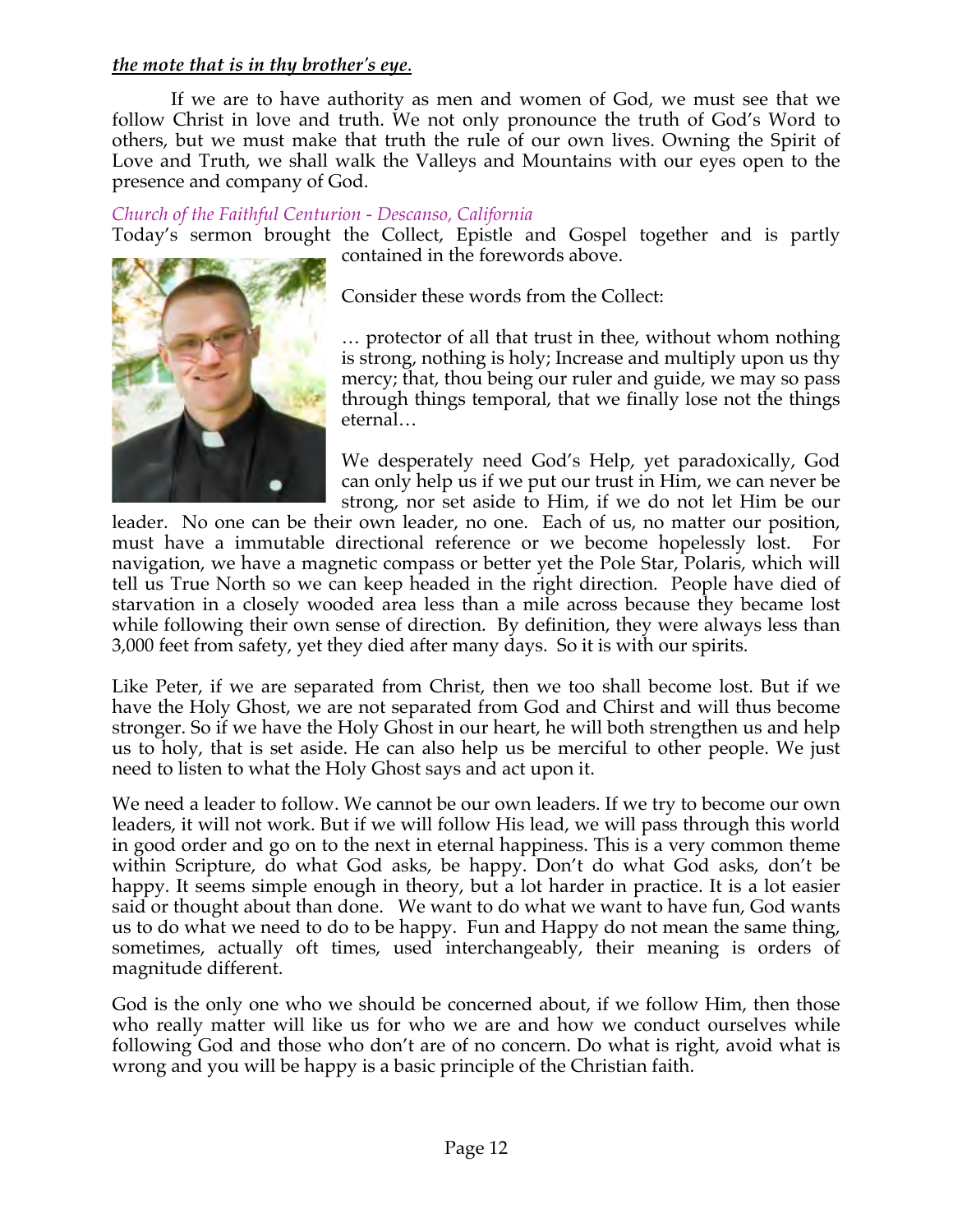***the mote that is in thy brother's eye.***

If we are to have authority as men and women of God, we must see that we follow Christ in love and truth. We not only pronounce the truth of God's Word to others, but we must make that truth the rule of our own lives. Owning the Spirit of Love and Truth, we shall walk the Valleys and Mountains with our eyes open to the presence and company of God.

*Church of the Faithful Centurion - Descanso, California*

Today's sermon brought the Collect, Epistle and Gospel together and is partly contained in the forewords above.

Consider these words from the Collect:

… protector of all that trust in thee, without whom nothing is strong, nothing is holy; Increase and multiply upon us thy mercy; that, thou being our ruler and guide, we may so pass through things temporal, that we finally lose not the things eternal…

We desperately need God's Help, yet paradoxically, God can only help us if we put our trust in Him, we can never be strong, nor set aside to Him, if we do not let Him be our leader. No one can be their own leader, no one. Each of us, no matter our position, must have a immutable directional reference or we become hopelessly lost. For navigation, we have a magnetic compass or better yet the Pole Star, Polaris, which will tell us True North so we can keep headed in the right direction. People have died of starvation in a closely wooded area less than a mile across because they became lost while following their own sense of direction. By definition, they were always less than 3,000 feet from safety, yet they died after many days. So it is with our spirits.

Like Peter, if we are separated from Christ, then we too shall become lost. But if we have the Holy Ghost, we are not separated from God and Chirst and will thus become stronger. So if we have the Holy Ghost in our heart, he will both strengthen us and help us to holy, that is set aside. He can also help us be merciful to other people. We just need to listen to what the Holy Ghost says and act upon it.

We need a leader to follow. We cannot be our own leaders. If we try to become our own leaders, it will not work. But if we will follow His lead, we will pass through this world in good order and go on to the next in eternal happiness. This is a very common theme within Scripture, do what God asks, be happy. Don't do what God asks, don't be happy. It seems simple enough in theory, but a lot harder in practice. It is a lot easier said or thought about than done. We want to do what we want to have fun, God wants us to do what we need to do to be happy. Fun and Happy do not mean the same thing, sometimes, actually oft times, used interchangeably, their meaning is orders of magnitude different.

God is the only one who we should be concerned about, if we follow Him, then those who really matter will like us for who we are and how we conduct ourselves while following God and those who don't are of no concern. Do what is right, avoid what is wrong and you will be happy is a basic principle of the Christian faith.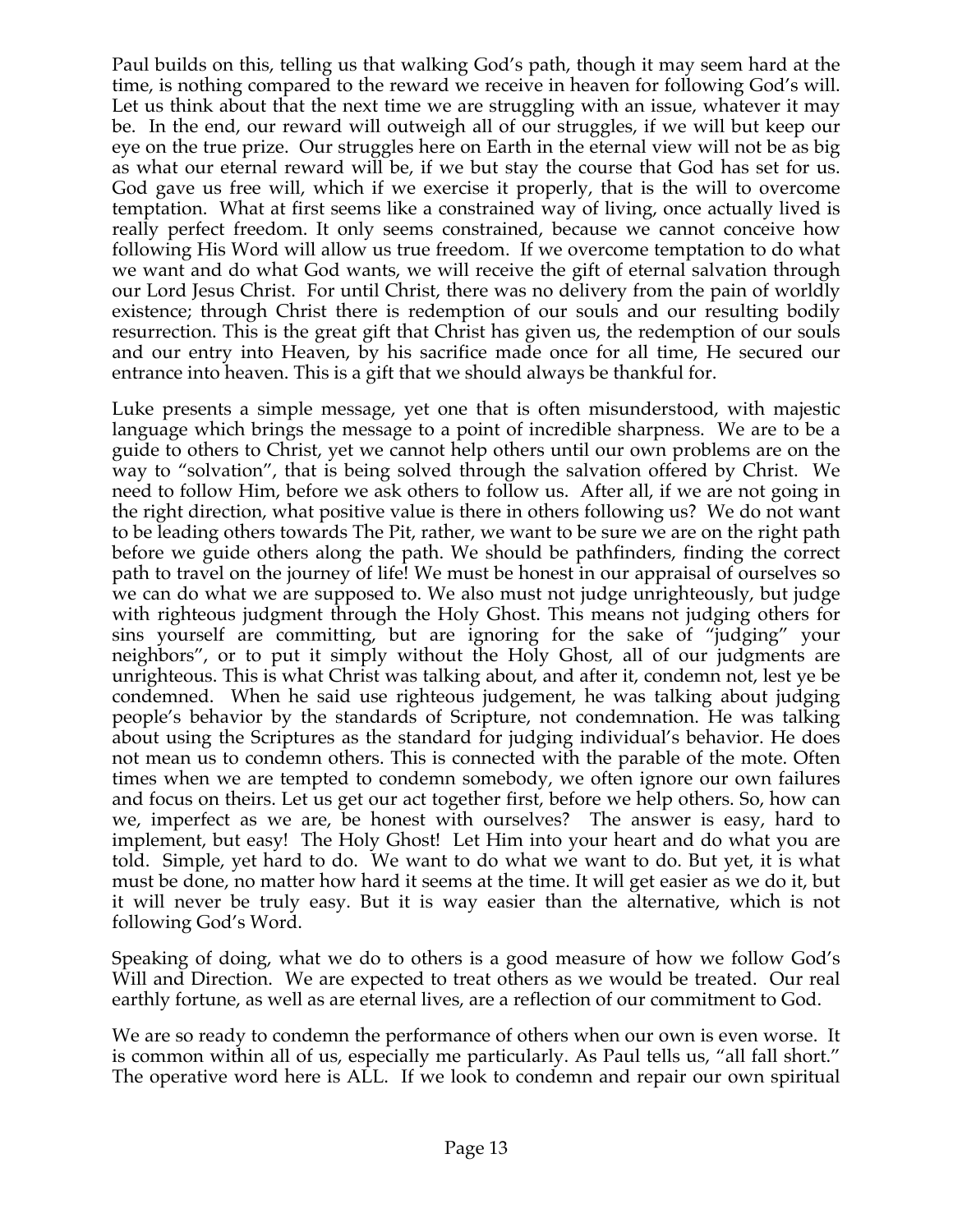Paul builds on this, telling us that walking God's path, though it may seem hard at the time, is nothing compared to the reward we receive in heaven for following God's will. Let us think about that the next time we are struggling with an issue, whatever it may be. In the end, our reward will outweigh all of our struggles, if we will but keep our eye on the true prize. Our struggles here on Earth in the eternal view will not be as big as what our eternal reward will be, if we but stay the course that God has set for us. God gave us free will, which if we exercise it properly, that is the will to overcome temptation. What at first seems like a constrained way of living, once actually lived is really perfect freedom. It only seems constrained, because we cannot conceive how following His Word will allow us true freedom. If we overcome temptation to do what we want and do what God wants, we will receive the gift of eternal salvation through our Lord Jesus Christ. For until Christ, there was no delivery from the pain of worldly existence; through Christ there is redemption of our souls and our resulting bodily resurrection. This is the great gift that Christ has given us, the redemption of our souls and our entry into Heaven, by his sacrifice made once for all time, He secured our entrance into heaven. This is a gift that we should always be thankful for.

Luke presents a simple message, yet one that is often misunderstood, with majestic language which brings the message to a point of incredible sharpness. We are to be a guide to others to Christ, yet we cannot help others until our own problems are on the way to "solvation", that is being solved through the salvation offered by Christ. We need to follow Him, before we ask others to follow us. After all, if we are not going in the right direction, what positive value is there in others following us? We do not want to be leading others towards The Pit, rather, we want to be sure we are on the right path before we guide others along the path. We should be pathfinders, finding the correct path to travel on the journey of life! We must be honest in our appraisal of ourselves so we can do what we are supposed to. We also must not judge unrighteously, but judge with righteous judgment through the Holy Ghost. This means not judging others for sins yourself are committing, but are ignoring for the sake of "judging" your neighbors", or to put it simply without the Holy Ghost, all of our judgments are unrighteous. This is what Christ was talking about, and after it, condemn not, lest ye be condemned. When he said use righteous judgement, he was talking about judging people's behavior by the standards of Scripture, not condemnation. He was talking about using the Scriptures as the standard for judging individual's behavior. He does not mean us to condemn others. This is connected with the parable of the mote. Often times when we are tempted to condemn somebody, we often ignore our own failures and focus on theirs. Let us get our act together first, before we help others. So, how can we, imperfect as we are, be honest with ourselves? The answer is easy, hard to implement, but easy! The Holy Ghost! Let Him into your heart and do what you are told. Simple, yet hard to do. We want to do what we want to do. But yet, it is what must be done, no matter how hard it seems at the time. It will get easier as we do it, but it will never be truly easy. But it is way easier than the alternative, which is not following God's Word.

Speaking of doing, what we do to others is a good measure of how we follow God's Will and Direction. We are expected to treat others as we would be treated. Our real earthly fortune, as well as are eternal lives, are a reflection of our commitment to God.

We are so ready to condemn the performance of others when our own is even worse. It is common within all of us, especially me particularly. As Paul tells us, "all fall short." The operative word here is ALL. If we look to condemn and repair our own spiritual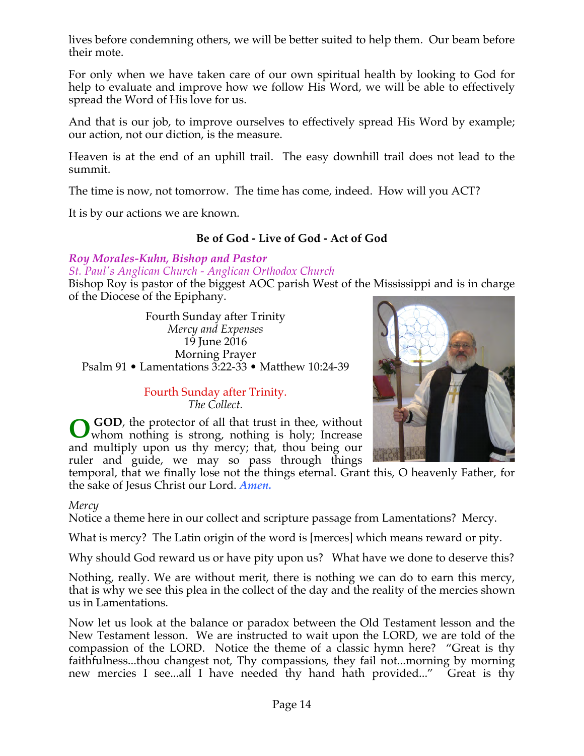lives before condemning others, we will be better suited to help them. Our beam before their mote.

For only when we have taken care of our own spiritual health by looking to God for help to evaluate and improve how we follow His Word, we will be able to effectively spread the Word of His love for us.

And that is our job, to improve ourselves to effectively spread His Word by example; our action, not our diction, is the measure.

Heaven is at the end of an uphill trail. The easy downhill trail does not lead to the summit.

The time is now, not tomorrow. The time has come, indeed. How will you ACT?

It is by our actions we are known.

**Be of God - Live of God - Act of God**

***Roy Morales-Kuhn, Bishop and Pastor***
*St. Paul's Anglican Church - Anglican Orthodox Church*
Bishop Roy is pastor of the biggest AOC parish West of the Mississippi and is in charge of the Diocese of the Epiphany.

Fourth Sunday after Trinity
*Mercy and Expenses*
19 June 2016
Morning Prayer
Psalm 91 • Lamentations 3:22-33 • Matthew 10:24-39

Fourth Sunday after Trinity.
*The Collect.*

**O GOD**, the protector of all that trust in thee, without whom nothing is strong, nothing is holy; Increase and multiply upon us thy mercy; that, thou being our ruler and guide, we may so pass through things temporal, that we finally lose not the things eternal. Grant this, O heavenly Father, for the sake of Jesus Christ our Lord. ***Amen.***

*Mercy*
Notice a theme here in our collect and scripture passage from Lamentations? Mercy.

What is mercy? The Latin origin of the word is [merces] which means reward or pity.

Why should God reward us or have pity upon us? What have we done to deserve this?

Nothing, really. We are without merit, there is nothing we can do to earn this mercy, that is why we see this plea in the collect of the day and the reality of the mercies shown us in Lamentations.

Now let us look at the balance or paradox between the Old Testament lesson and the New Testament lesson. We are instructed to wait upon the LORD, we are told of the compassion of the LORD. Notice the theme of a classic hymn here? "Great is thy faithfulness...thou changest not, Thy compassions, they fail not...morning by morning new mercies I see...all I have needed thy hand hath provided..." Great is thy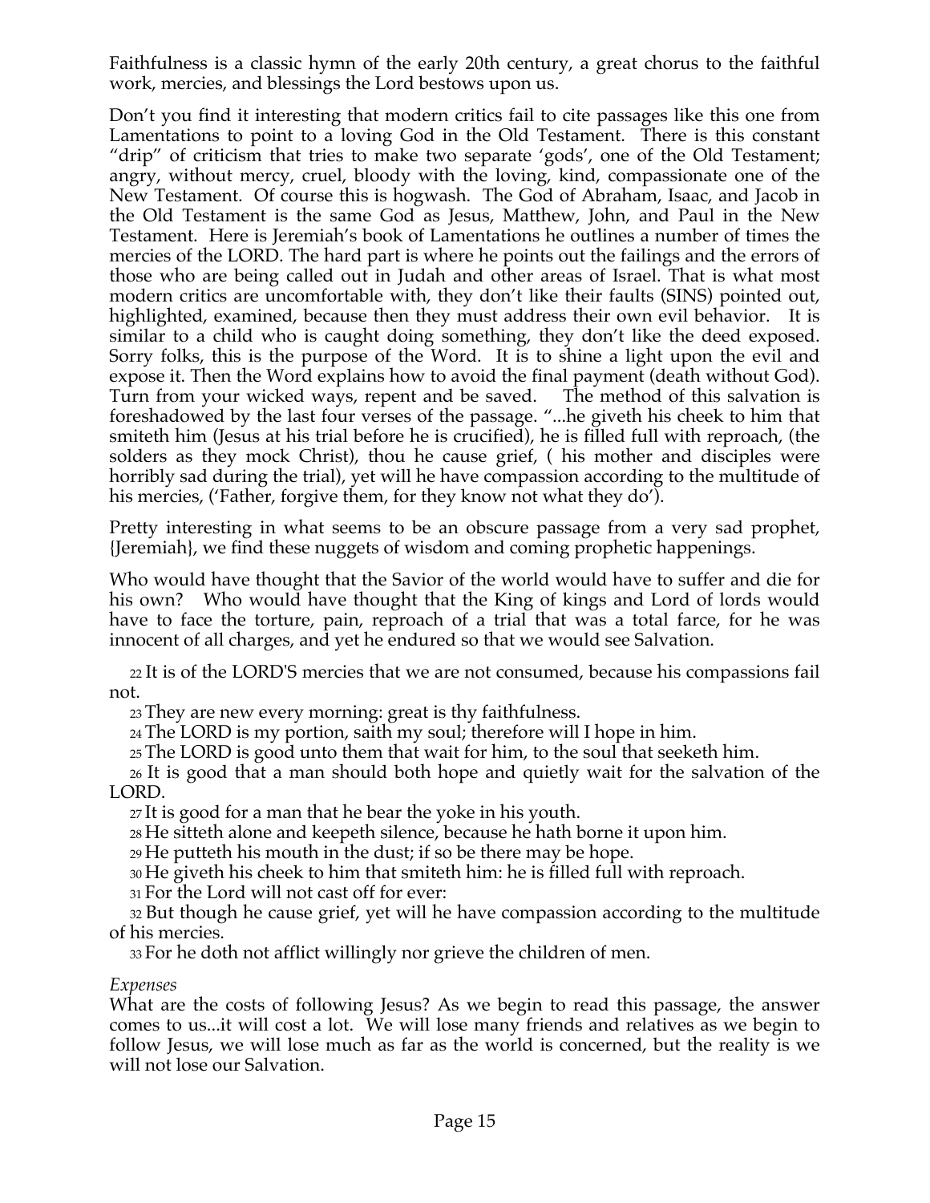Faithfulness is a classic hymn of the early 20th century, a great chorus to the faithful work, mercies, and blessings the Lord bestows upon us.

Don't you find it interesting that modern critics fail to cite passages like this one from Lamentations to point to a loving God in the Old Testament. There is this constant "drip" of criticism that tries to make two separate 'gods', one of the Old Testament; angry, without mercy, cruel, bloody with the loving, kind, compassionate one of the New Testament. Of course this is hogwash. The God of Abraham, Isaac, and Jacob in the Old Testament is the same God as Jesus, Matthew, John, and Paul in the New Testament. Here is Jeremiah's book of Lamentations he outlines a number of times the mercies of the LORD. The hard part is where he points out the failings and the errors of those who are being called out in Judah and other areas of Israel. That is what most modern critics are uncomfortable with, they don't like their faults (SINS) pointed out, highlighted, examined, because then they must address their own evil behavior. It is similar to a child who is caught doing something, they don't like the deed exposed. Sorry folks, this is the purpose of the Word. It is to shine a light upon the evil and expose it. Then the Word explains how to avoid the final payment (death without God). Turn from your wicked ways, repent and be saved. The method of this salvation is foreshadowed by the last four verses of the passage. "...he giveth his cheek to him that smiteth him (Jesus at his trial before he is crucified), he is filled full with reproach, (the solders as they mock Christ), thou he cause grief, ( his mother and disciples were horribly sad during the trial), yet will he have compassion according to the multitude of his mercies, ('Father, forgive them, for they know not what they do').

Pretty interesting in what seems to be an obscure passage from a very sad prophet, {Jeremiah}, we find these nuggets of wisdom and coming prophetic happenings.

Who would have thought that the Savior of the world would have to suffer and die for his own? Who would have thought that the King of kings and Lord of lords would have to face the torture, pain, reproach of a trial that was a total farce, for he was innocent of all charges, and yet he endured so that we would see Salvation.

22 It is of the LORD'S mercies that we are not consumed, because his compassions fail not.

23 They are new every morning: great is thy faithfulness.

24 The LORD is my portion, saith my soul; therefore will I hope in him.

25 The LORD is good unto them that wait for him, to the soul that seeketh him.

26 It is good that a man should both hope and quietly wait for the salvation of the LORD.

27 It is good for a man that he bear the yoke in his youth.

28 He sitteth alone and keepeth silence, because he hath borne it upon him.

29 He putteth his mouth in the dust; if so be there may be hope.

30 He giveth his cheek to him that smiteth him: he is filled full with reproach.

31 For the Lord will not cast off for ever:

32 But though he cause grief, yet will he have compassion according to the multitude of his mercies.

33 For he doth not afflict willingly nor grieve the children of men.

*Expenses*

What are the costs of following Jesus? As we begin to read this passage, the answer comes to us...it will cost a lot. We will lose many friends and relatives as we begin to follow Jesus, we will lose much as far as the world is concerned, but the reality is we will not lose our Salvation.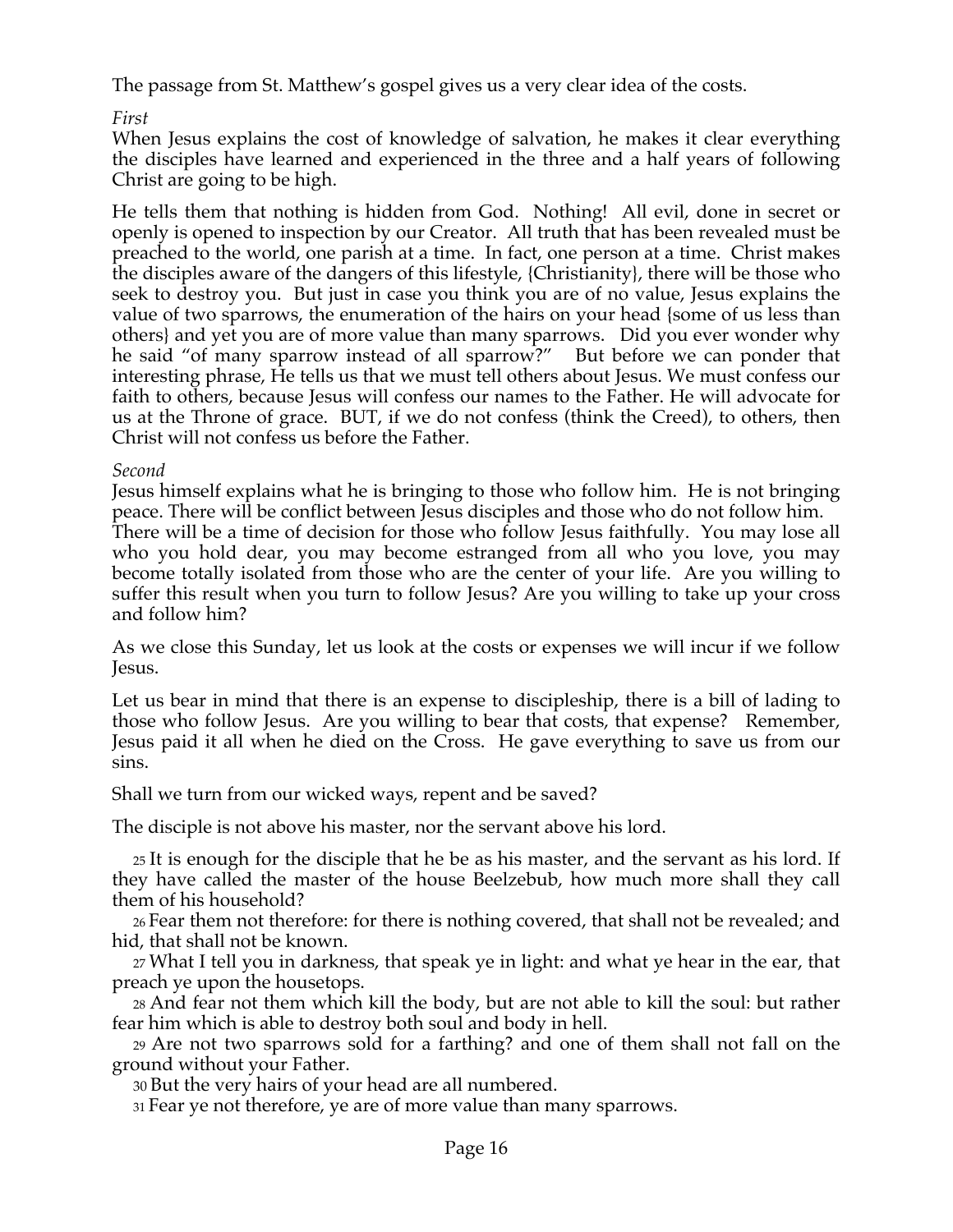The passage from St. Matthew's gospel gives us a very clear idea of the costs.

*First*
When Jesus explains the cost of knowledge of salvation, he makes it clear everything the disciples have learned and experienced in the three and a half years of following Christ are going to be high.

He tells them that nothing is hidden from God. Nothing! All evil, done in secret or openly is opened to inspection by our Creator. All truth that has been revealed must be preached to the world, one parish at a time. In fact, one person at a time. Christ makes the disciples aware of the dangers of this lifestyle, {Christianity}, there will be those who seek to destroy you. But just in case you think you are of no value, Jesus explains the value of two sparrows, the enumeration of the hairs on your head {some of us less than others} and yet you are of more value than many sparrows. Did you ever wonder why he said "of many sparrow instead of all sparrow?" But before we can ponder that interesting phrase, He tells us that we must tell others about Jesus. We must confess our faith to others, because Jesus will confess our names to the Father. He will advocate for us at the Throne of grace. BUT, if we do not confess (think the Creed), to others, then Christ will not confess us before the Father.

*Second*
Jesus himself explains what he is bringing to those who follow him. He is not bringing peace. There will be conflict between Jesus disciples and those who do not follow him. There will be a time of decision for those who follow Jesus faithfully. You may lose all who you hold dear, you may become estranged from all who you love, you may become totally isolated from those who are the center of your life. Are you willing to suffer this result when you turn to follow Jesus? Are you willing to take up your cross and follow him?

As we close this Sunday, let us look at the costs or expenses we will incur if we follow Jesus.

Let us bear in mind that there is an expense to discipleship, there is a bill of lading to those who follow Jesus. Are you willing to bear that costs, that expense? Remember, Jesus paid it all when he died on the Cross. He gave everything to save us from our sins.

Shall we turn from our wicked ways, repent and be saved?

The disciple is not above his master, nor the servant above his lord.

25 It is enough for the disciple that he be as his master, and the servant as his lord. If they have called the master of the house Beelzebub, how much more shall they call them of his household?

26 Fear them not therefore: for there is nothing covered, that shall not be revealed; and hid, that shall not be known.

27 What I tell you in darkness, that speak ye in light: and what ye hear in the ear, that preach ye upon the housetops.

28 And fear not them which kill the body, but are not able to kill the soul: but rather fear him which is able to destroy both soul and body in hell.

29 Are not two sparrows sold for a farthing? and one of them shall not fall on the ground without your Father.

30 But the very hairs of your head are all numbered.

31 Fear ye not therefore, ye are of more value than many sparrows.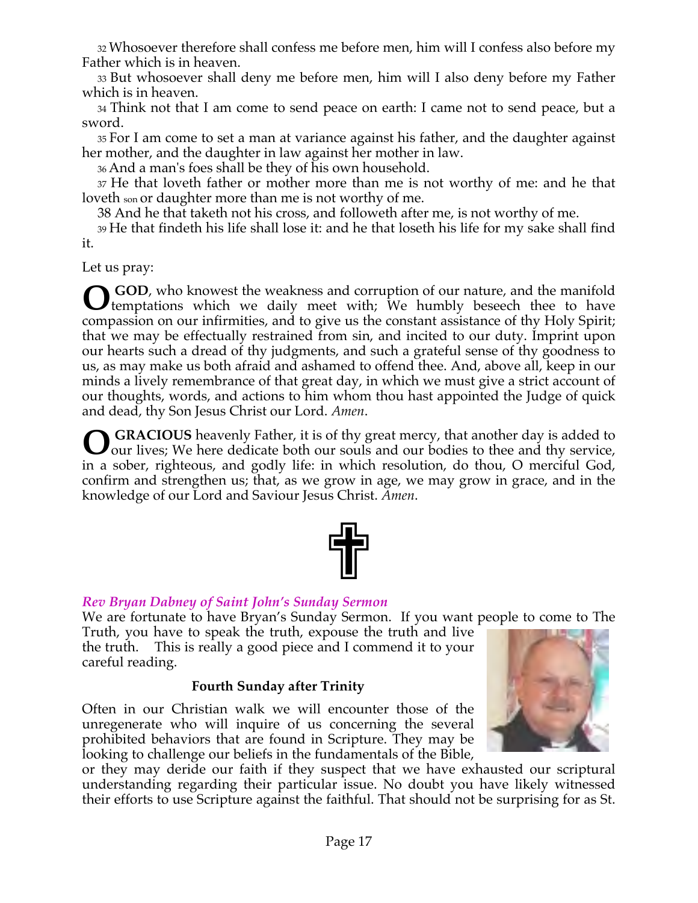32 Whosoever therefore shall confess me before men, him will I confess also before my Father which is in heaven.

33 But whosoever shall deny me before men, him will I also deny before my Father which is in heaven.

34 Think not that I am come to send peace on earth: I came not to send peace, but a sword.

35 For I am come to set a man at variance against his father, and the daughter against her mother, and the daughter in law against her mother in law.

36 And a man's foes shall be they of his own household.

37 He that loveth father or mother more than me is not worthy of me: and he that loveth son or daughter more than me is not worthy of me.

38 And he that taketh not his cross, and followeth after me, is not worthy of me.

39 He that findeth his life shall lose it: and he that loseth his life for my sake shall find it.

Let us pray:

**O GOD**, who knowest the weakness and corruption of our nature, and the manifold temptations which we daily meet with; We humbly beseech thee to have compassion on our infirmities, and to give us the constant assistance of thy Holy Spirit; that we may be effectually restrained from sin, and incited to our duty. Imprint upon our hearts such a dread of thy judgments, and such a grateful sense of thy goodness to us, as may make us both afraid and ashamed to offend thee. And, above all, keep in our minds a lively remembrance of that great day, in which we must give a strict account of our thoughts, words, and actions to him whom thou hast appointed the Judge of quick and dead, thy Son Jesus Christ our Lord. *Amen*.

**O GRACIOUS** heavenly Father, it is of thy great mercy, that another day is added to our lives; We here dedicate both our souls and our bodies to thee and thy service, in a sober, righteous, and godly life: in which resolution, do thou, O merciful God, confirm and strengthen us; that, as we grow in age, we may grow in grace, and in the knowledge of our Lord and Saviour Jesus Christ. *Amen*.

## *Rev Bryan Dabney of Saint John's Sunday Sermon*

We are fortunate to have Bryan's Sunday Sermon. If you want people to come to The Truth, you have to speak the truth, expouse the truth and live the truth. This is really a good piece and I commend it to your careful reading.

### Fourth Sunday after Trinity

Often in our Christian walk we will encounter those of the unregenerate who will inquire of us concerning the several prohibited behaviors that are found in Scripture. They may be looking to challenge our beliefs in the fundamentals of the Bible, or they may deride our faith if they suspect that we have exhausted our scriptural understanding regarding their particular issue. No doubt you have likely witnessed their efforts to use Scripture against the faithful. That should not be surprising for as St.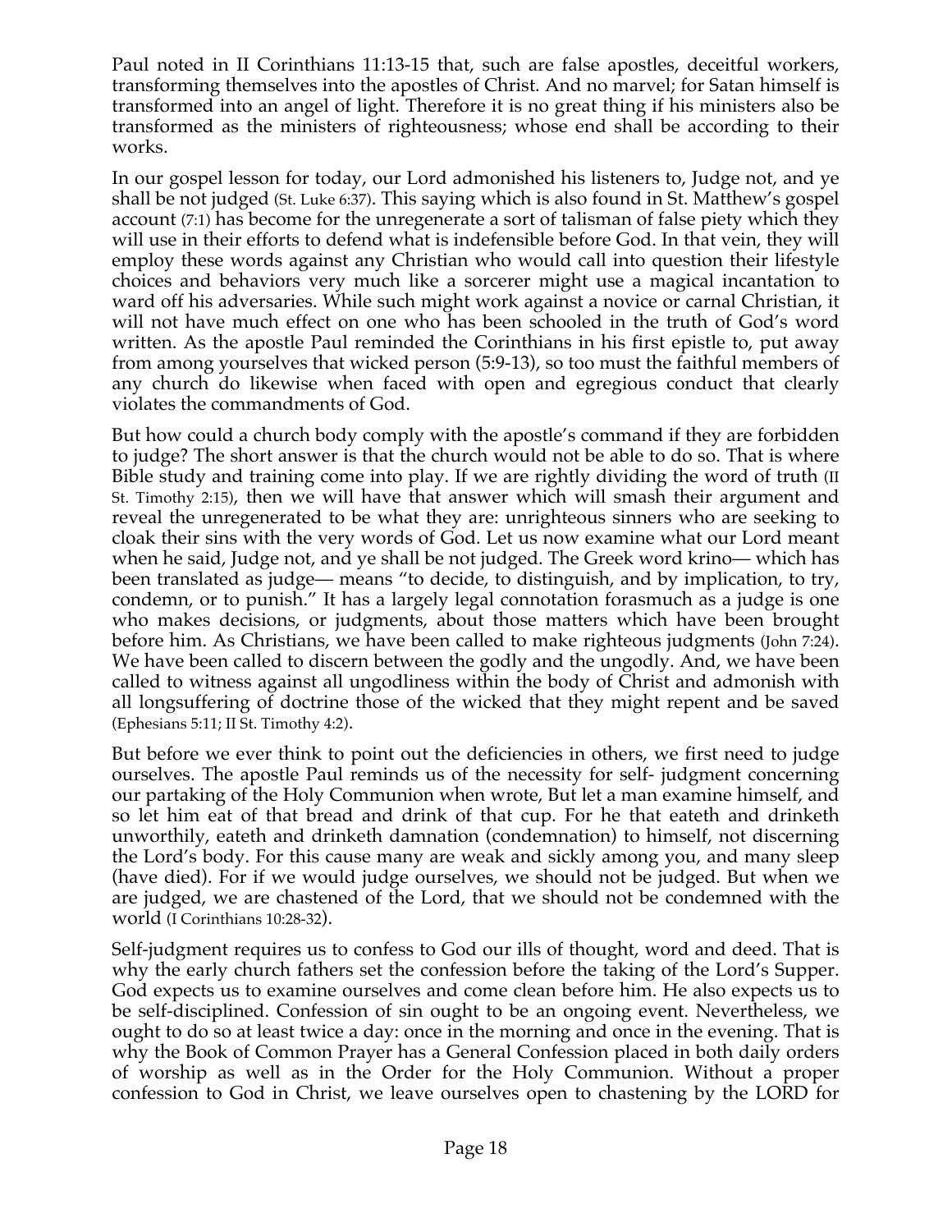Paul noted in II Corinthians 11:13-15 that, such are false apostles, deceitful workers, transforming themselves into the apostles of Christ. And no marvel; for Satan himself is transformed into an angel of light. Therefore it is no great thing if his ministers also be transformed as the ministers of righteousness; whose end shall be according to their works.

In our gospel lesson for today, our Lord admonished his listeners to, Judge not, and ye shall be not judged (St. Luke 6:37). This saying which is also found in St. Matthew's gospel account (7:1) has become for the unregenerate a sort of talisman of false piety which they will use in their efforts to defend what is indefensible before God. In that vein, they will employ these words against any Christian who would call into question their lifestyle choices and behaviors very much like a sorcerer might use a magical incantation to ward off his adversaries. While such might work against a novice or carnal Christian, it will not have much effect on one who has been schooled in the truth of God's word written. As the apostle Paul reminded the Corinthians in his first epistle to, put away from among yourselves that wicked person (5:9-13), so too must the faithful members of any church do likewise when faced with open and egregious conduct that clearly violates the commandments of God.

But how could a church body comply with the apostle's command if they are forbidden to judge? The short answer is that the church would not be able to do so. That is where Bible study and training come into play. If we are rightly dividing the word of truth (II St. Timothy 2:15), then we will have that answer which will smash their argument and reveal the unregenerated to be what they are: unrighteous sinners who are seeking to cloak their sins with the very words of God. Let us now examine what our Lord meant when he said, Judge not, and ye shall be not judged. The Greek word krino— which has been translated as judge— means "to decide, to distinguish, and by implication, to try, condemn, or to punish." It has a largely legal connotation forasmuch as a judge is one who makes decisions, or judgments, about those matters which have been brought before him. As Christians, we have been called to make righteous judgments (John 7:24). We have been called to discern between the godly and the ungodly. And, we have been called to witness against all ungodliness within the body of Christ and admonish with all longsuffering of doctrine those of the wicked that they might repent and be saved (Ephesians 5:11; II St. Timothy 4:2).

But before we ever think to point out the deficiencies in others, we first need to judge ourselves. The apostle Paul reminds us of the necessity for self- judgment concerning our partaking of the Holy Communion when wrote, But let a man examine himself, and so let him eat of that bread and drink of that cup. For he that eateth and drinketh unworthily, eateth and drinketh damnation (condemnation) to himself, not discerning the Lord's body. For this cause many are weak and sickly among you, and many sleep (have died). For if we would judge ourselves, we should not be judged. But when we are judged, we are chastened of the Lord, that we should not be condemned with the world (I Corinthians 10:28-32).

Self-judgment requires us to confess to God our ills of thought, word and deed. That is why the early church fathers set the confession before the taking of the Lord's Supper. God expects us to examine ourselves and come clean before him. He also expects us to be self-disciplined. Confession of sin ought to be an ongoing event. Nevertheless, we ought to do so at least twice a day: once in the morning and once in the evening. That is why the Book of Common Prayer has a General Confession placed in both daily orders of worship as well as in the Order for the Holy Communion. Without a proper confession to God in Christ, we leave ourselves open to chastening by the LORD for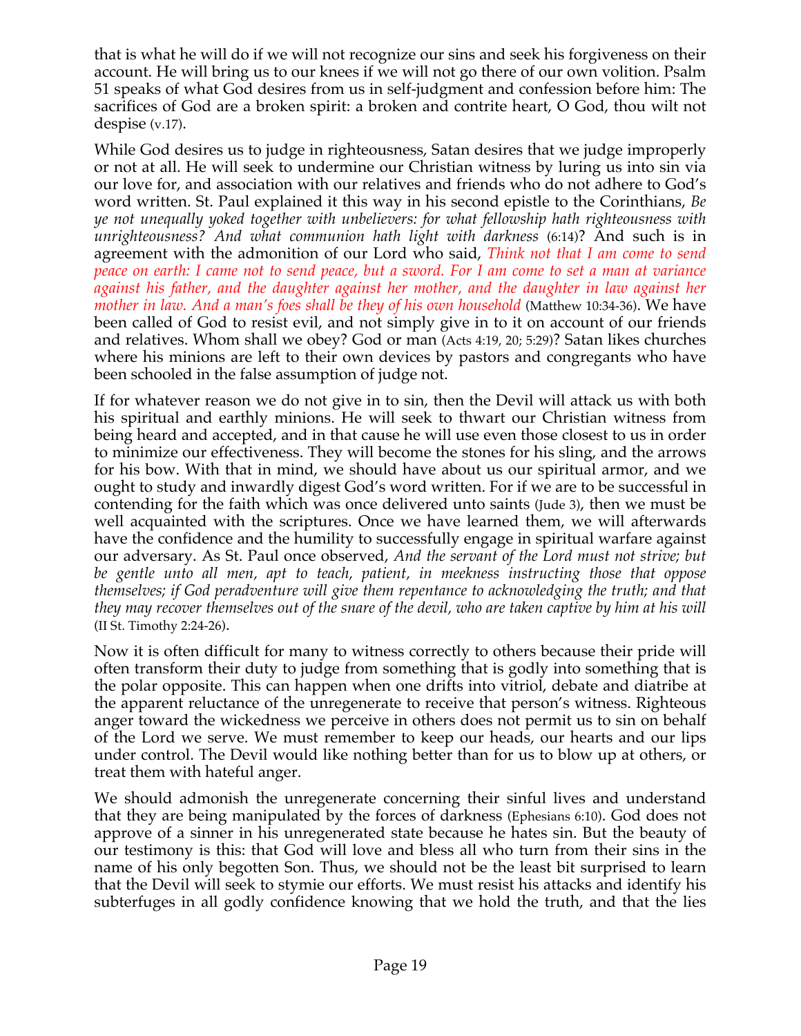that is what he will do if we will not recognize our sins and seek his forgiveness on their account. He will bring us to our knees if we will not go there of our own volition. Psalm 51 speaks of what God desires from us in self-judgment and confession before him: The sacrifices of God are a broken spirit: a broken and contrite heart, O God, thou wilt not despise (v.17).

While God desires us to judge in righteousness, Satan desires that we judge improperly or not at all. He will seek to undermine our Christian witness by luring us into sin via our love for, and association with our relatives and friends who do not adhere to God's word written. St. Paul explained it this way in his second epistle to the Corinthians, *Be ye not unequally yoked together with unbelievers: for what fellowship hath righteousness with unrighteousness? And what communion hath light with darkness* (6:14)? And such is in agreement with the admonition of our Lord who said, *Think not that I am come to send peace on earth: I came not to send peace, but a sword. For I am come to set a man at variance against his father, and the daughter against her mother, and the daughter in law against her mother in law. And a man's foes shall be they of his own household* (Matthew 10:34-36). We have been called of God to resist evil, and not simply give in to it on account of our friends and relatives. Whom shall we obey? God or man (Acts 4:19, 20; 5:29)? Satan likes churches where his minions are left to their own devices by pastors and congregants who have been schooled in the false assumption of judge not.

If for whatever reason we do not give in to sin, then the Devil will attack us with both his spiritual and earthly minions. He will seek to thwart our Christian witness from being heard and accepted, and in that cause he will use even those closest to us in order to minimize our effectiveness. They will become the stones for his sling, and the arrows for his bow. With that in mind, we should have about us our spiritual armor, and we ought to study and inwardly digest God's word written. For if we are to be successful in contending for the faith which was once delivered unto saints (Jude 3), then we must be well acquainted with the scriptures. Once we have learned them, we will afterwards have the confidence and the humility to successfully engage in spiritual warfare against our adversary. As St. Paul once observed, *And the servant of the Lord must not strive; but be gentle unto all men, apt to teach, patient, in meekness instructing those that oppose themselves; if God peradventure will give them repentance to acknowledging the truth; and that they may recover themselves out of the snare of the devil, who are taken captive by him at his will* (II St. Timothy 2:24-26).

Now it is often difficult for many to witness correctly to others because their pride will often transform their duty to judge from something that is godly into something that is the polar opposite. This can happen when one drifts into vitriol, debate and diatribe at the apparent reluctance of the unregenerate to receive that person's witness. Righteous anger toward the wickedness we perceive in others does not permit us to sin on behalf of the Lord we serve. We must remember to keep our heads, our hearts and our lips under control. The Devil would like nothing better than for us to blow up at others, or treat them with hateful anger.

We should admonish the unregenerate concerning their sinful lives and understand that they are being manipulated by the forces of darkness (Ephesians 6:10). God does not approve of a sinner in his unregenerated state because he hates sin. But the beauty of our testimony is this: that God will love and bless all who turn from their sins in the name of his only begotten Son. Thus, we should not be the least bit surprised to learn that the Devil will seek to stymie our efforts. We must resist his attacks and identify his subterfuges in all godly confidence knowing that we hold the truth, and that the lies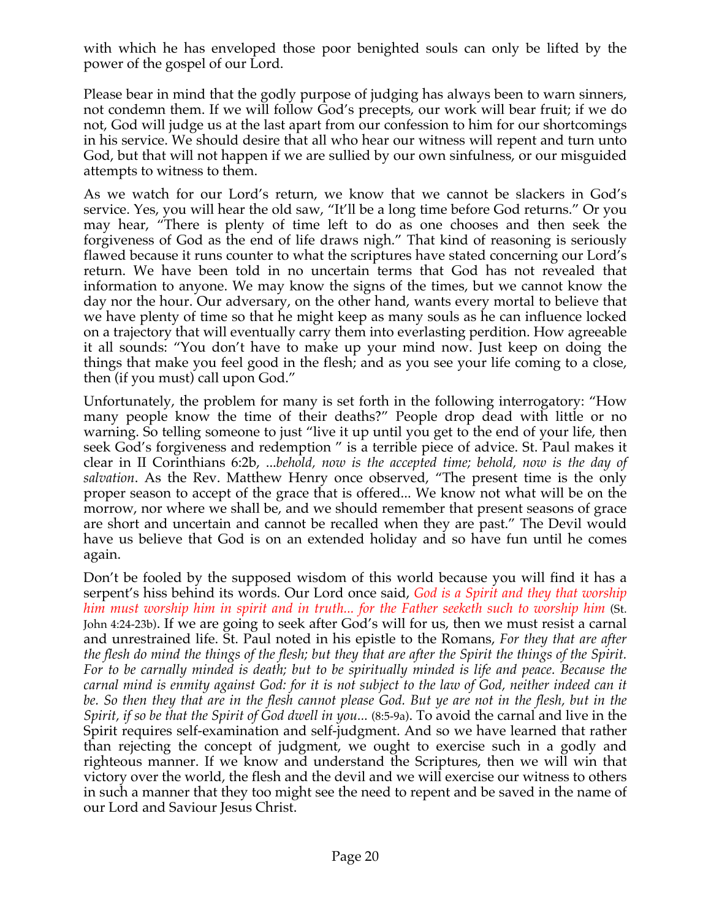with which he has enveloped those poor benighted souls can only be lifted by the power of the gospel of our Lord.

Please bear in mind that the godly purpose of judging has always been to warn sinners, not condemn them. If we will follow God's precepts, our work will bear fruit; if we do not, God will judge us at the last apart from our confession to him for our shortcomings in his service. We should desire that all who hear our witness will repent and turn unto God, but that will not happen if we are sullied by our own sinfulness, or our misguided attempts to witness to them.

As we watch for our Lord's return, we know that we cannot be slackers in God's service. Yes, you will hear the old saw, "It'll be a long time before God returns." Or you may hear, "There is plenty of time left to do as one chooses and then seek the forgiveness of God as the end of life draws nigh." That kind of reasoning is seriously flawed because it runs counter to what the scriptures have stated concerning our Lord's return. We have been told in no uncertain terms that God has not revealed that information to anyone. We may know the signs of the times, but we cannot know the day nor the hour. Our adversary, on the other hand, wants every mortal to believe that we have plenty of time so that he might keep as many souls as he can influence locked on a trajectory that will eventually carry them into everlasting perdition. How agreeable it all sounds: "You don't have to make up your mind now. Just keep on doing the things that make you feel good in the flesh; and as you see your life coming to a close, then (if you must) call upon God."

Unfortunately, the problem for many is set forth in the following interrogatory: "How many people know the time of their deaths?" People drop dead with little or no warning. So telling someone to just "live it up until you get to the end of your life, then seek God's forgiveness and redemption " is a terrible piece of advice. St. Paul makes it clear in II Corinthians 6:2b, *...behold, now is the accepted time; behold, now is the day of salvation*. As the Rev. Matthew Henry once observed, "The present time is the only proper season to accept of the grace that is offered... We know not what will be on the morrow, nor where we shall be, and we should remember that present seasons of grace are short and uncertain and cannot be recalled when they are past." The Devil would have us believe that God is on an extended holiday and so have fun until he comes again.

Don't be fooled by the supposed wisdom of this world because you will find it has a serpent's hiss behind its words. Our Lord once said, *God is a Spirit and they that worship him must worship him in spirit and in truth... for the Father seeketh such to worship him* (St. John 4:24-23b). If we are going to seek after God's will for us, then we must resist a carnal and unrestrained life. St. Paul noted in his epistle to the Romans, *For they that are after the flesh do mind the things of the flesh; but they that are after the Spirit the things of the Spirit. For to be carnally minded is death; but to be spiritually minded is life and peace. Because the carnal mind is enmity against God: for it is not subject to the law of God, neither indeed can it be. So then they that are in the flesh cannot please God. But ye are not in the flesh, but in the Spirit, if so be that the Spirit of God dwell in you...* (8:5-9a). To avoid the carnal and live in the Spirit requires self-examination and self-judgment. And so we have learned that rather than rejecting the concept of judgment, we ought to exercise such in a godly and righteous manner. If we know and understand the Scriptures, then we will win that victory over the world, the flesh and the devil and we will exercise our witness to others in such a manner that they too might see the need to repent and be saved in the name of our Lord and Saviour Jesus Christ.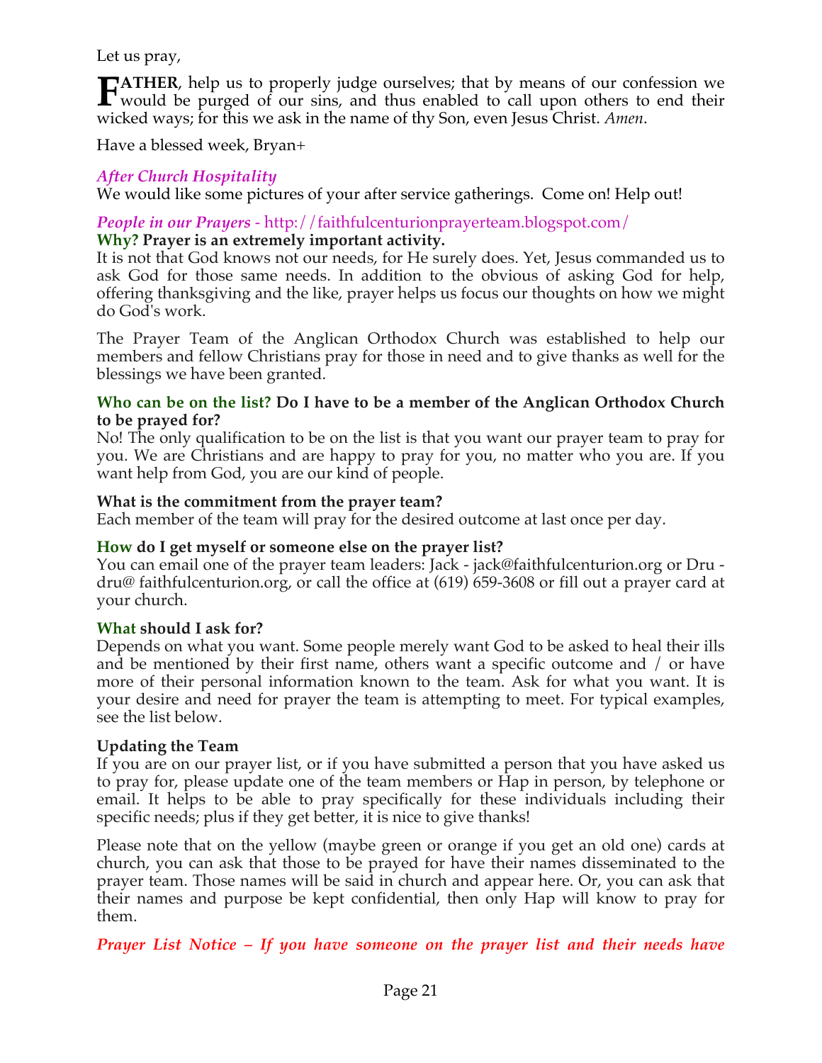Let us pray,

**FATHER**, help us to properly judge ourselves; that by means of our confession we would be purged of our sins, and thus enabled to call upon others to end their wicked ways; for this we ask in the name of thy Son, even Jesus Christ. *Amen*.

Have a blessed week, Bryan+

### *After Church Hospitality*

We would like some pictures of your after service gatherings. Come on! Help out!

### *People in our Prayers* - http://faithfulcenturionprayerteam.blogspot.com/

**Why? Prayer is an extremely important activity.**

It is not that God knows not our needs, for He surely does. Yet, Jesus commanded us to ask God for those same needs. In addition to the obvious of asking God for help, offering thanksgiving and the like, prayer helps us focus our thoughts on how we might do God's work.

The Prayer Team of the Anglican Orthodox Church was established to help our members and fellow Christians pray for those in need and to give thanks as well for the blessings we have been granted.

**Who can be on the list? Do I have to be a member of the Anglican Orthodox Church to be prayed for?**

No! The only qualification to be on the list is that you want our prayer team to pray for you. We are Christians and are happy to pray for you, no matter who you are. If you want help from God, you are our kind of people.

**What is the commitment from the prayer team?**

Each member of the team will pray for the desired outcome at last once per day.

**How do I get myself or someone else on the prayer list?**

You can email one of the prayer team leaders: Jack - jack@faithfulcenturion.org or Dru - dru@ faithfulcenturion.org, or call the office at (619) 659-3608 or fill out a prayer card at your church.

**What should I ask for?**

Depends on what you want. Some people merely want God to be asked to heal their ills and be mentioned by their first name, others want a specific outcome and / or have more of their personal information known to the team. Ask for what you want. It is your desire and need for prayer the team is attempting to meet. For typical examples, see the list below.

**Updating the Team**

If you are on our prayer list, or if you have submitted a person that you have asked us to pray for, please update one of the team members or Hap in person, by telephone or email. It helps to be able to pray specifically for these individuals including their specific needs; plus if they get better, it is nice to give thanks!

Please note that on the yellow (maybe green or orange if you get an old one) cards at church, you can ask that those to be prayed for have their names disseminated to the prayer team. Those names will be said in church and appear here. Or, you can ask that their names and purpose be kept confidential, then only Hap will know to pray for them.

***Prayer List Notice – If you have someone on the prayer list and their needs have***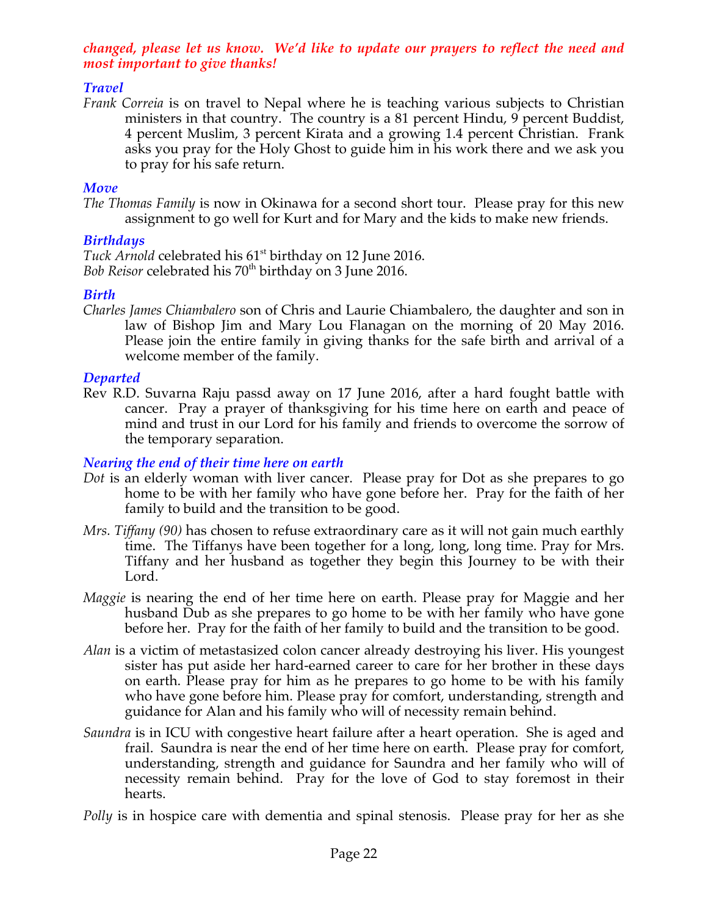***changed, please let us know. We'd like to update our prayers to reflect the need and most important to give thanks!***

### *Travel*

*Frank Correia* is on travel to Nepal where he is teaching various subjects to Christian ministers in that country. The country is a 81 percent Hindu, 9 percent Buddist, 4 percent Muslim, 3 percent Kirata and a growing 1.4 percent Christian. Frank asks you pray for the Holy Ghost to guide him in his work there and we ask you to pray for his safe return.

### *Move*

*The Thomas Family* is now in Okinawa for a second short tour. Please pray for this new assignment to go well for Kurt and for Mary and the kids to make new friends.

### *Birthdays*

*Tuck Arnold* celebrated his 61st birthday on 12 June 2016.
*Bob Reisor* celebrated his 70th birthday on 3 June 2016.

### *Birth*

*Charles James Chiambalero* son of Chris and Laurie Chiambalero, the daughter and son in law of Bishop Jim and Mary Lou Flanagan on the morning of 20 May 2016. Please join the entire family in giving thanks for the safe birth and arrival of a welcome member of the family.

### *Departed*

Rev R.D. Suvarna Raju passd away on 17 June 2016, after a hard fought battle with cancer. Pray a prayer of thanksgiving for his time here on earth and peace of mind and trust in our Lord for his family and friends to overcome the sorrow of the temporary separation.

### *Nearing the end of their time here on earth*

*Dot* is an elderly woman with liver cancer. Please pray for Dot as she prepares to go home to be with her family who have gone before her. Pray for the faith of her family to build and the transition to be good.

*Mrs. Tiffany (90)* has chosen to refuse extraordinary care as it will not gain much earthly time. The Tiffanys have been together for a long, long, long time. Pray for Mrs. Tiffany and her husband as together they begin this Journey to be with their Lord.

*Maggie* is nearing the end of her time here on earth. Please pray for Maggie and her husband Dub as she prepares to go home to be with her family who have gone before her. Pray for the faith of her family to build and the transition to be good.

*Alan* is a victim of metastasized colon cancer already destroying his liver. His youngest sister has put aside her hard-earned career to care for her brother in these days on earth. Please pray for him as he prepares to go home to be with his family who have gone before him. Please pray for comfort, understanding, strength and guidance for Alan and his family who will of necessity remain behind.

*Saundra* is in ICU with congestive heart failure after a heart operation. She is aged and frail. Saundra is near the end of her time here on earth. Please pray for comfort, understanding, strength and guidance for Saundra and her family who will of necessity remain behind. Pray for the love of God to stay foremost in their hearts.

*Polly* is in hospice care with dementia and spinal stenosis. Please pray for her as she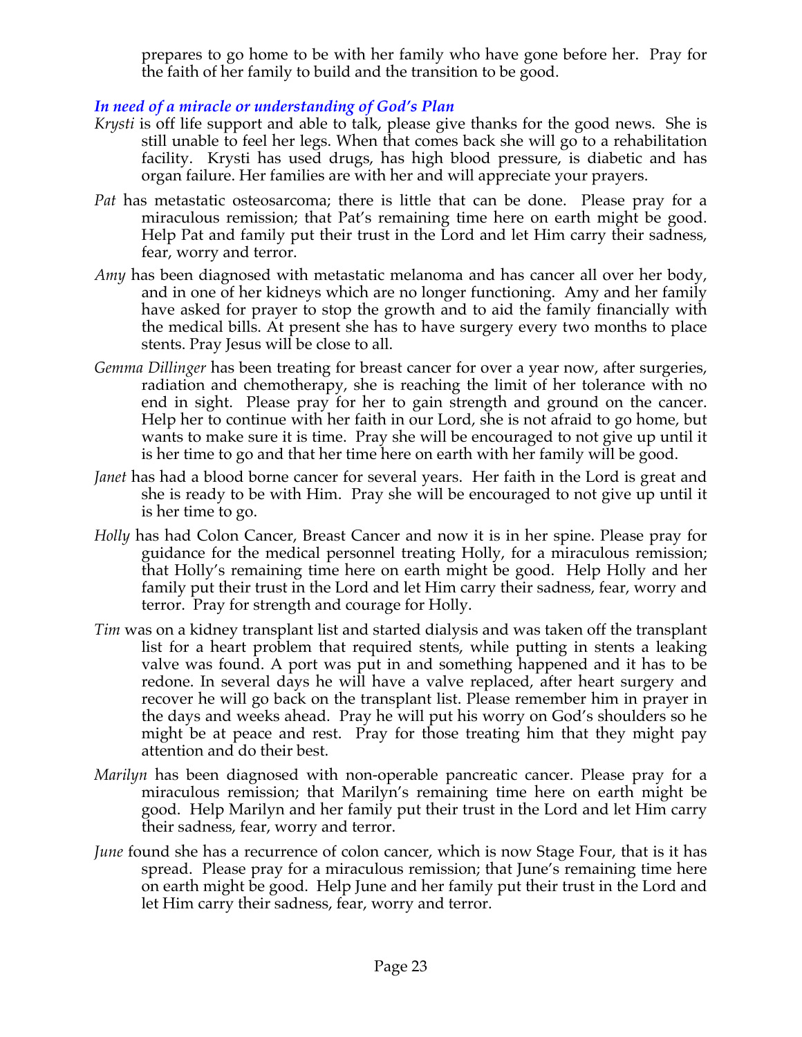prepares to go home to be with her family who have gone before her. Pray for the faith of her family to build and the transition to be good.

### *In need of a miracle or understanding of God's Plan*

*Krysti* is off life support and able to talk, please give thanks for the good news. She is still unable to feel her legs. When that comes back she will go to a rehabilitation facility. Krysti has used drugs, has high blood pressure, is diabetic and has organ failure. Her families are with her and will appreciate your prayers.

*Pat* has metastatic osteosarcoma; there is little that can be done. Please pray for a miraculous remission; that Pat's remaining time here on earth might be good. Help Pat and family put their trust in the Lord and let Him carry their sadness, fear, worry and terror.

*Amy* has been diagnosed with metastatic melanoma and has cancer all over her body, and in one of her kidneys which are no longer functioning. Amy and her family have asked for prayer to stop the growth and to aid the family financially with the medical bills. At present she has to have surgery every two months to place stents. Pray Jesus will be close to all.

*Gemma Dillinger* has been treating for breast cancer for over a year now, after surgeries, radiation and chemotherapy, she is reaching the limit of her tolerance with no end in sight. Please pray for her to gain strength and ground on the cancer. Help her to continue with her faith in our Lord, she is not afraid to go home, but wants to make sure it is time. Pray she will be encouraged to not give up until it is her time to go and that her time here on earth with her family will be good.

*Janet* has had a blood borne cancer for several years. Her faith in the Lord is great and she is ready to be with Him. Pray she will be encouraged to not give up until it is her time to go.

*Holly* has had Colon Cancer, Breast Cancer and now it is in her spine. Please pray for guidance for the medical personnel treating Holly, for a miraculous remission; that Holly's remaining time here on earth might be good. Help Holly and her family put their trust in the Lord and let Him carry their sadness, fear, worry and terror. Pray for strength and courage for Holly.

*Tim* was on a kidney transplant list and started dialysis and was taken off the transplant list for a heart problem that required stents, while putting in stents a leaking valve was found. A port was put in and something happened and it has to be redone. In several days he will have a valve replaced, after heart surgery and recover he will go back on the transplant list. Please remember him in prayer in the days and weeks ahead. Pray he will put his worry on God's shoulders so he might be at peace and rest. Pray for those treating him that they might pay attention and do their best.

*Marilyn* has been diagnosed with non-operable pancreatic cancer. Please pray for a miraculous remission; that Marilyn's remaining time here on earth might be good. Help Marilyn and her family put their trust in the Lord and let Him carry their sadness, fear, worry and terror.

*June* found she has a recurrence of colon cancer, which is now Stage Four, that is it has spread. Please pray for a miraculous remission; that June's remaining time here on earth might be good. Help June and her family put their trust in the Lord and let Him carry their sadness, fear, worry and terror.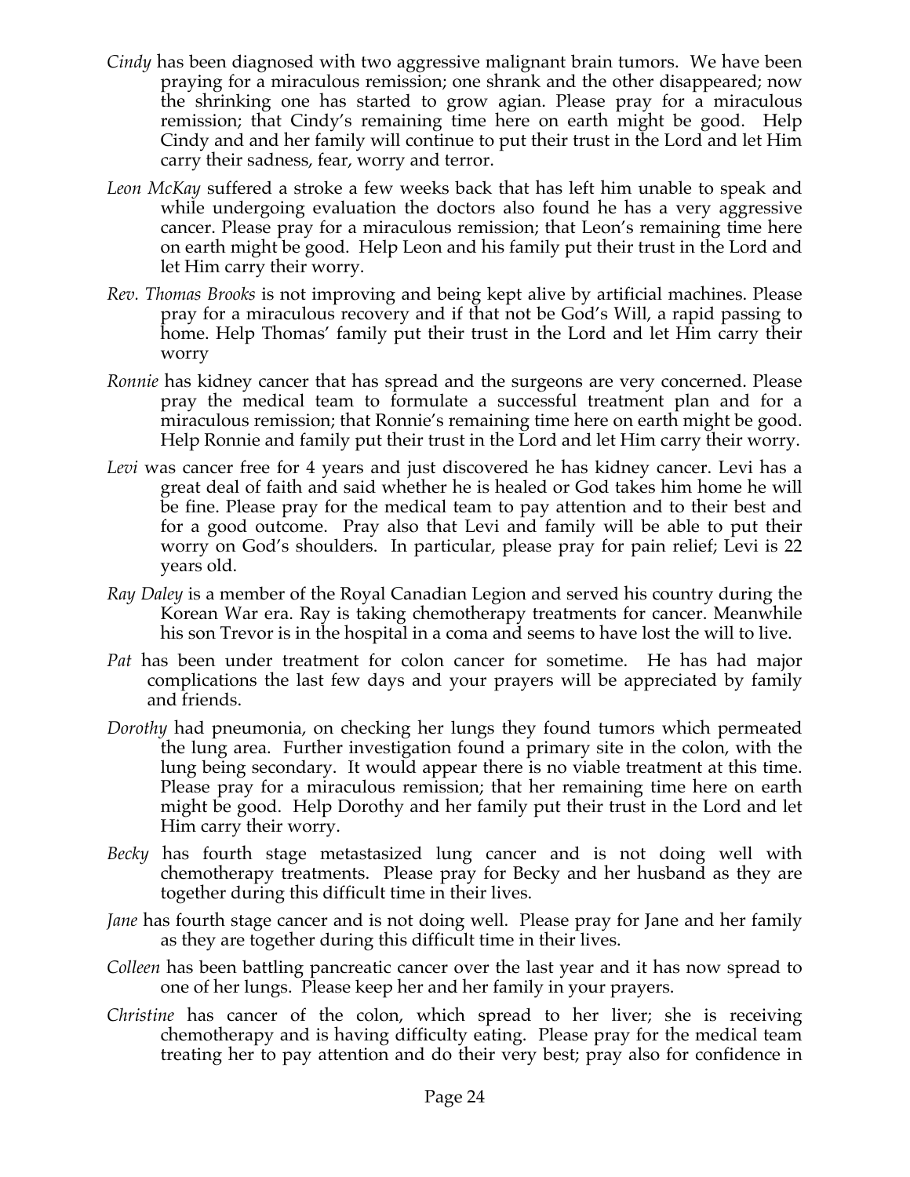*Cindy* has been diagnosed with two aggressive malignant brain tumors. We have been praying for a miraculous remission; one shrank and the other disappeared; now the shrinking one has started to grow agian. Please pray for a miraculous remission; that Cindy's remaining time here on earth might be good. Help Cindy and and her family will continue to put their trust in the Lord and let Him carry their sadness, fear, worry and terror.

*Leon McKay* suffered a stroke a few weeks back that has left him unable to speak and while undergoing evaluation the doctors also found he has a very aggressive cancer. Please pray for a miraculous remission; that Leon's remaining time here on earth might be good. Help Leon and his family put their trust in the Lord and let Him carry their worry.

*Rev. Thomas Brooks* is not improving and being kept alive by artificial machines. Please pray for a miraculous recovery and if that not be God's Will, a rapid passing to home. Help Thomas' family put their trust in the Lord and let Him carry their worry

*Ronnie* has kidney cancer that has spread and the surgeons are very concerned. Please pray the medical team to formulate a successful treatment plan and for a miraculous remission; that Ronnie's remaining time here on earth might be good. Help Ronnie and family put their trust in the Lord and let Him carry their worry.

*Levi* was cancer free for 4 years and just discovered he has kidney cancer. Levi has a great deal of faith and said whether he is healed or God takes him home he will be fine. Please pray for the medical team to pay attention and to their best and for a good outcome. Pray also that Levi and family will be able to put their worry on God's shoulders. In particular, please pray for pain relief; Levi is 22 years old.

*Ray Daley* is a member of the Royal Canadian Legion and served his country during the Korean War era. Ray is taking chemotherapy treatments for cancer. Meanwhile his son Trevor is in the hospital in a coma and seems to have lost the will to live.

*Pat* has been under treatment for colon cancer for sometime. He has had major complications the last few days and your prayers will be appreciated by family and friends.

*Dorothy* had pneumonia, on checking her lungs they found tumors which permeated the lung area. Further investigation found a primary site in the colon, with the lung being secondary. It would appear there is no viable treatment at this time. Please pray for a miraculous remission; that her remaining time here on earth might be good. Help Dorothy and her family put their trust in the Lord and let Him carry their worry.

*Becky* has fourth stage metastasized lung cancer and is not doing well with chemotherapy treatments. Please pray for Becky and her husband as they are together during this difficult time in their lives.

*Jane* has fourth stage cancer and is not doing well. Please pray for Jane and her family as they are together during this difficult time in their lives.

*Colleen* has been battling pancreatic cancer over the last year and it has now spread to one of her lungs. Please keep her and her family in your prayers.

*Christine* has cancer of the colon, which spread to her liver; she is receiving chemotherapy and is having difficulty eating. Please pray for the medical team treating her to pay attention and do their very best; pray also for confidence in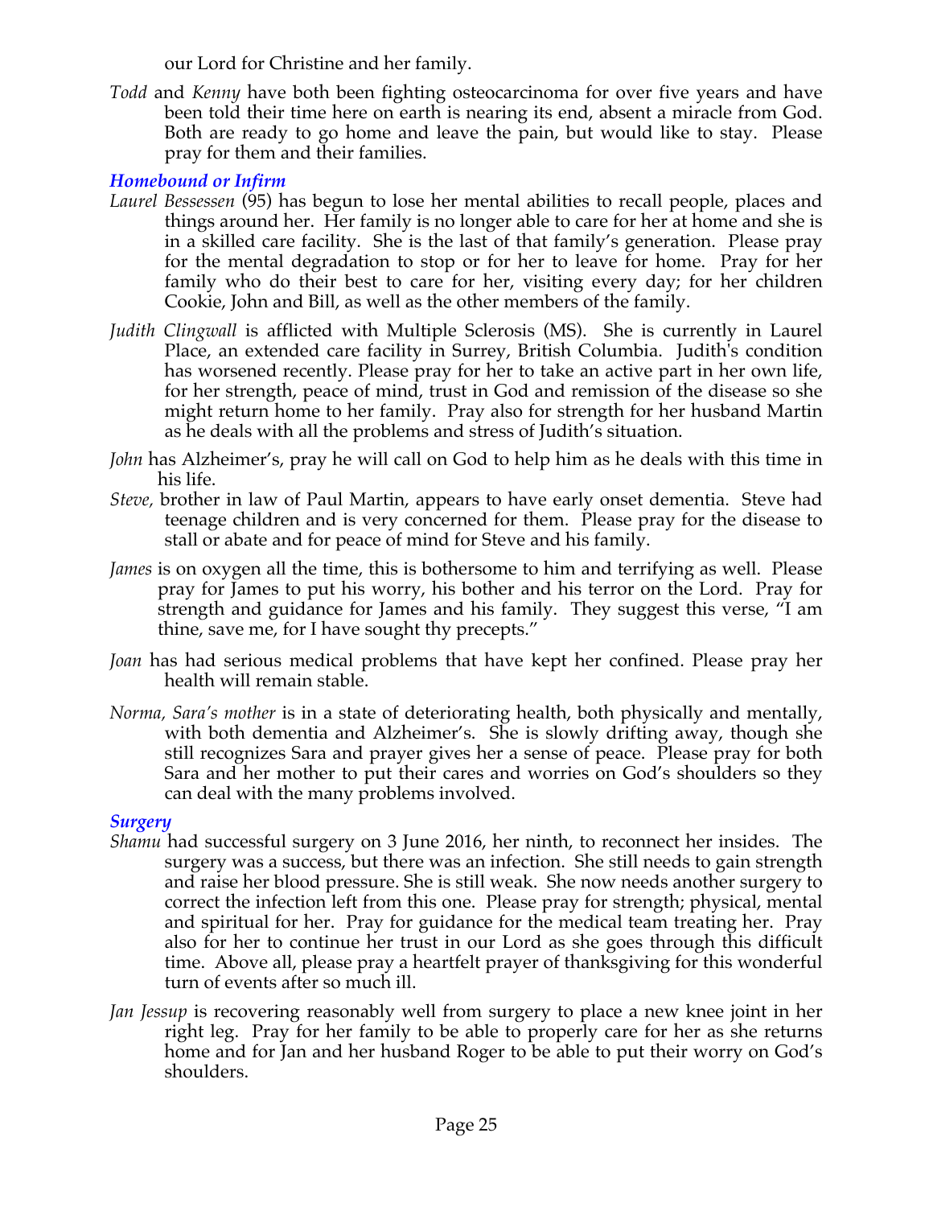our Lord for Christine and her family.

*Todd* and *Kenny* have both been fighting osteocarcinoma for over five years and have been told their time here on earth is nearing its end, absent a miracle from God. Both are ready to go home and leave the pain, but would like to stay. Please pray for them and their families.

### *Homebound or Infirm*

*Laurel Bessessen* (95) has begun to lose her mental abilities to recall people, places and things around her. Her family is no longer able to care for her at home and she is in a skilled care facility. She is the last of that family's generation. Please pray for the mental degradation to stop or for her to leave for home. Pray for her family who do their best to care for her, visiting every day; for her children Cookie, John and Bill, as well as the other members of the family.

*Judith Clingwall* is afflicted with Multiple Sclerosis (MS). She is currently in Laurel Place, an extended care facility in Surrey, British Columbia. Judith's condition has worsened recently. Please pray for her to take an active part in her own life, for her strength, peace of mind, trust in God and remission of the disease so she might return home to her family. Pray also for strength for her husband Martin as he deals with all the problems and stress of Judith's situation.

*John* has Alzheimer's, pray he will call on God to help him as he deals with this time in his life.

*Steve,* brother in law of Paul Martin, appears to have early onset dementia. Steve had teenage children and is very concerned for them. Please pray for the disease to stall or abate and for peace of mind for Steve and his family.

*James* is on oxygen all the time, this is bothersome to him and terrifying as well. Please pray for James to put his worry, his bother and his terror on the Lord. Pray for strength and guidance for James and his family. They suggest this verse, "I am thine, save me, for I have sought thy precepts."

*Joan* has had serious medical problems that have kept her confined. Please pray her health will remain stable.

*Norma, Sara's mother* is in a state of deteriorating health, both physically and mentally, with both dementia and Alzheimer's. She is slowly drifting away, though she still recognizes Sara and prayer gives her a sense of peace. Please pray for both Sara and her mother to put their cares and worries on God's shoulders so they can deal with the many problems involved.

### *Surgery*

*Shamu* had successful surgery on 3 June 2016, her ninth, to reconnect her insides. The surgery was a success, but there was an infection. She still needs to gain strength and raise her blood pressure. She is still weak. She now needs another surgery to correct the infection left from this one. Please pray for strength; physical, mental and spiritual for her. Pray for guidance for the medical team treating her. Pray also for her to continue her trust in our Lord as she goes through this difficult time. Above all, please pray a heartfelt prayer of thanksgiving for this wonderful turn of events after so much ill.

*Jan Jessup* is recovering reasonably well from surgery to place a new knee joint in her right leg. Pray for her family to be able to properly care for her as she returns home and for Jan and her husband Roger to be able to put their worry on God's shoulders.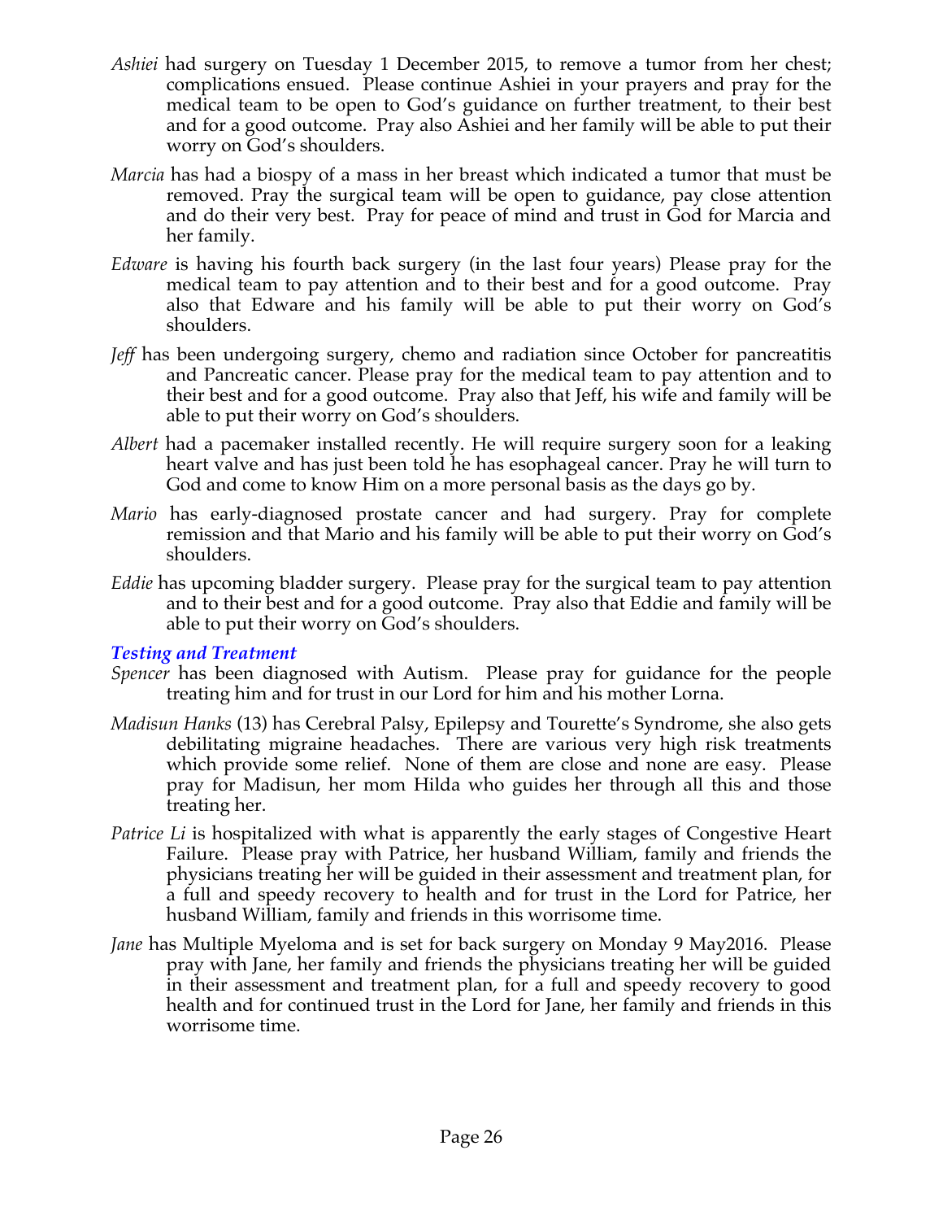*Ashiei* had surgery on Tuesday 1 December 2015, to remove a tumor from her chest; complications ensued. Please continue Ashiei in your prayers and pray for the medical team to be open to God's guidance on further treatment, to their best and for a good outcome. Pray also Ashiei and her family will be able to put their worry on God's shoulders.

*Marcia* has had a biospy of a mass in her breast which indicated a tumor that must be removed. Pray the surgical team will be open to guidance, pay close attention and do their very best. Pray for peace of mind and trust in God for Marcia and her family.

*Edware* is having his fourth back surgery (in the last four years) Please pray for the medical team to pay attention and to their best and for a good outcome. Pray also that Edware and his family will be able to put their worry on God's shoulders.

*Jeff* has been undergoing surgery, chemo and radiation since October for pancreatitis and Pancreatic cancer. Please pray for the medical team to pay attention and to their best and for a good outcome. Pray also that Jeff, his wife and family will be able to put their worry on God's shoulders.

*Albert* had a pacemaker installed recently. He will require surgery soon for a leaking heart valve and has just been told he has esophageal cancer. Pray he will turn to God and come to know Him on a more personal basis as the days go by.

*Mario* has early-diagnosed prostate cancer and had surgery. Pray for complete remission and that Mario and his family will be able to put their worry on God's shoulders.

*Eddie* has upcoming bladder surgery. Please pray for the surgical team to pay attention and to their best and for a good outcome. Pray also that Eddie and family will be able to put their worry on God's shoulders.

### *Testing and Treatment*

*Spencer* has been diagnosed with Autism. Please pray for guidance for the people treating him and for trust in our Lord for him and his mother Lorna.

*Madisun Hanks* (13) has Cerebral Palsy, Epilepsy and Tourette's Syndrome, she also gets debilitating migraine headaches. There are various very high risk treatments which provide some relief. None of them are close and none are easy. Please pray for Madisun, her mom Hilda who guides her through all this and those treating her.

*Patrice Li* is hospitalized with what is apparently the early stages of Congestive Heart Failure. Please pray with Patrice, her husband William, family and friends the physicians treating her will be guided in their assessment and treatment plan, for a full and speedy recovery to health and for trust in the Lord for Patrice, her husband William, family and friends in this worrisome time.

*Jane* has Multiple Myeloma and is set for back surgery on Monday 9 May2016. Please pray with Jane, her family and friends the physicians treating her will be guided in their assessment and treatment plan, for a full and speedy recovery to good health and for continued trust in the Lord for Jane, her family and friends in this worrisome time.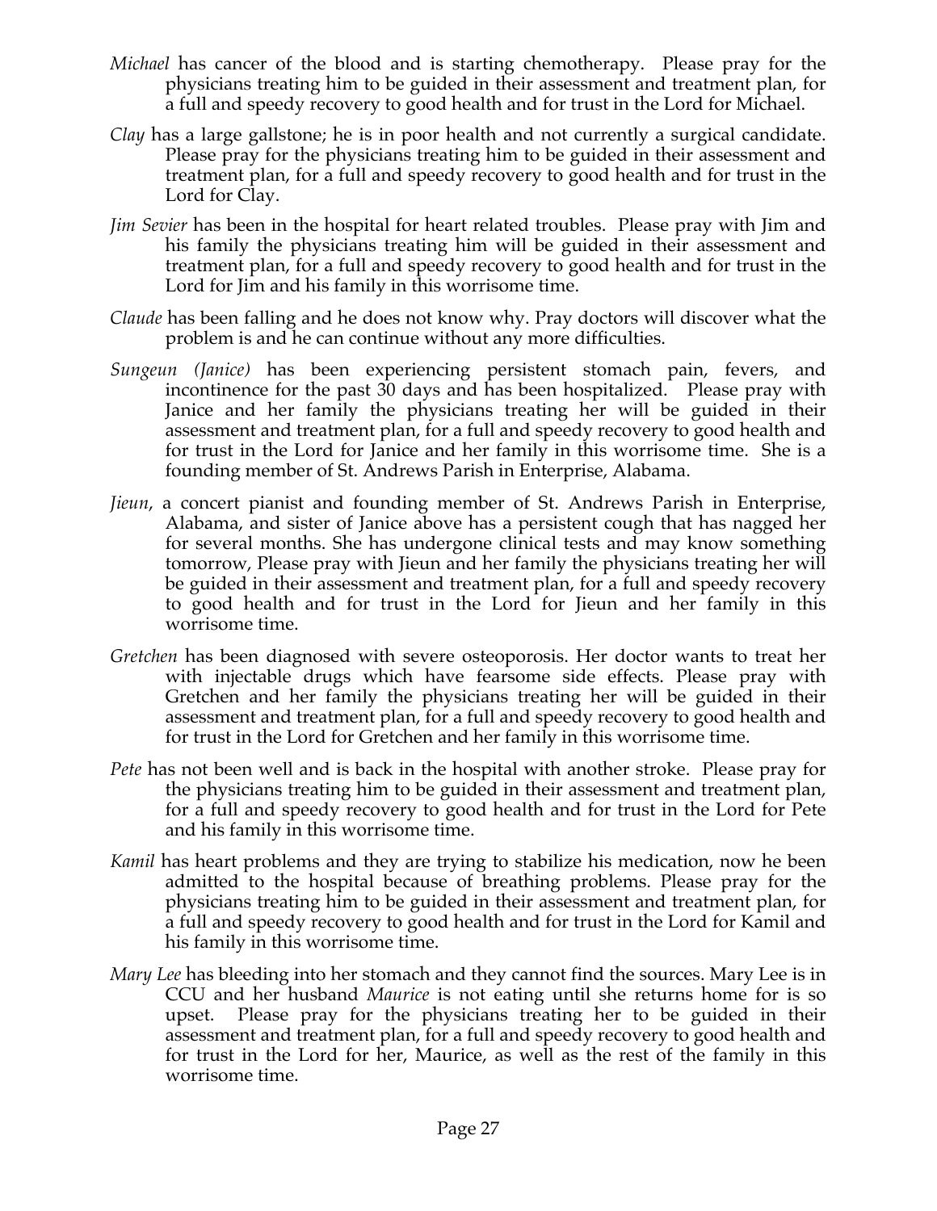*Michael* has cancer of the blood and is starting chemotherapy. Please pray for the physicians treating him to be guided in their assessment and treatment plan, for a full and speedy recovery to good health and for trust in the Lord for Michael.

*Clay* has a large gallstone; he is in poor health and not currently a surgical candidate. Please pray for the physicians treating him to be guided in their assessment and treatment plan, for a full and speedy recovery to good health and for trust in the Lord for Clay.

*Jim Sevier* has been in the hospital for heart related troubles. Please pray with Jim and his family the physicians treating him will be guided in their assessment and treatment plan, for a full and speedy recovery to good health and for trust in the Lord for Jim and his family in this worrisome time.

*Claude* has been falling and he does not know why. Pray doctors will discover what the problem is and he can continue without any more difficulties.

*Sungeun (Janice)* has been experiencing persistent stomach pain, fevers, and incontinence for the past 30 days and has been hospitalized. Please pray with Janice and her family the physicians treating her will be guided in their assessment and treatment plan, for a full and speedy recovery to good health and for trust in the Lord for Janice and her family in this worrisome time. She is a founding member of St. Andrews Parish in Enterprise, Alabama.

*Jieun*, a concert pianist and founding member of St. Andrews Parish in Enterprise, Alabama, and sister of Janice above has a persistent cough that has nagged her for several months. She has undergone clinical tests and may know something tomorrow, Please pray with Jieun and her family the physicians treating her will be guided in their assessment and treatment plan, for a full and speedy recovery to good health and for trust in the Lord for Jieun and her family in this worrisome time.

*Gretchen* has been diagnosed with severe osteoporosis. Her doctor wants to treat her with injectable drugs which have fearsome side effects. Please pray with Gretchen and her family the physicians treating her will be guided in their assessment and treatment plan, for a full and speedy recovery to good health and for trust in the Lord for Gretchen and her family in this worrisome time.

*Pete* has not been well and is back in the hospital with another stroke. Please pray for the physicians treating him to be guided in their assessment and treatment plan, for a full and speedy recovery to good health and for trust in the Lord for Pete and his family in this worrisome time.

*Kamil* has heart problems and they are trying to stabilize his medication, now he been admitted to the hospital because of breathing problems. Please pray for the physicians treating him to be guided in their assessment and treatment plan, for a full and speedy recovery to good health and for trust in the Lord for Kamil and his family in this worrisome time.

*Mary Lee* has bleeding into her stomach and they cannot find the sources. Mary Lee is in CCU and her husband *Maurice* is not eating until she returns home for is so upset. Please pray for the physicians treating her to be guided in their assessment and treatment plan, for a full and speedy recovery to good health and for trust in the Lord for her, Maurice, as well as the rest of the family in this worrisome time.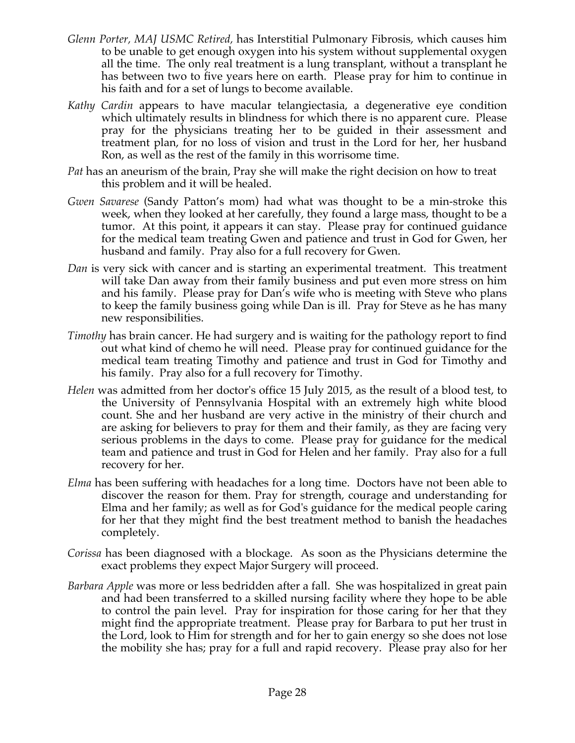*Glenn Porter, MAJ USMC Retired,* has Interstitial Pulmonary Fibrosis, which causes him to be unable to get enough oxygen into his system without supplemental oxygen all the time. The only real treatment is a lung transplant, without a transplant he has between two to five years here on earth. Please pray for him to continue in his faith and for a set of lungs to become available.

*Kathy Cardin* appears to have macular telangiectasia, a degenerative eye condition which ultimately results in blindness for which there is no apparent cure. Please pray for the physicians treating her to be guided in their assessment and treatment plan, for no loss of vision and trust in the Lord for her, her husband Ron, as well as the rest of the family in this worrisome time.

*Pat* has an aneurism of the brain, Pray she will make the right decision on how to treat this problem and it will be healed.

*Gwen Savarese* (Sandy Patton's mom) had what was thought to be a min-stroke this week, when they looked at her carefully, they found a large mass, thought to be a tumor. At this point, it appears it can stay. Please pray for continued guidance for the medical team treating Gwen and patience and trust in God for Gwen, her husband and family. Pray also for a full recovery for Gwen.

*Dan* is very sick with cancer and is starting an experimental treatment. This treatment will take Dan away from their family business and put even more stress on him and his family. Please pray for Dan's wife who is meeting with Steve who plans to keep the family business going while Dan is ill. Pray for Steve as he has many new responsibilities.

*Timothy* has brain cancer. He had surgery and is waiting for the pathology report to find out what kind of chemo he will need. Please pray for continued guidance for the medical team treating Timothy and patience and trust in God for Timothy and his family. Pray also for a full recovery for Timothy.

*Helen* was admitted from her doctor's office 15 July 2015, as the result of a blood test, to the University of Pennsylvania Hospital with an extremely high white blood count. She and her husband are very active in the ministry of their church and are asking for believers to pray for them and their family, as they are facing very serious problems in the days to come. Please pray for guidance for the medical team and patience and trust in God for Helen and her family. Pray also for a full recovery for her.

*Elma* has been suffering with headaches for a long time. Doctors have not been able to discover the reason for them. Pray for strength, courage and understanding for Elma and her family; as well as for God's guidance for the medical people caring for her that they might find the best treatment method to banish the headaches completely.

*Corissa* has been diagnosed with a blockage. As soon as the Physicians determine the exact problems they expect Major Surgery will proceed.

*Barbara Apple* was more or less bedridden after a fall. She was hospitalized in great pain and had been transferred to a skilled nursing facility where they hope to be able to control the pain level. Pray for inspiration for those caring for her that they might find the appropriate treatment. Please pray for Barbara to put her trust in the Lord, look to Him for strength and for her to gain energy so she does not lose the mobility she has; pray for a full and rapid recovery. Please pray also for her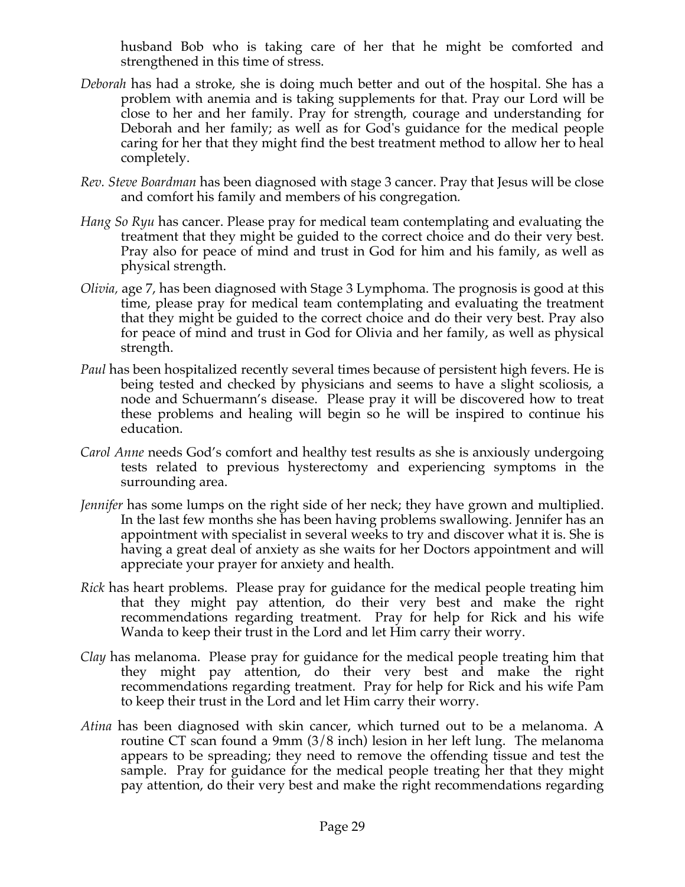husband Bob who is taking care of her that he might be comforted and strengthened in this time of stress.

*Deborah* has had a stroke, she is doing much better and out of the hospital. She has a problem with anemia and is taking supplements for that. Pray our Lord will be close to her and her family. Pray for strength, courage and understanding for Deborah and her family; as well as for God's guidance for the medical people caring for her that they might find the best treatment method to allow her to heal completely.

*Rev. Steve Boardman* has been diagnosed with stage 3 cancer. Pray that Jesus will be close and comfort his family and members of his congregation.

*Hang So Ryu* has cancer. Please pray for medical team contemplating and evaluating the treatment that they might be guided to the correct choice and do their very best. Pray also for peace of mind and trust in God for him and his family, as well as physical strength.

*Olivia*, age 7, has been diagnosed with Stage 3 Lymphoma. The prognosis is good at this time, please pray for medical team contemplating and evaluating the treatment that they might be guided to the correct choice and do their very best. Pray also for peace of mind and trust in God for Olivia and her family, as well as physical strength.

*Paul* has been hospitalized recently several times because of persistent high fevers. He is being tested and checked by physicians and seems to have a slight scoliosis, a node and Schuermann's disease. Please pray it will be discovered how to treat these problems and healing will begin so he will be inspired to continue his education.

*Carol Anne* needs God's comfort and healthy test results as she is anxiously undergoing tests related to previous hysterectomy and experiencing symptoms in the surrounding area.

*Jennifer* has some lumps on the right side of her neck; they have grown and multiplied. In the last few months she has been having problems swallowing. Jennifer has an appointment with specialist in several weeks to try and discover what it is. She is having a great deal of anxiety as she waits for her Doctors appointment and will appreciate your prayer for anxiety and health.

*Rick* has heart problems. Please pray for guidance for the medical people treating him that they might pay attention, do their very best and make the right recommendations regarding treatment. Pray for help for Rick and his wife Wanda to keep their trust in the Lord and let Him carry their worry.

*Clay* has melanoma. Please pray for guidance for the medical people treating him that they might pay attention, do their very best and make the right recommendations regarding treatment. Pray for help for Rick and his wife Pam to keep their trust in the Lord and let Him carry their worry.

*Atina* has been diagnosed with skin cancer, which turned out to be a melanoma. A routine CT scan found a 9mm (3/8 inch) lesion in her left lung. The melanoma appears to be spreading; they need to remove the offending tissue and test the sample. Pray for guidance for the medical people treating her that they might pay attention, do their very best and make the right recommendations regarding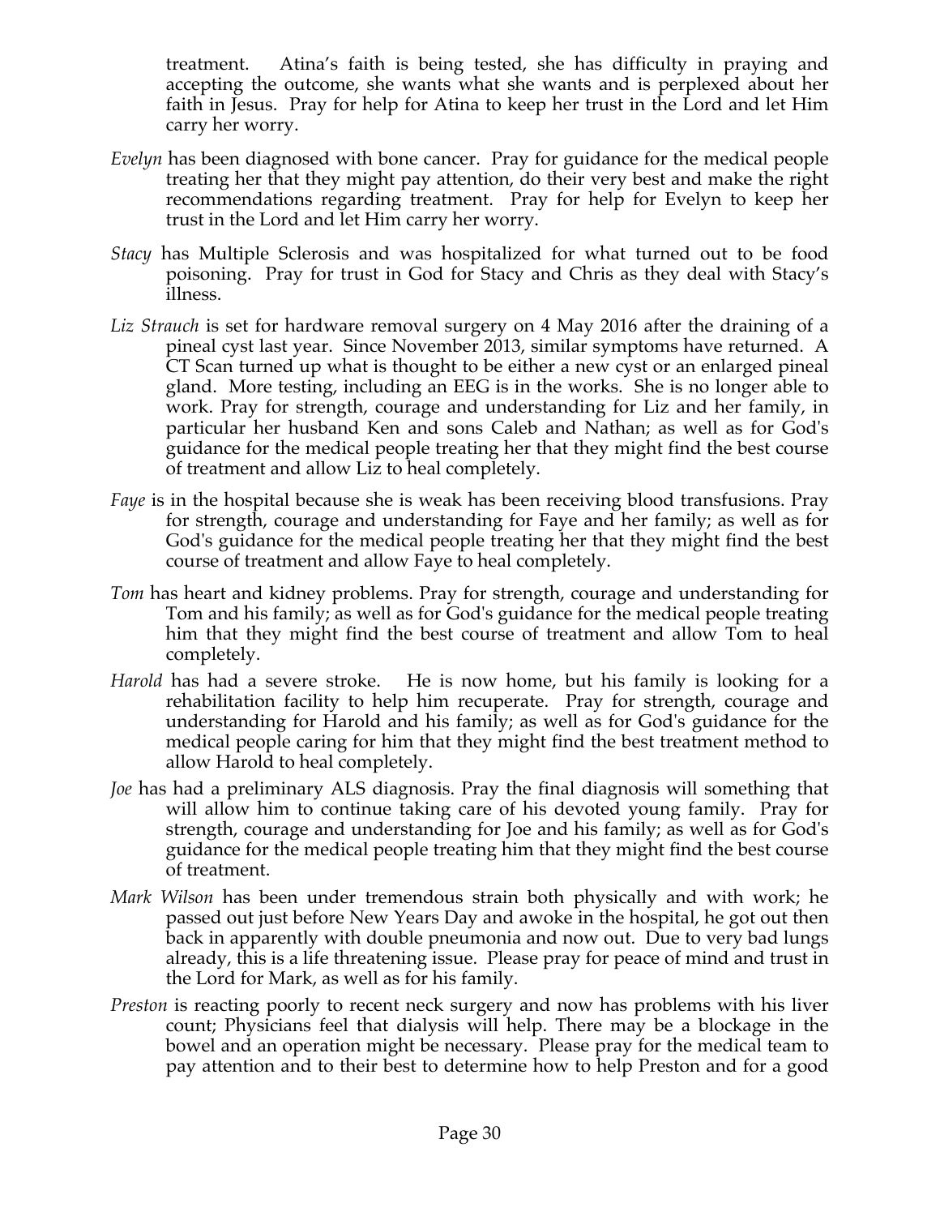treatment. Atina's faith is being tested, she has difficulty in praying and accepting the outcome, she wants what she wants and is perplexed about her faith in Jesus. Pray for help for Atina to keep her trust in the Lord and let Him carry her worry.

*Evelyn* has been diagnosed with bone cancer. Pray for guidance for the medical people treating her that they might pay attention, do their very best and make the right recommendations regarding treatment. Pray for help for Evelyn to keep her trust in the Lord and let Him carry her worry.

*Stacy* has Multiple Sclerosis and was hospitalized for what turned out to be food poisoning. Pray for trust in God for Stacy and Chris as they deal with Stacy's illness.

*Liz Strauch* is set for hardware removal surgery on 4 May 2016 after the draining of a pineal cyst last year. Since November 2013, similar symptoms have returned. A CT Scan turned up what is thought to be either a new cyst or an enlarged pineal gland. More testing, including an EEG is in the works. She is no longer able to work. Pray for strength, courage and understanding for Liz and her family, in particular her husband Ken and sons Caleb and Nathan; as well as for God's guidance for the medical people treating her that they might find the best course of treatment and allow Liz to heal completely.

*Faye* is in the hospital because she is weak has been receiving blood transfusions. Pray for strength, courage and understanding for Faye and her family; as well as for God's guidance for the medical people treating her that they might find the best course of treatment and allow Faye to heal completely.

*Tom* has heart and kidney problems. Pray for strength, courage and understanding for Tom and his family; as well as for God's guidance for the medical people treating him that they might find the best course of treatment and allow Tom to heal completely.

*Harold* has had a severe stroke. He is now home, but his family is looking for a rehabilitation facility to help him recuperate. Pray for strength, courage and understanding for Harold and his family; as well as for God's guidance for the medical people caring for him that they might find the best treatment method to allow Harold to heal completely.

*Joe* has had a preliminary ALS diagnosis. Pray the final diagnosis will something that will allow him to continue taking care of his devoted young family. Pray for strength, courage and understanding for Joe and his family; as well as for God's guidance for the medical people treating him that they might find the best course of treatment.

*Mark Wilson* has been under tremendous strain both physically and with work; he passed out just before New Years Day and awoke in the hospital, he got out then back in apparently with double pneumonia and now out. Due to very bad lungs already, this is a life threatening issue. Please pray for peace of mind and trust in the Lord for Mark, as well as for his family.

*Preston* is reacting poorly to recent neck surgery and now has problems with his liver count; Physicians feel that dialysis will help. There may be a blockage in the bowel and an operation might be necessary. Please pray for the medical team to pay attention and to their best to determine how to help Preston and for a good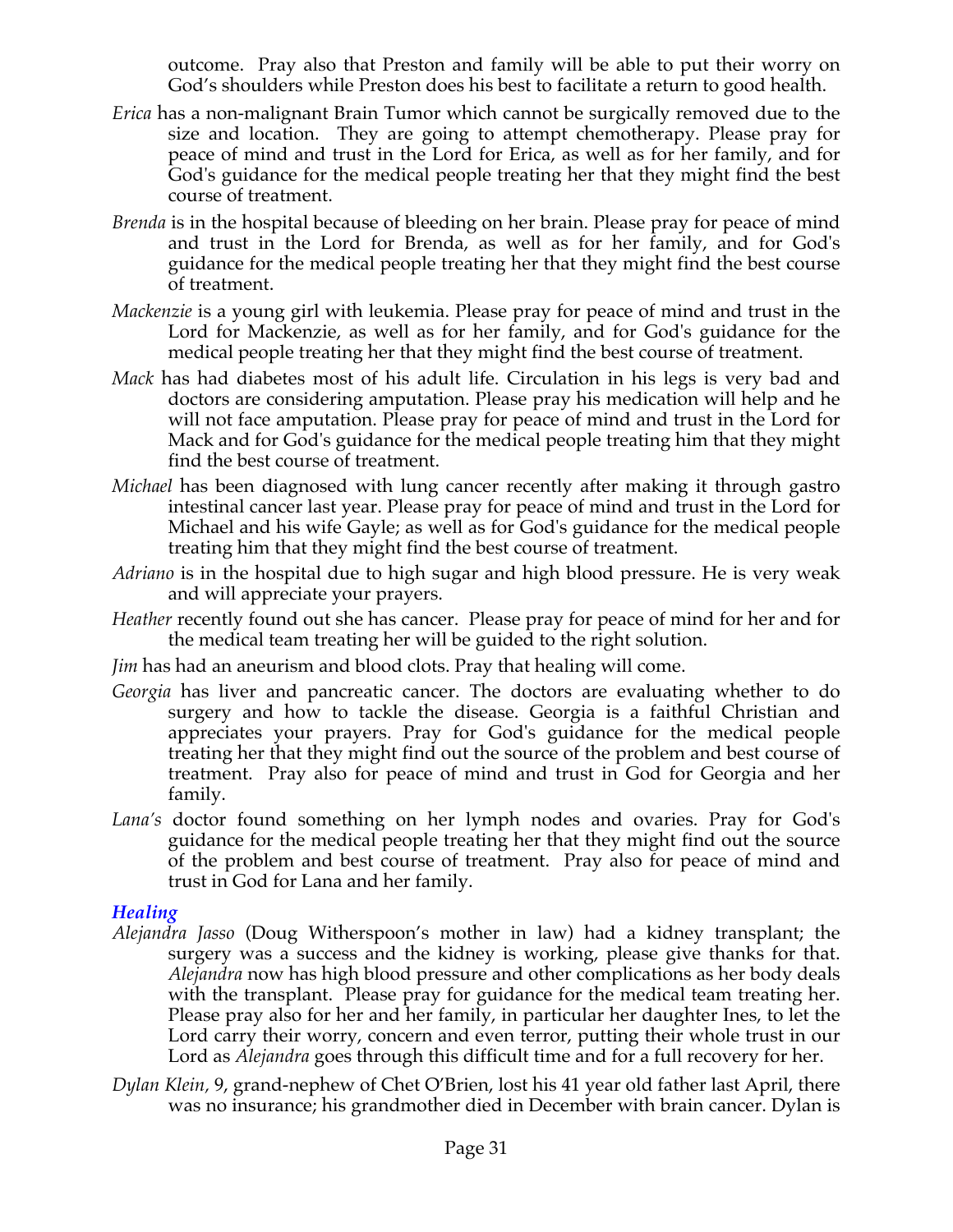outcome. Pray also that Preston and family will be able to put their worry on God's shoulders while Preston does his best to facilitate a return to good health.

*Erica* has a non-malignant Brain Tumor which cannot be surgically removed due to the size and location. They are going to attempt chemotherapy. Please pray for peace of mind and trust in the Lord for Erica, as well as for her family, and for God's guidance for the medical people treating her that they might find the best course of treatment.

*Brenda* is in the hospital because of bleeding on her brain. Please pray for peace of mind and trust in the Lord for Brenda, as well as for her family, and for God's guidance for the medical people treating her that they might find the best course of treatment.

*Mackenzie* is a young girl with leukemia. Please pray for peace of mind and trust in the Lord for Mackenzie, as well as for her family, and for God's guidance for the medical people treating her that they might find the best course of treatment.

*Mack* has had diabetes most of his adult life. Circulation in his legs is very bad and doctors are considering amputation. Please pray his medication will help and he will not face amputation. Please pray for peace of mind and trust in the Lord for Mack and for God's guidance for the medical people treating him that they might find the best course of treatment.

*Michael* has been diagnosed with lung cancer recently after making it through gastro intestinal cancer last year. Please pray for peace of mind and trust in the Lord for Michael and his wife Gayle; as well as for God's guidance for the medical people treating him that they might find the best course of treatment.

*Adriano* is in the hospital due to high sugar and high blood pressure. He is very weak and will appreciate your prayers.

*Heather* recently found out she has cancer. Please pray for peace of mind for her and for the medical team treating her will be guided to the right solution.

*Jim* has had an aneurism and blood clots. Pray that healing will come.

*Georgia* has liver and pancreatic cancer. The doctors are evaluating whether to do surgery and how to tackle the disease. Georgia is a faithful Christian and appreciates your prayers. Pray for God's guidance for the medical people treating her that they might find out the source of the problem and best course of treatment. Pray also for peace of mind and trust in God for Georgia and her family.

*Lana's* doctor found something on her lymph nodes and ovaries. Pray for God's guidance for the medical people treating her that they might find out the source of the problem and best course of treatment. Pray also for peace of mind and trust in God for Lana and her family.

### *Healing*

*Alejandra Jasso* (Doug Witherspoon's mother in law) had a kidney transplant; the surgery was a success and the kidney is working, please give thanks for that. *Alejandra* now has high blood pressure and other complications as her body deals with the transplant. Please pray for guidance for the medical team treating her. Please pray also for her and her family, in particular her daughter Ines, to let the Lord carry their worry, concern and even terror, putting their whole trust in our Lord as *Alejandra* goes through this difficult time and for a full recovery for her.

*Dylan Klein*, 9, grand-nephew of Chet O'Brien, lost his 41 year old father last April, there was no insurance; his grandmother died in December with brain cancer. Dylan is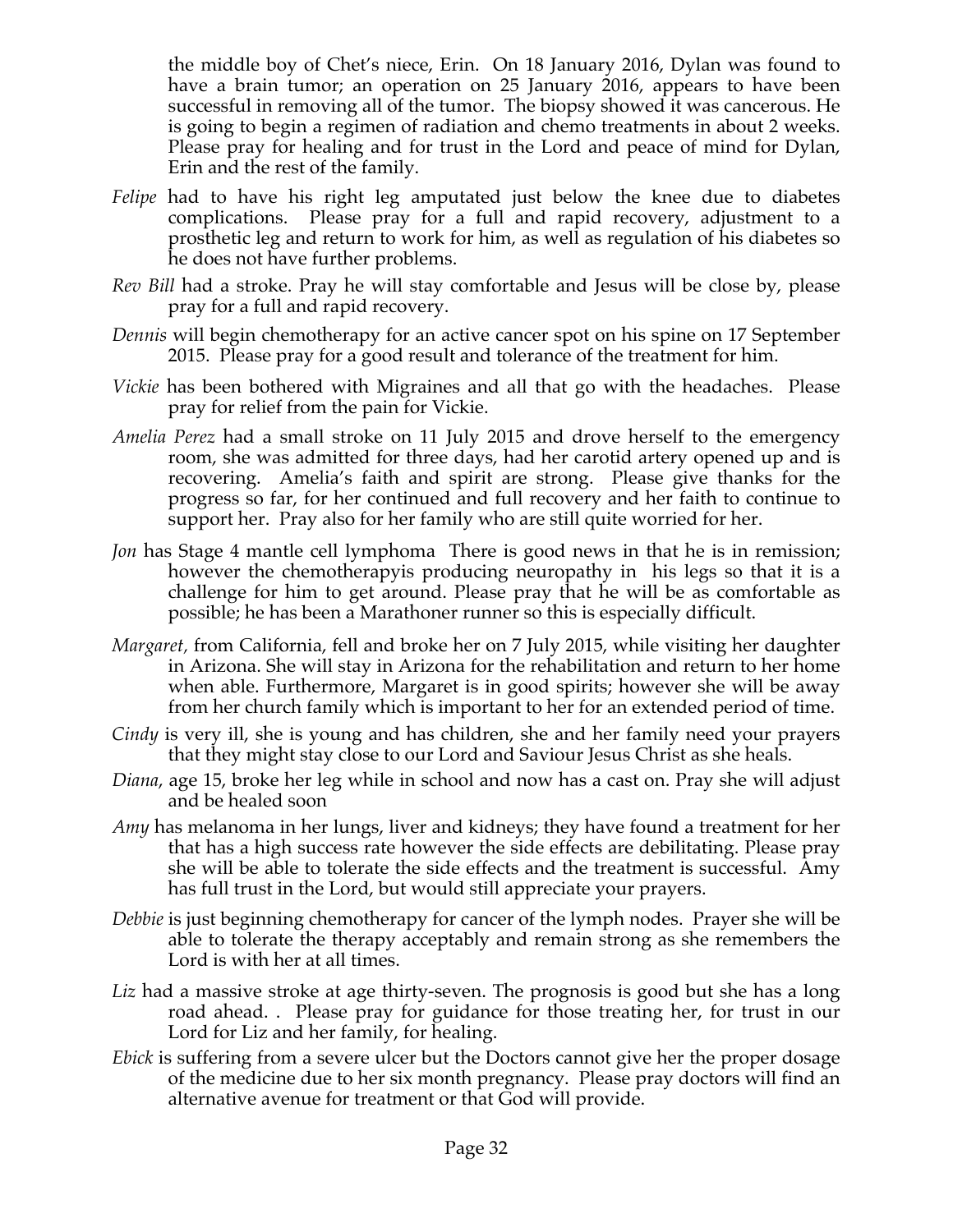the middle boy of Chet's niece, Erin. On 18 January 2016, Dylan was found to have a brain tumor; an operation on 25 January 2016, appears to have been successful in removing all of the tumor. The biopsy showed it was cancerous. He is going to begin a regimen of radiation and chemo treatments in about 2 weeks. Please pray for healing and for trust in the Lord and peace of mind for Dylan, Erin and the rest of the family.

- *Felipe* had to have his right leg amputated just below the knee due to diabetes complications. Please pray for a full and rapid recovery, adjustment to a prosthetic leg and return to work for him, as well as regulation of his diabetes so he does not have further problems.
- *Rev Bill* had a stroke. Pray he will stay comfortable and Jesus will be close by, please pray for a full and rapid recovery.
- *Dennis* will begin chemotherapy for an active cancer spot on his spine on 17 September 2015. Please pray for a good result and tolerance of the treatment for him.
- *Vickie* has been bothered with Migraines and all that go with the headaches. Please pray for relief from the pain for Vickie.
- *Amelia Perez* had a small stroke on 11 July 2015 and drove herself to the emergency room, she was admitted for three days, had her carotid artery opened up and is recovering. Amelia's faith and spirit are strong. Please give thanks for the progress so far, for her continued and full recovery and her faith to continue to support her. Pray also for her family who are still quite worried for her.
- *Jon* has Stage 4 mantle cell lymphoma There is good news in that he is in remission; however the chemotherapyis producing neuropathy in his legs so that it is a challenge for him to get around. Please pray that he will be as comfortable as possible; he has been a Marathoner runner so this is especially difficult.
- *Margaret,* from California, fell and broke her on 7 July 2015, while visiting her daughter in Arizona. She will stay in Arizona for the rehabilitation and return to her home when able. Furthermore, Margaret is in good spirits; however she will be away from her church family which is important to her for an extended period of time.
- *Cindy* is very ill, she is young and has children, she and her family need your prayers that they might stay close to our Lord and Saviour Jesus Christ as she heals.
- *Diana*, age 15, broke her leg while in school and now has a cast on. Pray she will adjust and be healed soon
- *Amy* has melanoma in her lungs, liver and kidneys; they have found a treatment for her that has a high success rate however the side effects are debilitating. Please pray she will be able to tolerate the side effects and the treatment is successful. Amy has full trust in the Lord, but would still appreciate your prayers.
- *Debbie* is just beginning chemotherapy for cancer of the lymph nodes. Prayer she will be able to tolerate the therapy acceptably and remain strong as she remembers the Lord is with her at all times.
- *Liz* had a massive stroke at age thirty-seven. The prognosis is good but she has a long road ahead. . Please pray for guidance for those treating her, for trust in our Lord for Liz and her family, for healing.
- *Ebick* is suffering from a severe ulcer but the Doctors cannot give her the proper dosage of the medicine due to her six month pregnancy. Please pray doctors will find an alternative avenue for treatment or that God will provide.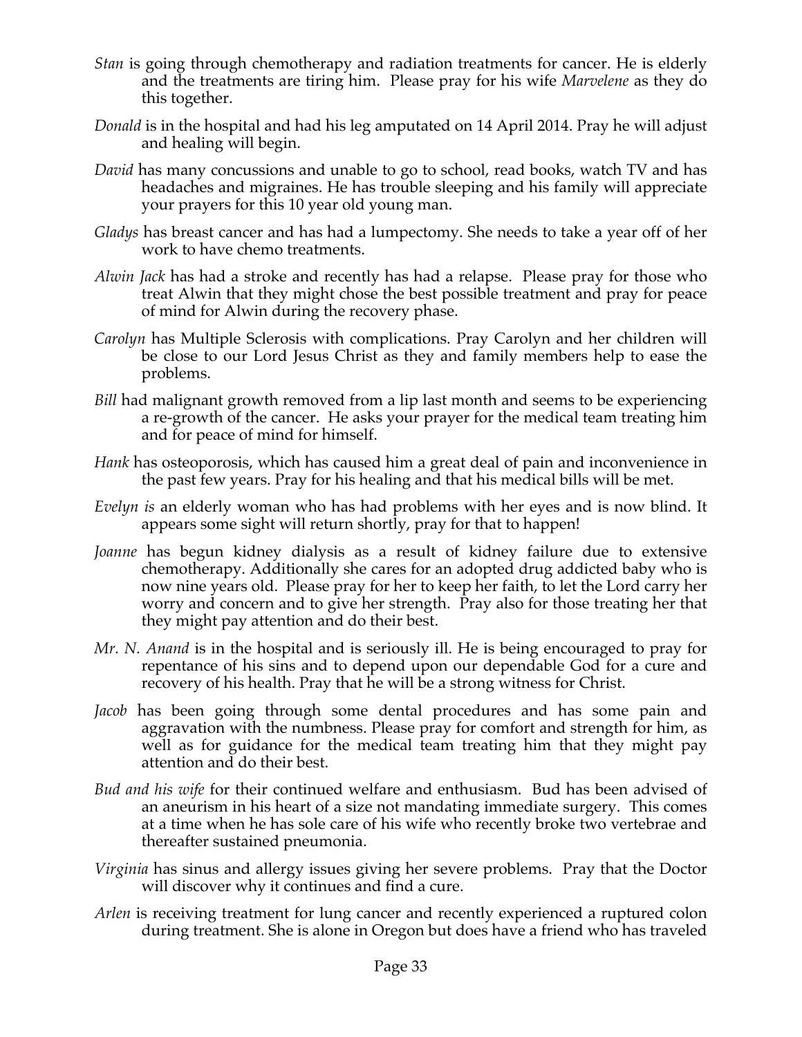*Stan* is going through chemotherapy and radiation treatments for cancer. He is elderly and the treatments are tiring him. Please pray for his wife *Marvelene* as they do this together.

*Donald* is in the hospital and had his leg amputated on 14 April 2014. Pray he will adjust and healing will begin.

*David* has many concussions and unable to go to school, read books, watch TV and has headaches and migraines. He has trouble sleeping and his family will appreciate your prayers for this 10 year old young man.

*Gladys* has breast cancer and has had a lumpectomy. She needs to take a year off of her work to have chemo treatments.

*Alwin Jack* has had a stroke and recently has had a relapse. Please pray for those who treat Alwin that they might chose the best possible treatment and pray for peace of mind for Alwin during the recovery phase.

*Carolyn* has Multiple Sclerosis with complications. Pray Carolyn and her children will be close to our Lord Jesus Christ as they and family members help to ease the problems.

*Bill* had malignant growth removed from a lip last month and seems to be experiencing a re-growth of the cancer. He asks your prayer for the medical team treating him and for peace of mind for himself.

*Hank* has osteoporosis, which has caused him a great deal of pain and inconvenience in the past few years. Pray for his healing and that his medical bills will be met.

*Evelyn is* an elderly woman who has had problems with her eyes and is now blind. It appears some sight will return shortly, pray for that to happen!

*Joanne* has begun kidney dialysis as a result of kidney failure due to extensive chemotherapy. Additionally she cares for an adopted drug addicted baby who is now nine years old. Please pray for her to keep her faith, to let the Lord carry her worry and concern and to give her strength. Pray also for those treating her that they might pay attention and do their best.

*Mr. N. Anand* is in the hospital and is seriously ill. He is being encouraged to pray for repentance of his sins and to depend upon our dependable God for a cure and recovery of his health. Pray that he will be a strong witness for Christ.

*Jacob* has been going through some dental procedures and has some pain and aggravation with the numbness. Please pray for comfort and strength for him, as well as for guidance for the medical team treating him that they might pay attention and do their best.

*Bud and his wife* for their continued welfare and enthusiasm. Bud has been advised of an aneurism in his heart of a size not mandating immediate surgery. This comes at a time when he has sole care of his wife who recently broke two vertebrae and thereafter sustained pneumonia.

*Virginia* has sinus and allergy issues giving her severe problems. Pray that the Doctor will discover why it continues and find a cure.

*Arlen* is receiving treatment for lung cancer and recently experienced a ruptured colon during treatment. She is alone in Oregon but does have a friend who has traveled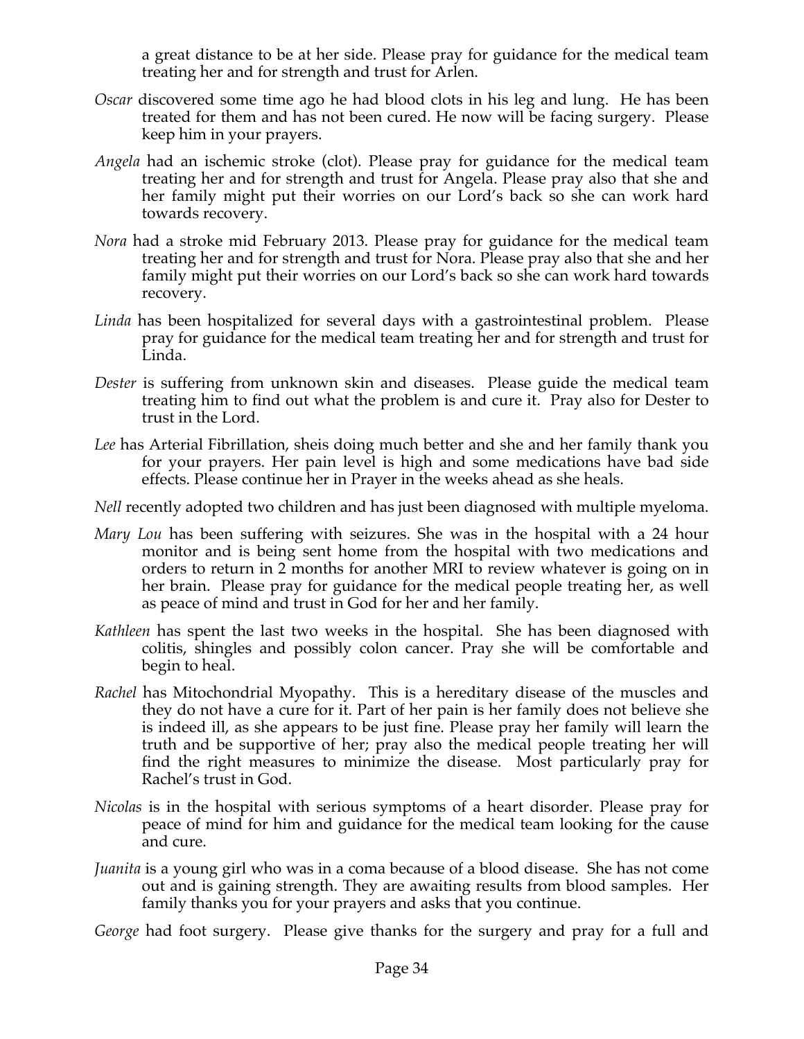a great distance to be at her side. Please pray for guidance for the medical team treating her and for strength and trust for Arlen.

*Oscar* discovered some time ago he had blood clots in his leg and lung. He has been treated for them and has not been cured. He now will be facing surgery. Please keep him in your prayers.

*Angela* had an ischemic stroke (clot). Please pray for guidance for the medical team treating her and for strength and trust for Angela. Please pray also that she and her family might put their worries on our Lord's back so she can work hard towards recovery.

*Nora* had a stroke mid February 2013. Please pray for guidance for the medical team treating her and for strength and trust for Nora. Please pray also that she and her family might put their worries on our Lord's back so she can work hard towards recovery.

*Linda* has been hospitalized for several days with a gastrointestinal problem. Please pray for guidance for the medical team treating her and for strength and trust for Linda.

*Dester* is suffering from unknown skin and diseases. Please guide the medical team treating him to find out what the problem is and cure it. Pray also for Dester to trust in the Lord.

*Lee* has Arterial Fibrillation, sheis doing much better and she and her family thank you for your prayers. Her pain level is high and some medications have bad side effects. Please continue her in Prayer in the weeks ahead as she heals.

*Nell* recently adopted two children and has just been diagnosed with multiple myeloma.

*Mary Lou* has been suffering with seizures. She was in the hospital with a 24 hour monitor and is being sent home from the hospital with two medications and orders to return in 2 months for another MRI to review whatever is going on in her brain. Please pray for guidance for the medical people treating her, as well as peace of mind and trust in God for her and her family.

*Kathleen* has spent the last two weeks in the hospital. She has been diagnosed with colitis, shingles and possibly colon cancer. Pray she will be comfortable and begin to heal.

*Rachel* has Mitochondrial Myopathy. This is a hereditary disease of the muscles and they do not have a cure for it. Part of her pain is her family does not believe she is indeed ill, as she appears to be just fine. Please pray her family will learn the truth and be supportive of her; pray also the medical people treating her will find the right measures to minimize the disease. Most particularly pray for Rachel's trust in God.

*Nicolas* is in the hospital with serious symptoms of a heart disorder. Please pray for peace of mind for him and guidance for the medical team looking for the cause and cure.

*Juanita* is a young girl who was in a coma because of a blood disease. She has not come out and is gaining strength. They are awaiting results from blood samples. Her family thanks you for your prayers and asks that you continue.

*George* had foot surgery. Please give thanks for the surgery and pray for a full and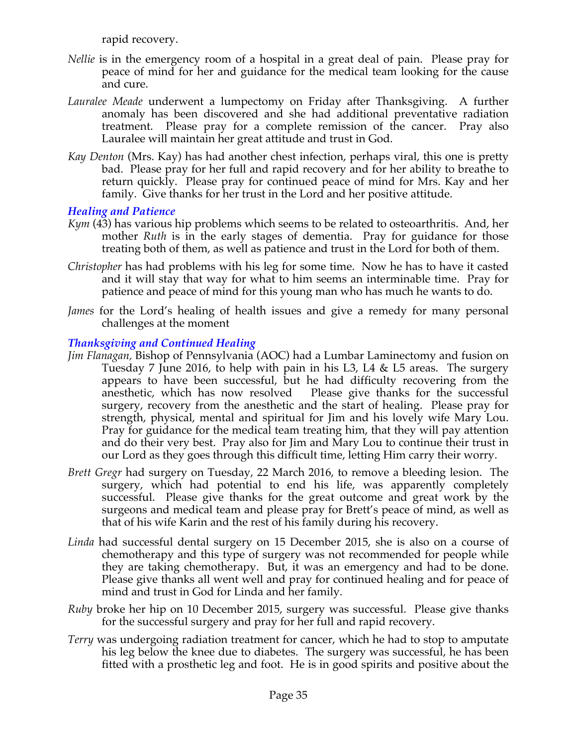rapid recovery.

*Nellie* is in the emergency room of a hospital in a great deal of pain. Please pray for peace of mind for her and guidance for the medical team looking for the cause and cure.

*Lauralee Meade* underwent a lumpectomy on Friday after Thanksgiving. A further anomaly has been discovered and she had additional preventative radiation treatment. Please pray for a complete remission of the cancer. Pray also Lauralee will maintain her great attitude and trust in God.

*Kay Denton* (Mrs. Kay) has had another chest infection, perhaps viral, this one is pretty bad. Please pray for her full and rapid recovery and for her ability to breathe to return quickly. Please pray for continued peace of mind for Mrs. Kay and her family. Give thanks for her trust in the Lord and her positive attitude.

### *Healing and Patience*

*Kym* (43) has various hip problems which seems to be related to osteoarthritis. And, her mother *Ruth* is in the early stages of dementia. Pray for guidance for those treating both of them, as well as patience and trust in the Lord for both of them.

*Christopher* has had problems with his leg for some time. Now he has to have it casted and it will stay that way for what to him seems an interminable time. Pray for patience and peace of mind for this young man who has much he wants to do.

*James* for the Lord's healing of health issues and give a remedy for many personal challenges at the moment

### *Thanksgiving and Continued Healing*

*Jim Flanagan,* Bishop of Pennsylvania (AOC) had a Lumbar Laminectomy and fusion on Tuesday 7 June 2016, to help with pain in his L3, L4 & L5 areas. The surgery appears to have been successful, but he had difficulty recovering from the anesthetic, which has now resolved  Please give thanks for the successful surgery, recovery from the anesthetic and the start of healing. Please pray for strength, physical, mental and spiritual for Jim and his lovely wife Mary Lou. Pray for guidance for the medical team treating him, that they will pay attention and do their very best. Pray also for Jim and Mary Lou to continue their trust in our Lord as they goes through this difficult time, letting Him carry their worry.

*Brett Gregr* had surgery on Tuesday, 22 March 2016, to remove a bleeding lesion. The surgery, which had potential to end his life, was apparently completely successful. Please give thanks for the great outcome and great work by the surgeons and medical team and please pray for Brett's peace of mind, as well as that of his wife Karin and the rest of his family during his recovery.

*Linda* had successful dental surgery on 15 December 2015, she is also on a course of chemotherapy and this type of surgery was not recommended for people while they are taking chemotherapy. But, it was an emergency and had to be done. Please give thanks all went well and pray for continued healing and for peace of mind and trust in God for Linda and her family.

*Ruby* broke her hip on 10 December 2015, surgery was successful. Please give thanks for the successful surgery and pray for her full and rapid recovery.

*Terry* was undergoing radiation treatment for cancer, which he had to stop to amputate his leg below the knee due to diabetes. The surgery was successful, he has been fitted with a prosthetic leg and foot. He is in good spirits and positive about the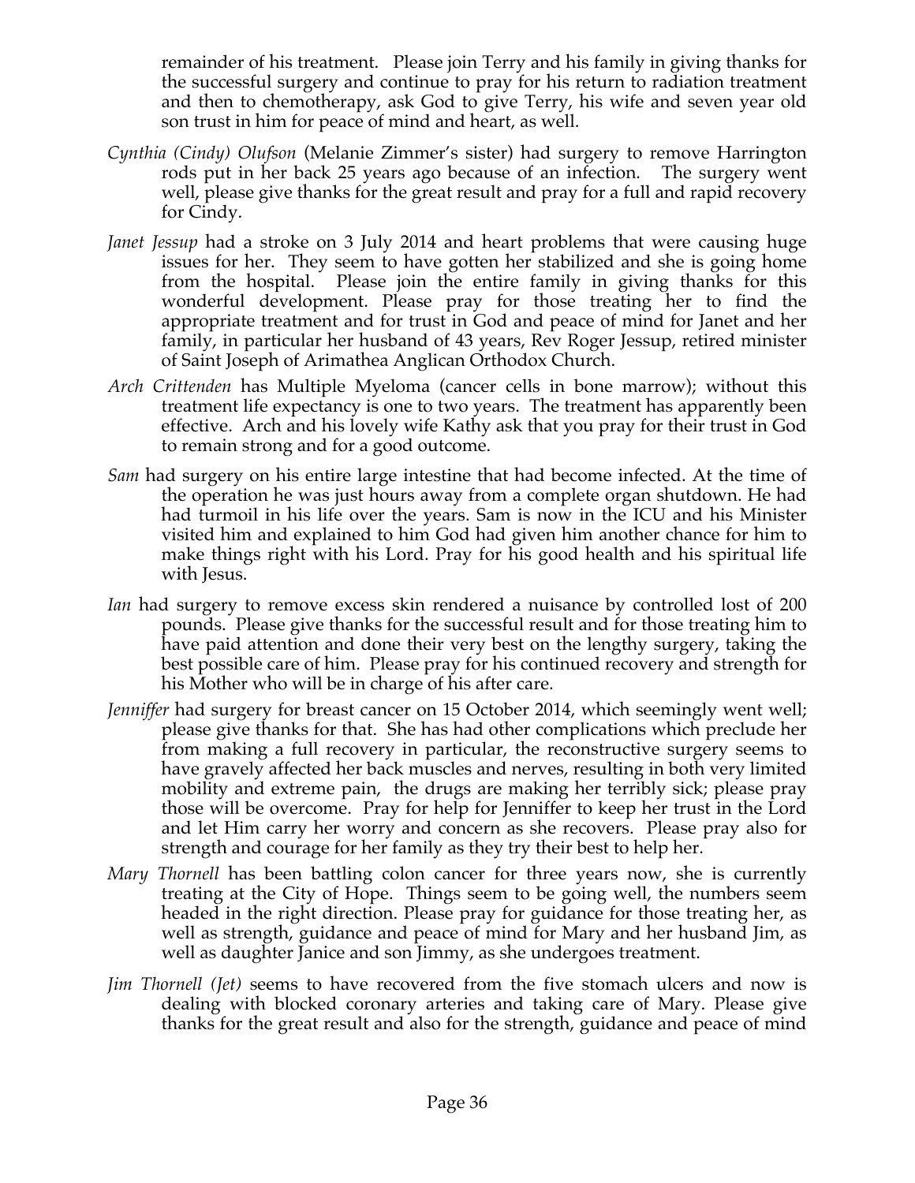remainder of his treatment. Please join Terry and his family in giving thanks for the successful surgery and continue to pray for his return to radiation treatment and then to chemotherapy, ask God to give Terry, his wife and seven year old son trust in him for peace of mind and heart, as well.

*Cynthia (Cindy) Olufson* (Melanie Zimmer's sister) had surgery to remove Harrington rods put in her back 25 years ago because of an infection. The surgery went well, please give thanks for the great result and pray for a full and rapid recovery for Cindy.

*Janet Jessup* had a stroke on 3 July 2014 and heart problems that were causing huge issues for her. They seem to have gotten her stabilized and she is going home from the hospital. Please join the entire family in giving thanks for this wonderful development. Please pray for those treating her to find the appropriate treatment and for trust in God and peace of mind for Janet and her family, in particular her husband of 43 years, Rev Roger Jessup, retired minister of Saint Joseph of Arimathea Anglican Orthodox Church.

*Arch Crittenden* has Multiple Myeloma (cancer cells in bone marrow); without this treatment life expectancy is one to two years. The treatment has apparently been effective. Arch and his lovely wife Kathy ask that you pray for their trust in God to remain strong and for a good outcome.

*Sam* had surgery on his entire large intestine that had become infected. At the time of the operation he was just hours away from a complete organ shutdown. He had had turmoil in his life over the years. Sam is now in the ICU and his Minister visited him and explained to him God had given him another chance for him to make things right with his Lord. Pray for his good health and his spiritual life with Jesus.

*Ian* had surgery to remove excess skin rendered a nuisance by controlled lost of 200 pounds. Please give thanks for the successful result and for those treating him to have paid attention and done their very best on the lengthy surgery, taking the best possible care of him. Please pray for his continued recovery and strength for his Mother who will be in charge of his after care.

*Jenniffer* had surgery for breast cancer on 15 October 2014, which seemingly went well; please give thanks for that. She has had other complications which preclude her from making a full recovery in particular, the reconstructive surgery seems to have gravely affected her back muscles and nerves, resulting in both very limited mobility and extreme pain, the drugs are making her terribly sick; please pray those will be overcome. Pray for help for Jenniffer to keep her trust in the Lord and let Him carry her worry and concern as she recovers. Please pray also for strength and courage for her family as they try their best to help her.

*Mary Thornell* has been battling colon cancer for three years now, she is currently treating at the City of Hope. Things seem to be going well, the numbers seem headed in the right direction. Please pray for guidance for those treating her, as well as strength, guidance and peace of mind for Mary and her husband Jim, as well as daughter Janice and son Jimmy, as she undergoes treatment.

*Jim Thornell (Jet)* seems to have recovered from the five stomach ulcers and now is dealing with blocked coronary arteries and taking care of Mary. Please give thanks for the great result and also for the strength, guidance and peace of mind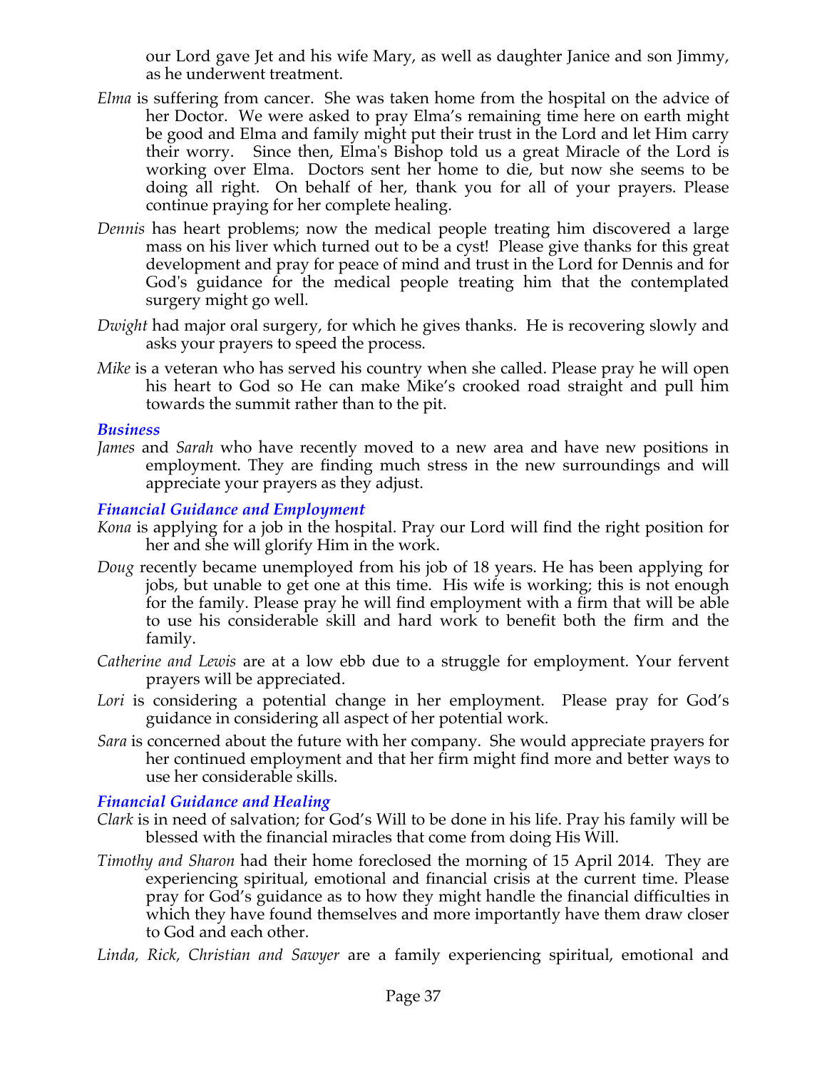our Lord gave Jet and his wife Mary, as well as daughter Janice and son Jimmy, as he underwent treatment.

*Elma* is suffering from cancer. She was taken home from the hospital on the advice of her Doctor. We were asked to pray Elma's remaining time here on earth might be good and Elma and family might put their trust in the Lord and let Him carry their worry. Since then, Elma's Bishop told us a great Miracle of the Lord is working over Elma. Doctors sent her home to die, but now she seems to be doing all right. On behalf of her, thank you for all of your prayers. Please continue praying for her complete healing.

*Dennis* has heart problems; now the medical people treating him discovered a large mass on his liver which turned out to be a cyst! Please give thanks for this great development and pray for peace of mind and trust in the Lord for Dennis and for God's guidance for the medical people treating him that the contemplated surgery might go well.

*Dwight* had major oral surgery, for which he gives thanks. He is recovering slowly and asks your prayers to speed the process.

*Mike* is a veteran who has served his country when she called. Please pray he will open his heart to God so He can make Mike's crooked road straight and pull him towards the summit rather than to the pit.

### *Business*

*James* and *Sarah* who have recently moved to a new area and have new positions in employment. They are finding much stress in the new surroundings and will appreciate your prayers as they adjust.

### *Financial Guidance and Employment*

*Kona* is applying for a job in the hospital. Pray our Lord will find the right position for her and she will glorify Him in the work.

*Doug* recently became unemployed from his job of 18 years. He has been applying for jobs, but unable to get one at this time. His wife is working; this is not enough for the family. Please pray he will find employment with a firm that will be able to use his considerable skill and hard work to benefit both the firm and the family.

*Catherine and Lewis* are at a low ebb due to a struggle for employment. Your fervent prayers will be appreciated.

*Lori* is considering a potential change in her employment. Please pray for God's guidance in considering all aspect of her potential work.

*Sara* is concerned about the future with her company. She would appreciate prayers for her continued employment and that her firm might find more and better ways to use her considerable skills.

### *Financial Guidance and Healing*

*Clark* is in need of salvation; for God's Will to be done in his life. Pray his family will be blessed with the financial miracles that come from doing His Will.

*Timothy and Sharon* had their home foreclosed the morning of 15 April 2014. They are experiencing spiritual, emotional and financial crisis at the current time. Please pray for God's guidance as to how they might handle the financial difficulties in which they have found themselves and more importantly have them draw closer to God and each other.

*Linda, Rick, Christian and Sawyer* are a family experiencing spiritual, emotional and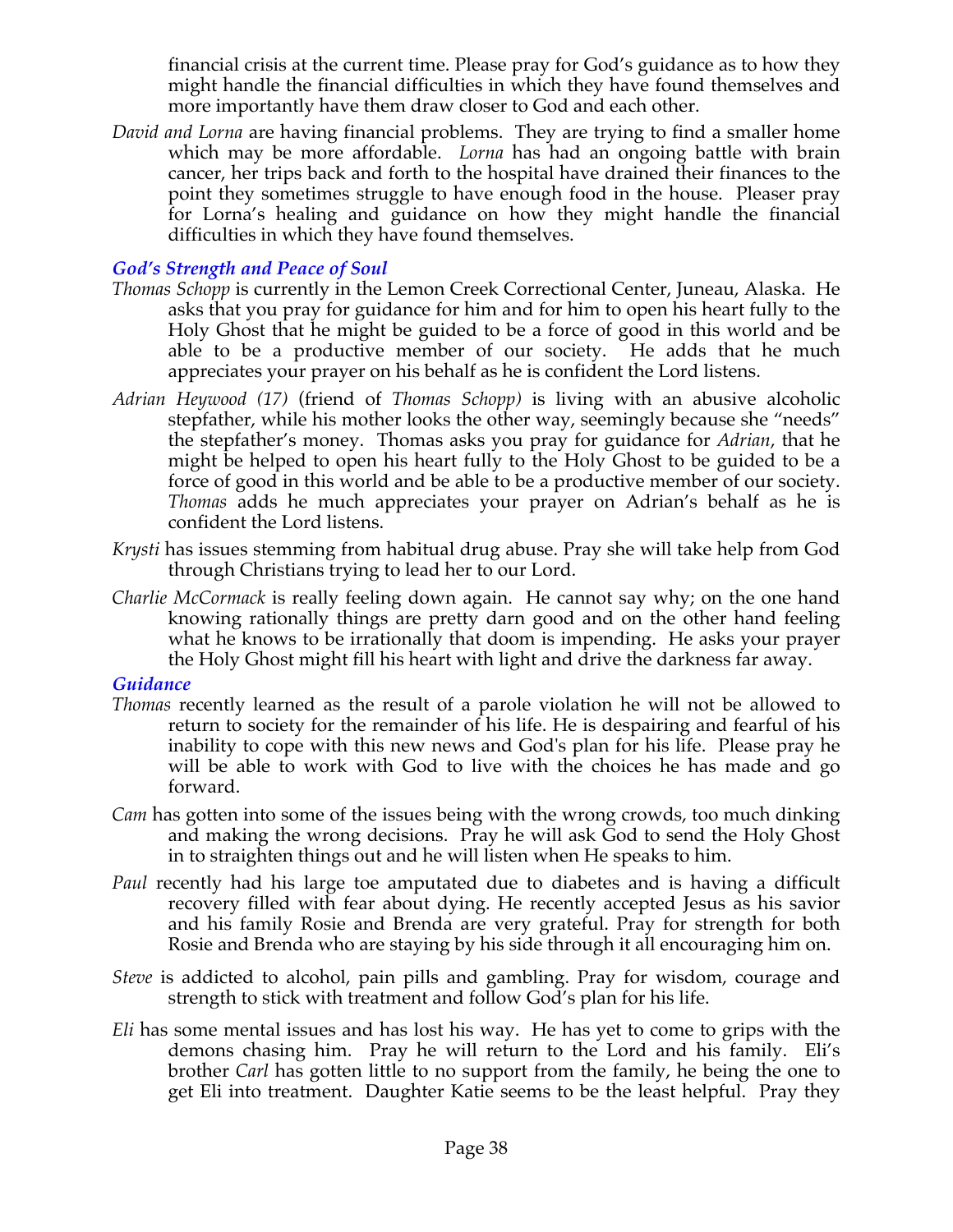financial crisis at the current time. Please pray for God's guidance as to how they might handle the financial difficulties in which they have found themselves and more importantly have them draw closer to God and each other.

*David and Lorna* are having financial problems. They are trying to find a smaller home which may be more affordable. *Lorna* has had an ongoing battle with brain cancer, her trips back and forth to the hospital have drained their finances to the point they sometimes struggle to have enough food in the house. Pleaser pray for Lorna's healing and guidance on how they might handle the financial difficulties in which they have found themselves.

### *God's Strength and Peace of Soul*

*Thomas Schopp* is currently in the Lemon Creek Correctional Center, Juneau, Alaska. He asks that you pray for guidance for him and for him to open his heart fully to the Holy Ghost that he might be guided to be a force of good in this world and be able to be a productive member of our society. He adds that he much appreciates your prayer on his behalf as he is confident the Lord listens.

*Adrian Heywood (17)* (friend of *Thomas Schopp)* is living with an abusive alcoholic stepfather, while his mother looks the other way, seemingly because she "needs" the stepfather's money. Thomas asks you pray for guidance for *Adrian*, that he might be helped to open his heart fully to the Holy Ghost to be guided to be a force of good in this world and be able to be a productive member of our society. *Thomas* adds he much appreciates your prayer on Adrian's behalf as he is confident the Lord listens.

*Krysti* has issues stemming from habitual drug abuse. Pray she will take help from God through Christians trying to lead her to our Lord.

*Charlie McCormack* is really feeling down again. He cannot say why; on the one hand knowing rationally things are pretty darn good and on the other hand feeling what he knows to be irrationally that doom is impending. He asks your prayer the Holy Ghost might fill his heart with light and drive the darkness far away.

### *Guidance*

*Thomas* recently learned as the result of a parole violation he will not be allowed to return to society for the remainder of his life. He is despairing and fearful of his inability to cope with this new news and God's plan for his life. Please pray he will be able to work with God to live with the choices he has made and go forward.

*Cam* has gotten into some of the issues being with the wrong crowds, too much dinking and making the wrong decisions. Pray he will ask God to send the Holy Ghost in to straighten things out and he will listen when He speaks to him.

*Paul* recently had his large toe amputated due to diabetes and is having a difficult recovery filled with fear about dying. He recently accepted Jesus as his savior and his family Rosie and Brenda are very grateful. Pray for strength for both Rosie and Brenda who are staying by his side through it all encouraging him on.

*Steve* is addicted to alcohol, pain pills and gambling. Pray for wisdom, courage and strength to stick with treatment and follow God's plan for his life.

*Eli* has some mental issues and has lost his way. He has yet to come to grips with the demons chasing him. Pray he will return to the Lord and his family. Eli's brother *Carl* has gotten little to no support from the family, he being the one to get Eli into treatment. Daughter Katie seems to be the least helpful. Pray they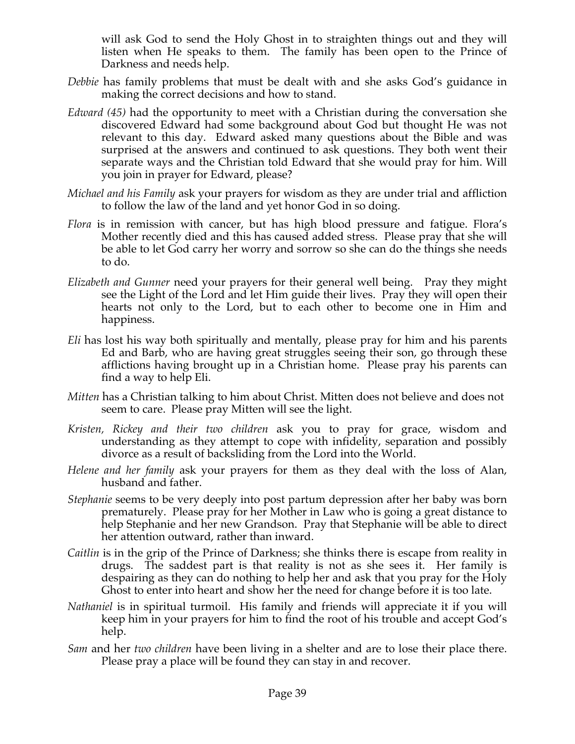will ask God to send the Holy Ghost in to straighten things out and they will listen when He speaks to them. The family has been open to the Prince of Darkness and needs help.

*Debbie* has family problems that must be dealt with and she asks God's guidance in making the correct decisions and how to stand.

*Edward (45)* had the opportunity to meet with a Christian during the conversation she discovered Edward had some background about God but thought He was not relevant to this day. Edward asked many questions about the Bible and was surprised at the answers and continued to ask questions. They both went their separate ways and the Christian told Edward that she would pray for him. Will you join in prayer for Edward, please?

*Michael and his Family* ask your prayers for wisdom as they are under trial and affliction to follow the law of the land and yet honor God in so doing.

*Flora* is in remission with cancer, but has high blood pressure and fatigue. Flora's Mother recently died and this has caused added stress. Please pray that she will be able to let God carry her worry and sorrow so she can do the things she needs to do.

*Elizabeth and Gunner* need your prayers for their general well being. Pray they might see the Light of the Lord and let Him guide their lives. Pray they will open their hearts not only to the Lord, but to each other to become one in Him and happiness.

*Eli* has lost his way both spiritually and mentally, please pray for him and his parents Ed and Barb, who are having great struggles seeing their son, go through these afflictions having brought up in a Christian home. Please pray his parents can find a way to help Eli.

*Mitten* has a Christian talking to him about Christ. Mitten does not believe and does not seem to care. Please pray Mitten will see the light.

*Kristen, Rickey and their two children* ask you to pray for grace, wisdom and understanding as they attempt to cope with infidelity, separation and possibly divorce as a result of backsliding from the Lord into the World.

*Helene and her family* ask your prayers for them as they deal with the loss of Alan, husband and father.

*Stephanie* seems to be very deeply into post partum depression after her baby was born prematurely. Please pray for her Mother in Law who is going a great distance to help Stephanie and her new Grandson. Pray that Stephanie will be able to direct her attention outward, rather than inward.

*Caitlin* is in the grip of the Prince of Darkness; she thinks there is escape from reality in drugs. The saddest part is that reality is not as she sees it. Her family is despairing as they can do nothing to help her and ask that you pray for the Holy Ghost to enter into heart and show her the need for change before it is too late.

*Nathaniel* is in spiritual turmoil. His family and friends will appreciate it if you will keep him in your prayers for him to find the root of his trouble and accept God's help.

*Sam* and her *two children* have been living in a shelter and are to lose their place there. Please pray a place will be found they can stay in and recover.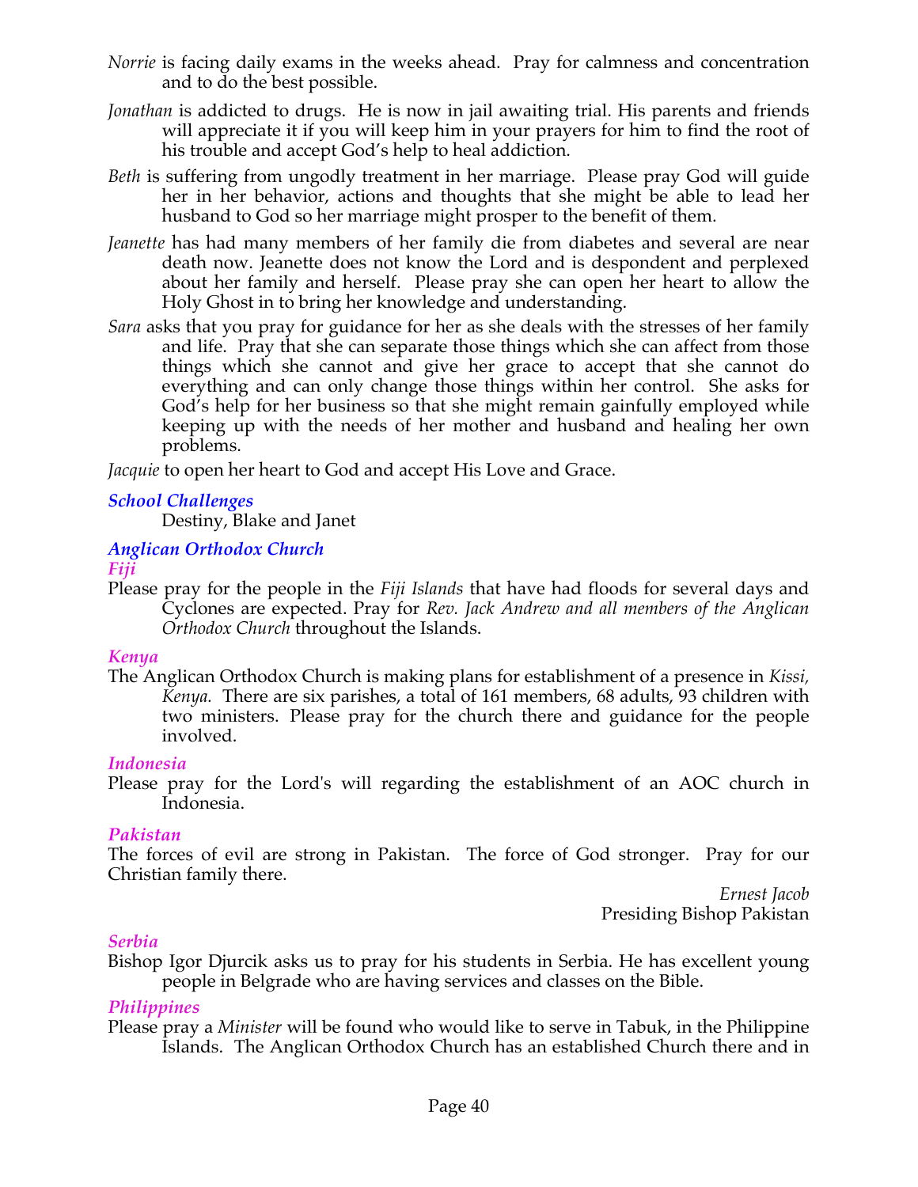*Norrie* is facing daily exams in the weeks ahead. Pray for calmness and concentration and to do the best possible.

*Jonathan* is addicted to drugs. He is now in jail awaiting trial. His parents and friends will appreciate it if you will keep him in your prayers for him to find the root of his trouble and accept God's help to heal addiction.

*Beth* is suffering from ungodly treatment in her marriage. Please pray God will guide her in her behavior, actions and thoughts that she might be able to lead her husband to God so her marriage might prosper to the benefit of them.

*Jeanette* has had many members of her family die from diabetes and several are near death now. Jeanette does not know the Lord and is despondent and perplexed about her family and herself. Please pray she can open her heart to allow the Holy Ghost in to bring her knowledge and understanding.

*Sara* asks that you pray for guidance for her as she deals with the stresses of her family and life. Pray that she can separate those things which she can affect from those things which she cannot and give her grace to accept that she cannot do everything and can only change those things within her control. She asks for God's help for her business so that she might remain gainfully employed while keeping up with the needs of her mother and husband and healing her own problems.

*Jacquie* to open her heart to God and accept His Love and Grace.

### *School Challenges*

Destiny, Blake and Janet

### *Anglican Orthodox Church*

#### *Fiji*

Please pray for the people in the *Fiji Islands* that have had floods for several days and Cyclones are expected. Pray for *Rev. Jack Andrew and all members of the Anglican Orthodox Church* throughout the Islands.

#### *Kenya*

The Anglican Orthodox Church is making plans for establishment of a presence in *Kissi, Kenya.* There are six parishes, a total of 161 members, 68 adults, 93 children with two ministers. Please pray for the church there and guidance for the people involved.

#### *Indonesia*

Please pray for the Lord's will regarding the establishment of an AOC church in Indonesia.

#### *Pakistan*

The forces of evil are strong in Pakistan. The force of God stronger. Pray for our Christian family there.

*Ernest Jacob*
Presiding Bishop Pakistan

#### *Serbia*

Bishop Igor Djurcik asks us to pray for his students in Serbia. He has excellent young people in Belgrade who are having services and classes on the Bible.

#### *Philippines*

Please pray a *Minister* will be found who would like to serve in Tabuk, in the Philippine Islands. The Anglican Orthodox Church has an established Church there and in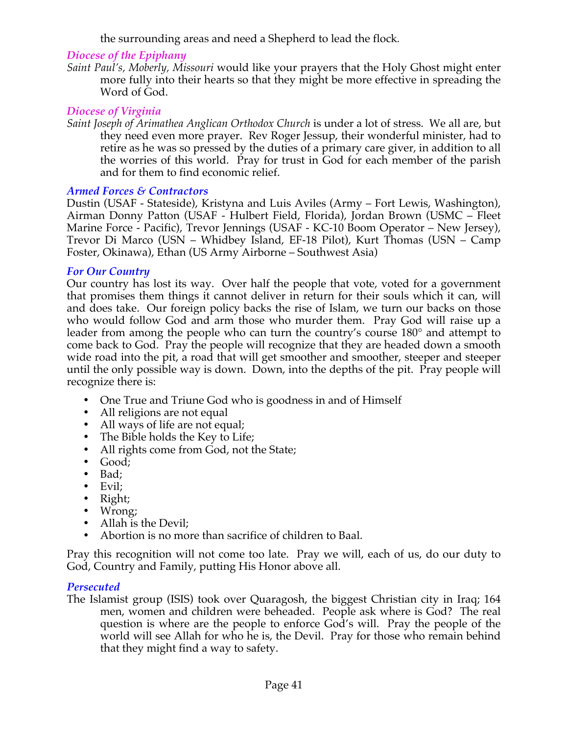the surrounding areas and need a Shepherd to lead the flock.

### *Diocese of the Epiphany*

*Saint Paul's, Moberly, Missouri* would like your prayers that the Holy Ghost might enter more fully into their hearts so that they might be more effective in spreading the Word of God.

### *Diocese of Virginia*

*Saint Joseph of Arimathea Anglican Orthodox Church* is under a lot of stress. We all are, but they need even more prayer. Rev Roger Jessup, their wonderful minister, had to retire as he was so pressed by the duties of a primary care giver, in addition to all the worries of this world. Pray for trust in God for each member of the parish and for them to find economic relief.

### *Armed Forces & Contractors*

Dustin (USAF - Stateside), Kristyna and Luis Aviles (Army – Fort Lewis, Washington), Airman Donny Patton (USAF - Hulbert Field, Florida), Jordan Brown (USMC – Fleet Marine Force - Pacific), Trevor Jennings (USAF - KC-10 Boom Operator – New Jersey), Trevor Di Marco (USN – Whidbey Island, EF-18 Pilot), Kurt Thomas (USN – Camp Foster, Okinawa), Ethan (US Army Airborne – Southwest Asia)

### *For Our Country*

Our country has lost its way. Over half the people that vote, voted for a government that promises them things it cannot deliver in return for their souls which it can, will and does take. Our foreign policy backs the rise of Islam, we turn our backs on those who would follow God and arm those who murder them. Pray God will raise up a leader from among the people who can turn the country's course 180° and attempt to come back to God. Pray the people will recognize that they are headed down a smooth wide road into the pit, a road that will get smoother and smoother, steeper and steeper until the only possible way is down. Down, into the depths of the pit. Pray people will recognize there is:

- One True and Triune God who is goodness in and of Himself
- All religions are not equal
- All ways of life are not equal;
- The Bible holds the Key to Life;
- All rights come from God, not the State;
- Good;
- Bad;
- Evil;
- Right;
- Wrong;
- Allah is the Devil;
- Abortion is no more than sacrifice of children to Baal.

Pray this recognition will not come too late. Pray we will, each of us, do our duty to God, Country and Family, putting His Honor above all.

### *Persecuted*

The Islamist group (ISIS) took over Quaragosh, the biggest Christian city in Iraq; 164 men, women and children were beheaded. People ask where is God? The real question is where are the people to enforce God's will. Pray the people of the world will see Allah for who he is, the Devil. Pray for those who remain behind that they might find a way to safety.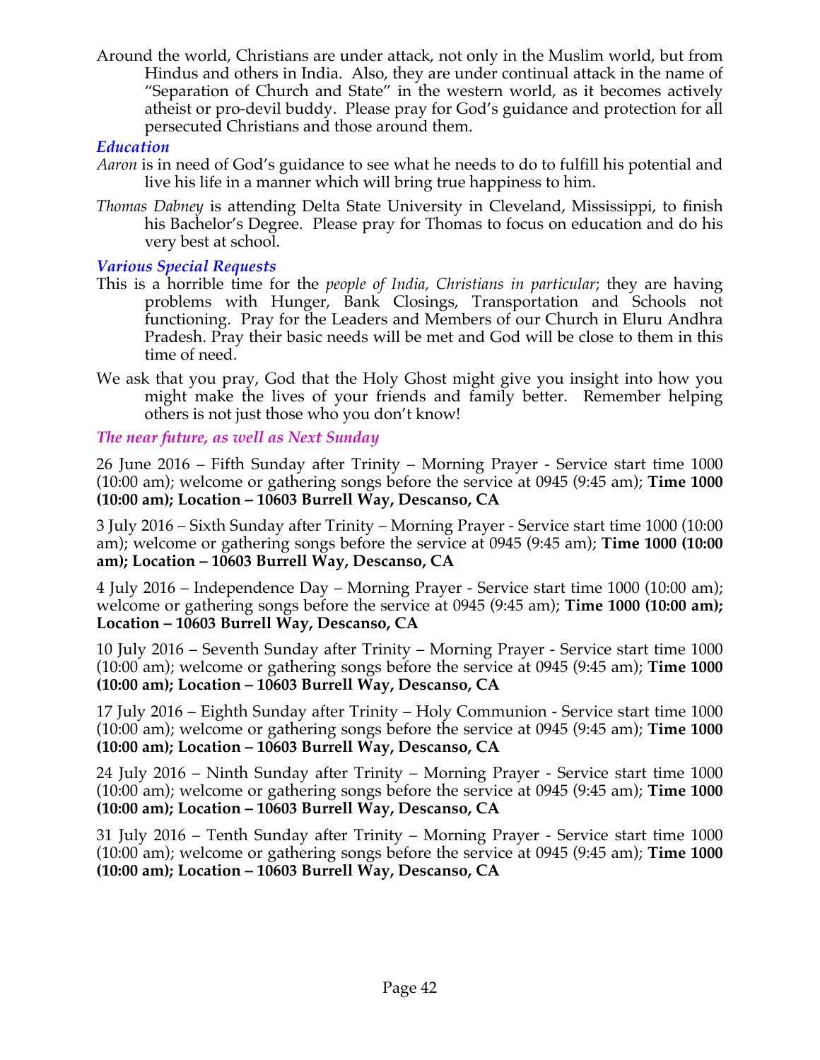Around the world, Christians are under attack, not only in the Muslim world, but from Hindus and others in India. Also, they are under continual attack in the name of "Separation of Church and State" in the western world, as it becomes actively atheist or pro-devil buddy. Please pray for God's guidance and protection for all persecuted Christians and those around them.

### *Education*

*Aaron* is in need of God's guidance to see what he needs to do to fulfill his potential and live his life in a manner which will bring true happiness to him.

*Thomas Dabney* is attending Delta State University in Cleveland, Mississippi, to finish his Bachelor's Degree. Please pray for Thomas to focus on education and do his very best at school.

### *Various Special Requests*

This is a horrible time for the *people of India, Christians in particular*; they are having problems with Hunger, Bank Closings, Transportation and Schools not functioning. Pray for the Leaders and Members of our Church in Eluru Andhra Pradesh. Pray their basic needs will be met and God will be close to them in this time of need.

We ask that you pray, God that the Holy Ghost might give you insight into how you might make the lives of your friends and family better. Remember helping others is not just those who you don't know!

### *The near future, as well as Next Sunday*

26 June 2016 – Fifth Sunday after Trinity – Morning Prayer - Service start time 1000 (10:00 am); welcome or gathering songs before the service at 0945 (9:45 am); **Time 1000 (10:00 am); Location – 10603 Burrell Way, Descanso, CA**

3 July 2016 – Sixth Sunday after Trinity – Morning Prayer - Service start time 1000 (10:00 am); welcome or gathering songs before the service at 0945 (9:45 am); **Time 1000 (10:00 am); Location – 10603 Burrell Way, Descanso, CA**

4 July 2016 – Independence Day – Morning Prayer - Service start time 1000 (10:00 am); welcome or gathering songs before the service at 0945 (9:45 am); **Time 1000 (10:00 am); Location – 10603 Burrell Way, Descanso, CA**

10 July 2016 – Seventh Sunday after Trinity – Morning Prayer - Service start time 1000 (10:00 am); welcome or gathering songs before the service at 0945 (9:45 am); **Time 1000 (10:00 am); Location – 10603 Burrell Way, Descanso, CA**

17 July 2016 – Eighth Sunday after Trinity – Holy Communion - Service start time 1000 (10:00 am); welcome or gathering songs before the service at 0945 (9:45 am); **Time 1000 (10:00 am); Location – 10603 Burrell Way, Descanso, CA**

24 July 2016 – Ninth Sunday after Trinity – Morning Prayer - Service start time 1000 (10:00 am); welcome or gathering songs before the service at 0945 (9:45 am); **Time 1000 (10:00 am); Location – 10603 Burrell Way, Descanso, CA**

31 July 2016 – Tenth Sunday after Trinity – Morning Prayer - Service start time 1000 (10:00 am); welcome or gathering songs before the service at 0945 (9:45 am); **Time 1000 (10:00 am); Location – 10603 Burrell Way, Descanso, CA**